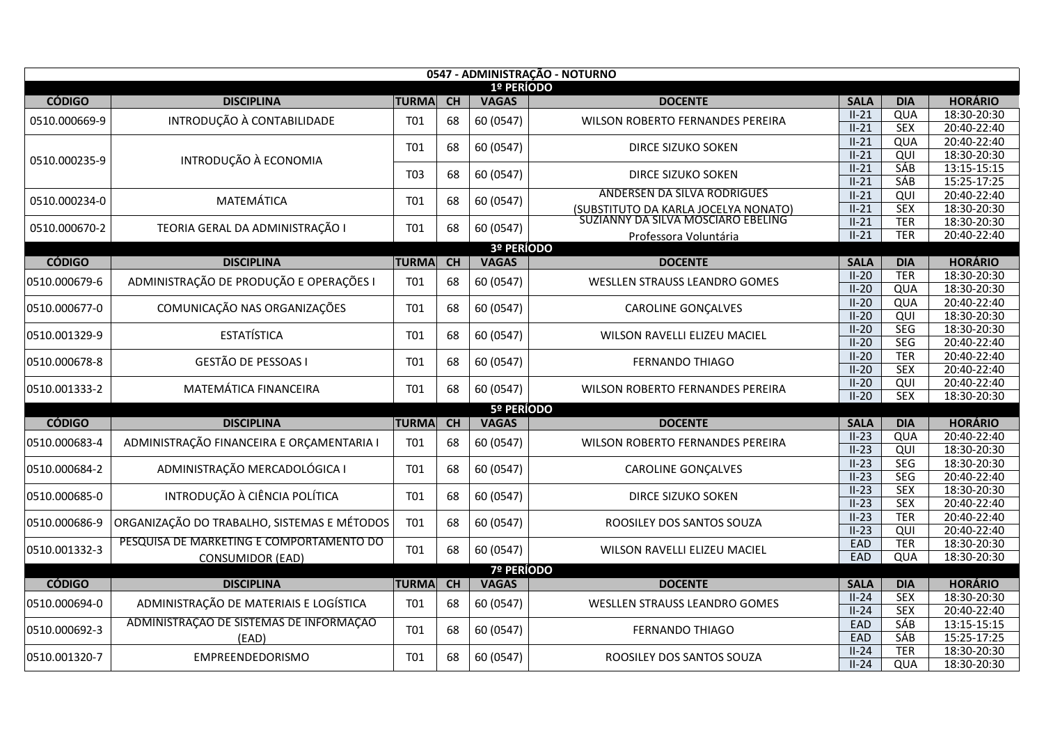# 0547 - ADMINISTRAÇÃO - NOTURNO

## 1º PERÍODO

| CÓDIGO | DISCIPLINA | TURMA | CH | VAGAS | DOCENTE | SALA | DIA | HORÁRIO |
|---|---|---|---|---|---|---|---|---|
| 0510.000669-9 | INTRODUÇÃO À CONTABILIDADE | T01 | 68 | 60 (0547) | WILSON ROBERTO FERNANDES PEREIRA | II-21 | QUA | 18:30-20:30 |
| | | | | | | II-21 | SEX | 20:40-22:40 |
| 0510.000235-9 | INTRODUÇÃO À ECONOMIA | T01 | 68 | 60 (0547) | DIRCE SIZUKO SOKEN | II-21 | QUA | 20:40-22:40 |
| | | | | | | II-21 | QUI | 18:30-20:30 |
| | | T03 | 68 | 60 (0547) | DIRCE SIZUKO SOKEN | II-21 | SÁB | 13:15-15:15 |
| | | | | | | II-21 | SÁB | 15:25-17:25 |
| 0510.000234-0 | MATEMÁTICA | T01 | 68 | 60 (0547) | ANDERSEN DA SILVA RODRIGUES (SUBSTITUTO DA KARLA JOCELYA NONATO) | II-21 | QUI | 20:40-22:40 |
| | | | | | | II-21 | SEX | 18:30-20:30 |
| 0510.000670-2 | TEORIA GERAL DA ADMINISTRAÇÃO I | T01 | 68 | 60 (0547) | SUZIANNY DA SILVA MOSCIARO EBELING Professora Voluntária | II-21 | TER | 18:30-20:30 |
| | | | | | | II-21 | TER | 20:40-22:40 |

## 3º PERÍODO

| CÓDIGO | DISCIPLINA | TURMA | CH | VAGAS | DOCENTE | SALA | DIA | HORÁRIO |
|---|---|---|---|---|---|---|---|---|
| 0510.000679-6 | ADMINISTRAÇÃO DE PRODUÇÃO E OPERAÇÕES I | T01 | 68 | 60 (0547) | WESLLEN STRAUSS LEANDRO GOMES | II-20 | TER | 18:30-20:30 |
| | | | | | | II-20 | QUA | 18:30-20:30 |
| 0510.000677-0 | COMUNICAÇÃO NAS ORGANIZAÇÕES | T01 | 68 | 60 (0547) | CAROLINE GONÇALVES | II-20 | QUA | 20:40-22:40 |
| | | | | | | II-20 | QUI | 18:30-20:30 |
| 0510.001329-9 | ESTATÍSTICA | T01 | 68 | 60 (0547) | WILSON RAVELLI ELIZEU MACIEL | II-20 | SEG | 18:30-20:30 |
| | | | | | | II-20 | SEG | 20:40-22:40 |
| 0510.000678-8 | GESTÃO DE PESSOAS I | T01 | 68 | 60 (0547) | FERNANDO THIAGO | II-20 | TER | 20:40-22:40 |
| | | | | | | II-20 | SEX | 20:40-22:40 |
| 0510.001333-2 | MATEMÁTICA FINANCEIRA | T01 | 68 | 60 (0547) | WILSON ROBERTO FERNANDES PEREIRA | II-20 | QUI | 20:40-22:40 |
| | | | | | | II-20 | SEX | 18:30-20:30 |

## 5º PERÍODO

| CÓDIGO | DISCIPLINA | TURMA | CH | VAGAS | DOCENTE | SALA | DIA | HORÁRIO |
|---|---|---|---|---|---|---|---|---|
| 0510.000683-4 | ADMINISTRAÇÃO FINANCEIRA E ORÇAMENTARIA I | T01 | 68 | 60 (0547) | WILSON ROBERTO FERNANDES PEREIRA | II-23 | QUA | 20:40-22:40 |
| | | | | | | II-23 | QUI | 18:30-20:30 |
| 0510.000684-2 | ADMINISTRAÇÃO MERCADOLÓGICA I | T01 | 68 | 60 (0547) | CAROLINE GONÇALVES | II-23 | SEG | 18:30-20:30 |
| | | | | | | II-23 | SEG | 20:40-22:40 |
| 0510.000685-0 | INTRODUÇÃO À CIÊNCIA POLÍTICA | T01 | 68 | 60 (0547) | DIRCE SIZUKO SOKEN | II-23 | SEX | 18:30-20:30 |
| | | | | | | II-23 | SEX | 20:40-22:40 |
| 0510.000686-9 | ORGANIZAÇÃO DO TRABALHO, SISTEMAS E MÉTODOS | T01 | 68 | 60 (0547) | ROOSILEY DOS SANTOS SOUZA | II-23 | TER | 20:40-22:40 |
| | | | | | | II-23 | QUI | 20:40-22:40 |
| 0510.001332-3 | PESQUISA DE MARKETING E COMPORTAMENTO DO CONSUMIDOR (EAD) | T01 | 68 | 60 (0547) | WILSON RAVELLI ELIZEU MACIEL | EAD | TER | 18:30-20:30 |
| | | | | | | EAD | QUA | 18:30-20:30 |

## 7º PERÍODO

| CÓDIGO | DISCIPLINA | TURMA | CH | VAGAS | DOCENTE | SALA | DIA | HORÁRIO |
|---|---|---|---|---|---|---|---|---|
| 0510.000694-0 | ADMINISTRAÇÃO DE MATERIAIS E LOGÍSTICA | T01 | 68 | 60 (0547) | WESLLEN STRAUSS LEANDRO GOMES | II-24 | SEX | 18:30-20:30 |
| | | | | | | II-24 | SEX | 20:40-22:40 |
| 0510.000692-3 | ADMINISTRAÇÃO DE SISTEMAS DE INFORMAÇÃO (EAD) | T01 | 68 | 60 (0547) | FERNANDO THIAGO | EAD | SÁB | 13:15-15:15 |
| | | | | | | EAD | SÁB | 15:25-17:25 |
| 0510.001320-7 | EMPREENDEDORISMO | T01 | 68 | 60 (0547) | ROOSILEY DOS SANTOS SOUZA | II-24 | TER | 18:30-20:30 |
| | | | | | | II-24 | QUA | 18:30-20:30 |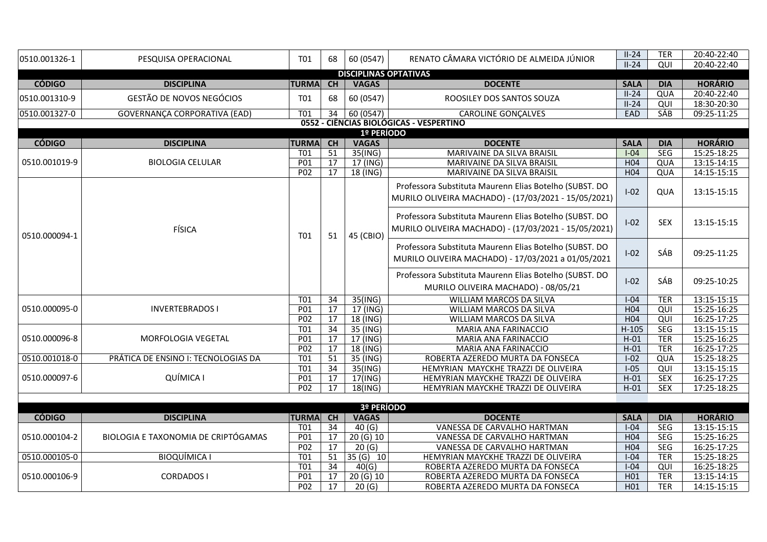| CÓDIGO | DISCIPLINA | TURMA | CH | VAGAS | DOCENTE | SALA | DIA | HORÁRIO |
|---|---|---|---|---|---|---|---|---|
| 0510.001326-1 | PESQUISA OPERACIONAL | T01 | 68 | 60 (0547) | RENATO CÂMARA VICTÓRIO DE ALMEIDA JÚNIOR | II-24 | TER | 20:40-22:40 |
| | | | | | | II-24 | QUI | 20:40-22:40 |

## DISCIPLINAS OPTATIVAS

| CÓDIGO | DISCIPLINA | TURMA | CH | VAGAS | DOCENTE | SALA | DIA | HORÁRIO |
|---|---|---|---|---|---|---|---|---|
| 0510.001310-9 | GESTÃO DE NOVOS NEGÓCIOS | T01 | 68 | 60 (0547) | ROOSILEY DOS SANTOS SOUZA | II-24 | QUA | 20:40-22:40 |
| | | | | | | II-24 | QUI | 18:30-20:30 |
| 0510.001327-0 | GOVERNANÇA CORPORATIVA (EAD) | T01 | 34 | 60 (0547) | CAROLINE GONÇALVES | EAD | SÁB | 09:25-11:25 |

## 0552 - CIÊNCIAS BIOLÓGICAS - VESPERTINO

### 1º PERÍODO

| CÓDIGO | DISCIPLINA | TURMA | CH | VAGAS | DOCENTE | SALA | DIA | HORÁRIO |
|---|---|---|---|---|---|---|---|---|
| 0510.001019-9 | BIOLOGIA CELULAR | T01 | 51 | 35(ING) | MARIVAINE DA SILVA BRAISIL | I-04 | SEG | 15:25-18:25 |
| | | P01 | 17 | 17 (ING) | MARIVAINE DA SILVA BRAISIL | H04 | QUA | 13:15-14:15 |
| | | P02 | 17 | 18 (ING) | MARIVAINE DA SILVA BRAISIL | H04 | QUA | 14:15-15:15 |
| 0510.000094-1 | FÍSICA | T01 | 51 | 45 (CBIO) | Professora Substituta Maurenn Elias Botelho (SUBST. DO MURILO OLIVEIRA MACHADO) - (17/03/2021 - 15/05/2021) | I-02 | QUA | 13:15-15:15 |
| | | | | | Professora Substituta Maurenn Elias Botelho (SUBST. DO MURILO OLIVEIRA MACHADO) - (17/03/2021 - 15/05/2021) | I-02 | SEX | 13:15-15:15 |
| | | | | | Professora Substituta Maurenn Elias Botelho (SUBST. DO MURILO OLIVEIRA MACHADO) - 17/03/2021 a 01/05/2021 | I-02 | SÁB | 09:25-11:25 |
| | | | | | Professora Substituta Maurenn Elias Botelho (SUBST. DO MURILO OLIVEIRA MACHADO) - 08/05/21 | I-02 | SÁB | 09:25-10:25 |
| 0510.000095-0 | INVERTEBRADOS I | T01 | 34 | 35(ING) | WILLIAM MARCOS DA SILVA | I-04 | TER | 13:15-15:15 |
| | | P01 | 17 | 17 (ING) | WILLIAM MARCOS DA SILVA | H04 | QUI | 15:25-16:25 |
| | | P02 | 17 | 18 (ING) | WILLIAM MARCOS DA SILVA | H04 | QUI | 16:25-17:25 |
| 0510.000096-8 | MORFOLOGIA VEGETAL | T01 | 34 | 35 (ING) | MARIA ANA FARINACCIO | H-105 | SEG | 13:15-15:15 |
| | | P01 | 17 | 17 (ING) | MARIA ANA FARINACCIO | H-01 | TER | 15:25-16:25 |
| | | P02 | 17 | 18 (ING) | MARIA ANA FARINACCIO | H-01 | TER | 16:25-17:25 |
| 0510.001018-0 | PRÁTICA DE ENSINO I: TECNOLOGIAS DA | T01 | 51 | 35 (ING) | ROBERTA AZEREDO MURTA DA FONSECA | I-02 | QUA | 15:25-18:25 |
| 0510.000097-6 | QUÍMICA I | T01 | 34 | 35(ING) | HEMYRIAN MAYCKHE TRAZZI DE OLIVEIRA | I-05 | QUI | 13:15-15:15 |
| | | P01 | 17 | 17(ING) | HEMYRIAN MAYCKHE TRAZZI DE OLIVEIRA | H-01 | SEX | 16:25-17:25 |
| | | P02 | 17 | 18(ING) | HEMYRIAN MAYCKHE TRAZZI DE OLIVEIRA | H-01 | SEX | 17:25-18:25 |

### 3º PERÍODO

| CÓDIGO | DISCIPLINA | TURMA | CH | VAGAS | DOCENTE | SALA | DIA | HORÁRIO |
|---|---|---|---|---|---|---|---|---|
| 0510.000104-2 | BIOLOGIA E TAXONOMIA DE CRIPTÓGAMAS | T01 | 34 | 40 (G) | VANESSA DE CARVALHO HARTMAN | I-04 | SEG | 13:15-15:15 |
| | | P01 | 17 | 20 (G) 10 | VANESSA DE CARVALHO HARTMAN | H04 | SEG | 15:25-16:25 |
| | | P02 | 17 | 20 (G) | VANESSA DE CARVALHO HARTMAN | H04 | SEG | 16:25-17:25 |
| 0510.000105-0 | BIOQUÍMICA I | T01 | 51 | 35 (G) 10 | HEMYRIAN MAYCKHE TRAZZI DE OLIVEIRA | I-04 | TER | 15:25-18:25 |
| 0510.000106-9 | CORDADOS I | T01 | 34 | 40(G) | ROBERTA AZEREDO MURTA DA FONSECA | I-04 | QUI | 16:25-18:25 |
| | | P01 | 17 | 20 (G) 10 | ROBERTA AZEREDO MURTA DA FONSECA | H01 | TER | 13:15-14:15 |
| | | P02 | 17 | 20 (G) | ROBERTA AZEREDO MURTA DA FONSECA | H01 | TER | 14:15-15:15 |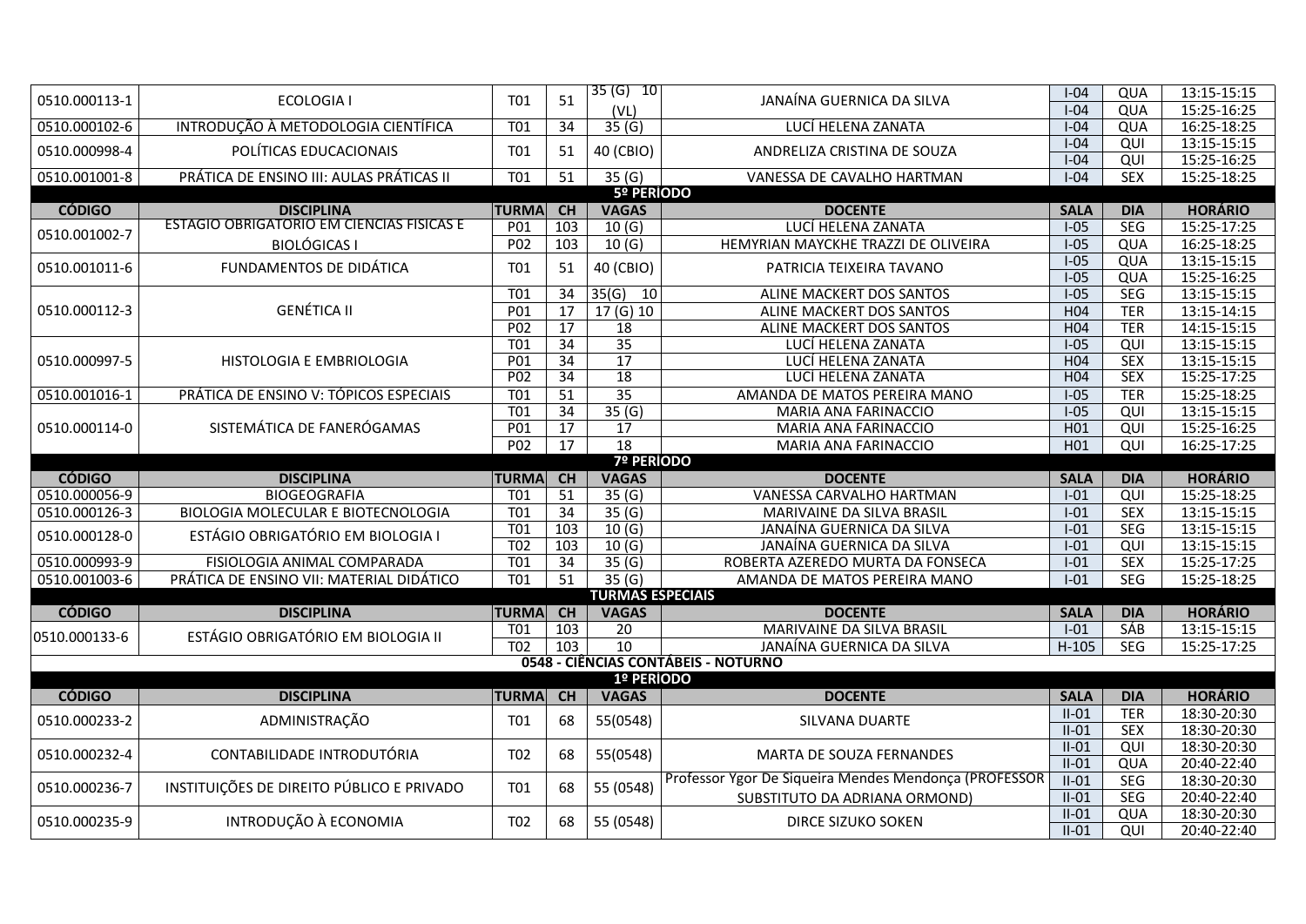| CÓDIGO | DISCIPLINA | TURMA | CH | VAGAS | DOCENTE | SALA | DIA | HORÁRIO |
|---|---|---|---|---|---|---|---|---|
| 0510.000113-1 | ECOLOGIA I | T01 | 51 | 35 (G) 10 (VL) | JANAÍNA GUERNICA DA SILVA | I-04 | QUA | 13:15-15:15 |
| | | | | | | I-04 | QUA | 15:25-16:25 |
| 0510.000102-6 | INTRODUÇÃO À METODOLOGIA CIENTÍFICA | T01 | 34 | 35 (G) | LUCÍ HELENA ZANATA | I-04 | QUA | 16:25-18:25 |
| 0510.000998-4 | POLÍTICAS EDUCACIONAIS | T01 | 51 | 40 (CBIO) | ANDRELIZA CRISTINA DE SOUZA | I-04 | QUI | 13:15-15:15 |
| | | | | | | I-04 | QUI | 15:25-16:25 |
| 0510.001001-8 | PRÁTICA DE ENSINO III: AULAS PRÁTICAS II | T01 | 51 | 35 (G) | VANESSA DE CAVALHO HARTMAN | I-04 | SEX | 15:25-18:25 |

**5º PERÍODO**

| CÓDIGO | DISCIPLINA | TURMA | CH | VAGAS | DOCENTE | SALA | DIA | HORÁRIO |
|---|---|---|---|---|---|---|---|---|
| 0510.001002-7 | ESTÁGIO OBRIGATÓRIO EM CIÊNCIAS FÍSICAS E BIOLÓGICAS I | P01 | 103 | 10 (G) | LUCÍ HELENA ZANATA | I-05 | SEG | 15:25-17:25 |
| | | P02 | 103 | 10 (G) | HEMYRIAN MAYCKHE TRAZZI DE OLIVEIRA | I-05 | QUA | 16:25-18:25 |
| 0510.001011-6 | FUNDAMENTOS DE DIDÁTICA | T01 | 51 | 40 (CBIO) | PATRICIA TEIXEIRA TAVANO | I-05 | QUA | 13:15-15:15 |
| | | | | | | I-05 | QUA | 15:25-16:25 |
| 0510.000112-3 | GENÉTICA II | T01 | 34 | 35(G) 10 | ALINE MACKERT DOS SANTOS | I-05 | SEG | 13:15-15:15 |
| | | P01 | 17 | 17 (G) 10 | ALINE MACKERT DOS SANTOS | H04 | TER | 13:15-14:15 |
| | | P02 | 17 | 18 | ALINE MACKERT DOS SANTOS | H04 | TER | 14:15-15:15 |
| 0510.000997-5 | HISTOLOGIA E EMBRIOLOGIA | T01 | 34 | 35 | LUCÍ HELENA ZANATA | I-05 | QUI | 13:15-15:15 |
| | | P01 | 34 | 17 | LUCÍ HELENA ZANATA | H04 | SEX | 13:15-15:15 |
| | | P02 | 34 | 18 | LUCÍ HELENA ZANATA | H04 | SEX | 15:25-17:25 |
| 0510.001016-1 | PRÁTICA DE ENSINO V: TÓPICOS ESPECIAIS | T01 | 51 | 35 | AMANDA DE MATOS PEREIRA MANO | I-05 | TER | 15:25-18:25 |
| 0510.000114-0 | SISTEMÁTICA DE FANERÓGAMAS | T01 | 34 | 35 (G) | MARIA ANA FARINACCIO | I-05 | QUI | 13:15-15:15 |
| | | P01 | 17 | 17 | MARIA ANA FARINACCIO | H01 | QUI | 15:25-16:25 |
| | | P02 | 17 | 18 | MARIA ANA FARINACCIO | H01 | QUI | 16:25-17:25 |

**7º PERÍODO**

| CÓDIGO | DISCIPLINA | TURMA | CH | VAGAS | DOCENTE | SALA | DIA | HORÁRIO |
|---|---|---|---|---|---|---|---|---|
| 0510.000056-9 | BIOGEOGRAFIA | T01 | 51 | 35 (G) | VANESSA CARVALHO HARTMAN | I-01 | QUI | 15:25-18:25 |
| 0510.000126-3 | BIOLOGIA MOLECULAR E BIOTECNOLOGIA | T01 | 34 | 35 (G) | MARIVAINE DA SILVA BRASIL | I-01 | SEX | 13:15-15:15 |
| 0510.000128-0 | ESTÁGIO OBRIGATÓRIO EM BIOLOGIA I | T01 | 103 | 10 (G) | JANAÍNA GUERNICA DA SILVA | I-01 | SEG | 13:15-15:15 |
| | | T02 | 103 | 10 (G) | JANAÍNA GUERNICA DA SILVA | I-01 | QUI | 13:15-15:15 |
| 0510.000993-9 | FISIOLOGIA ANIMAL COMPARADA | T01 | 34 | 35 (G) | ROBERTA AZEREDO MURTA DA FONSECA | I-01 | SEX | 15:25-17:25 |
| 0510.001003-6 | PRÁTICA DE ENSINO VII: MATERIAL DIDÁTICO | T01 | 51 | 35 (G) | AMANDA DE MATOS PEREIRA MANO | I-01 | SEG | 15:25-18:25 |

**TURMAS ESPECIAIS**

| CÓDIGO | DISCIPLINA | TURMA | CH | VAGAS | DOCENTE | SALA | DIA | HORÁRIO |
|---|---|---|---|---|---|---|---|---|
| 0510.000133-6 | ESTÁGIO OBRIGATÓRIO EM BIOLOGIA II | T01 | 103 | 20 | MARIVAINE DA SILVA BRASIL | I-01 | SÁB | 13:15-15:15 |
| | | T02 | 103 | 10 | JANAÍNA GUERNICA DA SILVA | H-105 | SEG | 15:25-17:25 |

## 0548 - CIÊNCIAS CONTÁBEIS - NOTURNO

**1º PERÍODO**

| CÓDIGO | DISCIPLINA | TURMA | CH | VAGAS | DOCENTE | SALA | DIA | HORÁRIO |
|---|---|---|---|---|---|---|---|---|
| 0510.000233-2 | ADMINISTRAÇÃO | T01 | 68 | 55(0548) | SILVANA DUARTE | II-01 | TER | 18:30-20:30 |
| | | | | | | II-01 | SEX | 18:30-20:30 |
| 0510.000232-4 | CONTABILIDADE INTRODUTÓRIA | T02 | 68 | 55(0548) | MARTA DE SOUZA FERNANDES | II-01 | QUI | 18:30-20:30 |
| | | | | | | II-01 | QUA | 20:40-22:40 |
| 0510.000236-7 | INSTITUIÇÕES DE DIREITO PÚBLICO E PRIVADO | T01 | 68 | 55 (0548) | Professor Ygor De Siqueira Mendes Mendonça (PROFESSOR SUBSTITUTO DA ADRIANA ORMOND) | II-01 | SEG | 18:30-20:30 |
| | | | | | | II-01 | SEG | 20:40-22:40 |
| 0510.000235-9 | INTRODUÇÃO À ECONOMIA | T02 | 68 | 55 (0548) | DIRCE SIZUKO SOKEN | II-01 | QUA | 18:30-20:30 |
| | | | | | | II-01 | QUI | 20:40-22:40 |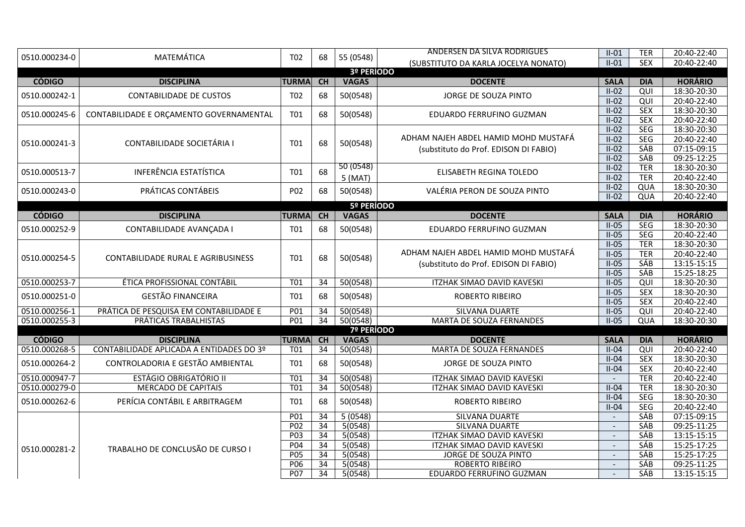| CÓDIGO | DISCIPLINA | TURMA | CH | VAGAS | DOCENTE | SALA | DIA | HORÁRIO |
|---|---|---|---|---|---|---|---|---|
| 0510.000234-0 | MATEMÁTICA | T02 | 68 | 55 (0548) | ANDERSEN DA SILVA RODRIGUES (SUBSTITUTO DA KARLA JOCELYA NONATO) | II-01 | TER | 20:40-22:40 |
| | | | | | | II-01 | SEX | 20:40-22:40 |

## 3º PERÍODO

| CÓDIGO | DISCIPLINA | TURMA | CH | VAGAS | DOCENTE | SALA | DIA | HORÁRIO |
|---|---|---|---|---|---|---|---|---|
| 0510.000242-1 | CONTABILIDADE DE CUSTOS | T02 | 68 | 50(0548) | JORGE DE SOUZA PINTO | II-02 | QUI | 18:30-20:30 |
| | | | | | | II-02 | QUI | 20:40-22:40 |
| 0510.000245-6 | CONTABILIDADE E ORÇAMENTO GOVERNAMENTAL | T01 | 68 | 50(0548) | EDUARDO FERRUFINO GUZMAN | II-02 | SEX | 18:30-20:30 |
| | | | | | | II-02 | SEX | 20:40-22:40 |
| 0510.000241-3 | CONTABILIDADE SOCIETÁRIA I | T01 | 68 | 50(0548) | ADHAM NAJEH ABDEL HAMID MOHD MUSTAFÁ (substituto do Prof. EDISON DI FABIO) | II-02 | SEG | 18:30-20:30 |
| | | | | | | II-02 | SEG | 20:40-22:40 |
| | | | | | | II-02 | SÁB | 07:15-09:15 |
| | | | | | | II-02 | SÁB | 09:25-12:25 |
| 0510.000513-7 | INFERÊNCIA ESTATÍSTICA | T01 | 68 | 50 (0548) 5 (MAT) | ELISABETH REGINA TOLEDO | II-02 | TER | 18:30-20:30 |
| | | | | | | II-02 | TER | 20:40-22:40 |
| 0510.000243-0 | PRÁTICAS CONTÁBEIS | P02 | 68 | 50(0548) | VALÉRIA PERON DE SOUZA PINTO | II-02 | QUA | 18:30-20:30 |
| | | | | | | II-02 | QUA | 20:40-22:40 |

## 5º PERÍODO

| CÓDIGO | DISCIPLINA | TURMA | CH | VAGAS | DOCENTE | SALA | DIA | HORÁRIO |
|---|---|---|---|---|---|---|---|---|
| 0510.000252-9 | CONTABILIDADE AVANÇADA I | T01 | 68 | 50(0548) | EDUARDO FERRUFINO GUZMAN | II-05 | SEG | 18:30-20:30 |
| | | | | | | II-05 | SEG | 20:40-22:40 |
| 0510.000254-5 | CONTABILIDADE RURAL E AGRIBUSINESS | T01 | 68 | 50(0548) | ADHAM NAJEH ABDEL HAMID MOHD MUSTAFÁ (substituto do Prof. EDISON DI FABIO) | II-05 | TER | 18:30-20:30 |
| | | | | | | II-05 | TER | 20:40-22:40 |
| | | | | | | II-05 | SÁB | 13:15-15:15 |
| | | | | | | II-05 | SÁB | 15:25-18:25 |
| 0510.000253-7 | ÉTICA PROFISSIONAL CONTÁBIL | T01 | 34 | 50(0548) | ITZHAK SIMAO DAVID KAVESKI | II-05 | QUI | 18:30-20:30 |
| 0510.000251-0 | GESTÃO FINANCEIRA | T01 | 68 | 50(0548) | ROBERTO RIBEIRO | II-05 | SEX | 18:30-20:30 |
| | | | | | | II-05 | SEX | 20:40-22:40 |
| 0510.000256-1 | PRÁTICA DE PESQUISA EM CONTABILIDADE E | P01 | 34 | 50(0548) | SILVANA DUARTE | II-05 | QUI | 20:40-22:40 |
| 0510.000255-3 | PRÁTICAS TRABALHISTAS | P01 | 34 | 50(0548) | MARTA DE SOUZA FERNANDES | II-05 | QUA | 18:30-20:30 |

## 7º PERÍODO

| CÓDIGO | DISCIPLINA | TURMA | CH | VAGAS | DOCENTE | SALA | DIA | HORÁRIO |
|---|---|---|---|---|---|---|---|---|
| 0510.000268-5 | CONTABILIDADE APLICADA A ENTIDADES DO 3º | T01 | 34 | 50(0548) | MARTA DE SOUZA FERNANDES | II-04 | QUI | 20:40-22:40 |
| 0510.000264-2 | CONTROLADORIA E GESTÃO AMBIENTAL | T01 | 68 | 50(0548) | JORGE DE SOUZA PINTO | II-04 | SEX | 18:30-20:30 |
| | | | | | | II-04 | SEX | 20:40-22:40 |
| 0510.000947-7 | ESTÁGIO OBRIGATÓRIO II | T01 | 34 | 50(0548) | ITZHAK SIMAO DAVID KAVESKI | - | TER | 20:40-22:40 |
| 0510.000279-0 | MERCADO DE CAPITAIS | T01 | 34 | 50(0548) | ITZHAK SIMAO DAVID KAVESKI | II-04 | TER | 18:30-20:30 |
| 0510.000262-6 | PERÍCIA CONTÁBIL E ARBITRAGEM | T01 | 68 | 50(0548) | ROBERTO RIBEIRO | II-04 | SEG | 18:30-20:30 |
| | | | | | | II-04 | SEG | 20:40-22:40 |
| 0510.000281-2 | TRABALHO DE CONCLUSÃO DE CURSO I | P01 | 34 | 5 (0548) | SILVANA DUARTE | - | SÁB | 07:15-09:15 |
| | | P02 | 34 | 5(0548) | SILVANA DUARTE | - | SÁB | 09:25-11:25 |
| | | P03 | 34 | 5(0548) | ITZHAK SIMAO DAVID KAVESKI | - | SÁB | 13:15-15:15 |
| | | P04 | 34 | 5(0548) | ITZHAK SIMAO DAVID KAVESKI | - | SÁB | 15:25-17:25 |
| | | P05 | 34 | 5(0548) | JORGE DE SOUZA PINTO | - | SÁB | 15:25-17:25 |
| | | P06 | 34 | 5(0548) | ROBERTO RIBEIRO | - | SÁB | 09:25-11:25 |
| | | P07 | 34 | 5(0548) | EDUARDO FERRUFINO GUZMAN | - | SÁB | 13:15-15:15 |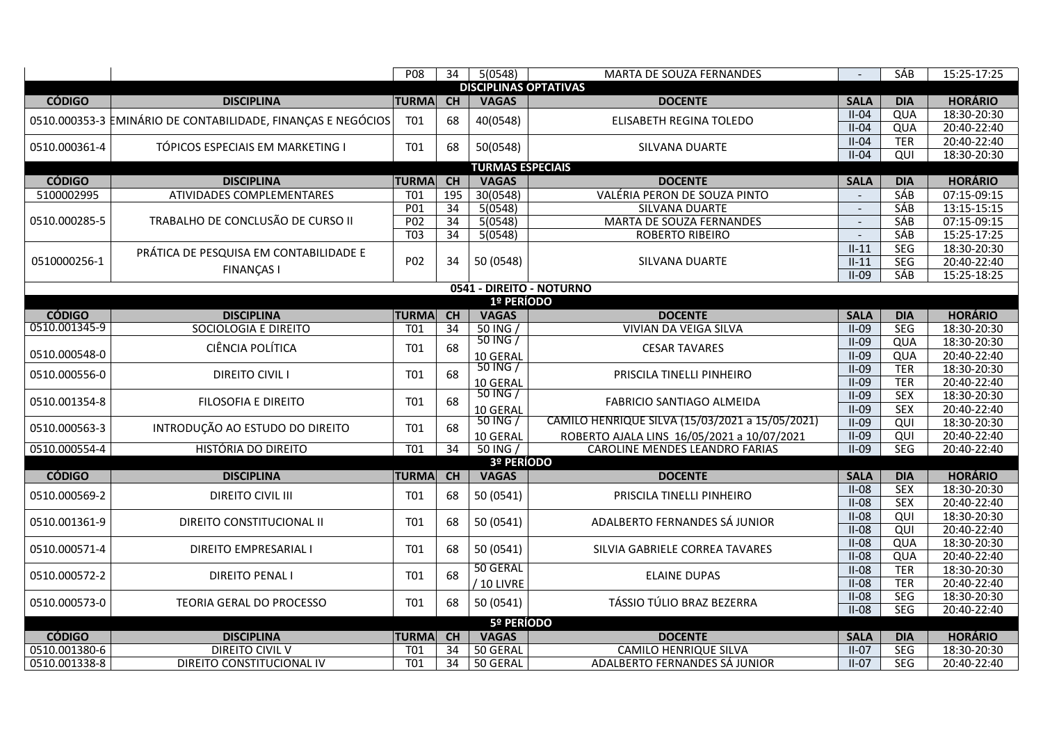| | | P08 | 34 | 5(0548) | MARTA DE SOUZA FERNANDES | - | SÁB | 15:25-17:25 |
|---|---|---|---|---|---|---|---|---|

**DISCIPLINAS OPTATIVAS**

| CÓDIGO | DISCIPLINA | TURMA | CH | VAGAS | DOCENTE | SALA | DIA | HORÁRIO |
|---|---|---|---|---|---|---|---|---|
| 0510.000353-3 | SEMINÁRIO DE CONTABILIDADE, FINANÇAS E NEGÓCIOS | T01 | 68 | 40(0548) | ELISABETH REGINA TOLEDO | II-04 | QUA | 18:30-20:30 |
| | | | | | | II-04 | QUA | 20:40-22:40 |
| 0510.000361-4 | TÓPICOS ESPECIAIS EM MARKETING I | T01 | 68 | 50(0548) | SILVANA DUARTE | II-04 | TER | 20:40-22:40 |
| | | | | | | II-04 | QUI | 18:30-20:30 |

**TURMAS ESPECIAIS**

| CÓDIGO | DISCIPLINA | TURMA | CH | VAGAS | DOCENTE | SALA | DIA | HORÁRIO |
|---|---|---|---|---|---|---|---|---|
| 5100002995 | ATIVIDADES COMPLEMENTARES | T01 | 195 | 30(0548) | VALÉRIA PERON DE SOUZA PINTO | - | SÁB | 07:15-09:15 |
| 0510.000285-5 | TRABALHO DE CONCLUSÃO DE CURSO II | P01 | 34 | 5(0548) | SILVANA DUARTE | - | SÁB | 13:15-15:15 |
| | | P02 | 34 | 5(0548) | MARTA DE SOUZA FERNANDES | - | SÁB | 07:15-09:15 |
| | | T03 | 34 | 5(0548) | ROBERTO RIBEIRO | - | SÁB | 15:25-17:25 |
| 0510000256-1 | PRÁTICA DE PESQUISA EM CONTABILIDADE E FINANÇAS I | P02 | 34 | 50 (0548) | SILVANA DUARTE | II-11 | SEG | 18:30-20:30 |
| | | | | | | II-11 | SEG | 20:40-22:40 |
| | | | | | | II-09 | SÁB | 15:25-18:25 |

## 0541 - DIREITO - NOTURNO

**1º PERÍODO**

| CÓDIGO | DISCIPLINA | TURMA | CH | VAGAS | DOCENTE | SALA | DIA | HORÁRIO |
|---|---|---|---|---|---|---|---|---|
| 0510.001345-9 | SOCIOLOGIA E DIREITO | T01 | 34 | 50 ING / | VIVIAN DA VEIGA SILVA | II-09 | SEG | 18:30-20:30 |
| 0510.000548-0 | CIÊNCIA POLÍTICA | T01 | 68 | 50 ING / 10 GERAL | CESAR TAVARES | II-09 | QUA | 18:30-20:30 |
| | | | | | | II-09 | QUA | 20:40-22:40 |
| 0510.000556-0 | DIREITO CIVIL I | T01 | 68 | 50 ING / 10 GERAL | PRISCILA TINELLI PINHEIRO | II-09 | TER | 18:30-20:30 |
| | | | | | | II-09 | TER | 20:40-22:40 |
| 0510.001354-8 | FILOSOFIA E DIREITO | T01 | 68 | 50 ING / 10 GERAL | FABRICIO SANTIAGO ALMEIDA | II-09 | SEX | 18:30-20:30 |
| | | | | | | II-09 | SEX | 20:40-22:40 |
| 0510.000563-3 | INTRODUÇÃO AO ESTUDO DO DIREITO | T01 | 68 | 50 ING / 10 GERAL | CAMILO HENRIQUE SILVA (15/03/2021 a 15/05/2021) ROBERTO AJALA LINS 16/05/2021 a 10/07/2021 | II-09 | QUI | 18:30-20:30 |
| | | | | | | II-09 | QUI | 20:40-22:40 |
| 0510.000554-4 | HISTÓRIA DO DIREITO | T01 | 34 | 50 ING / | CAROLINE MENDES LEANDRO FARIAS | II-09 | SEG | 20:40-22:40 |

**3º PERÍODO**

| CÓDIGO | DISCIPLINA | TURMA | CH | VAGAS | DOCENTE | SALA | DIA | HORÁRIO |
|---|---|---|---|---|---|---|---|---|
| 0510.000569-2 | DIREITO CIVIL III | T01 | 68 | 50 (0541) | PRISCILA TINELLI PINHEIRO | II-08 | SEX | 18:30-20:30 |
| | | | | | | II-08 | SEX | 20:40-22:40 |
| 0510.001361-9 | DIREITO CONSTITUCIONAL II | T01 | 68 | 50 (0541) | ADALBERTO FERNANDES SÁ JUNIOR | II-08 | QUI | 18:30-20:30 |
| | | | | | | II-08 | QUI | 20:40-22:40 |
| 0510.000571-4 | DIREITO EMPRESARIAL I | T01 | 68 | 50 (0541) | SILVIA GABRIELE CORREA TAVARES | II-08 | QUA | 18:30-20:30 |
| | | | | | | II-08 | QUA | 20:40-22:40 |
| 0510.000572-2 | DIREITO PENAL I | T01 | 68 | 50 GERAL / 10 LIVRE | ELAINE DUPAS | II-08 | TER | 18:30-20:30 |
| | | | | | | II-08 | TER | 20:40-22:40 |
| 0510.000573-0 | TEORIA GERAL DO PROCESSO | T01 | 68 | 50 (0541) | TÁSSIO TÚLIO BRAZ BEZERRA | II-08 | SEG | 18:30-20:30 |
| | | | | | | II-08 | SEG | 20:40-22:40 |

**5º PERÍODO**

| CÓDIGO | DISCIPLINA | TURMA | CH | VAGAS | DOCENTE | SALA | DIA | HORÁRIO |
|---|---|---|---|---|---|---|---|---|
| 0510.001380-6 | DIREITO CIVIL V | T01 | 34 | 50 GERAL | CAMILO HENRIQUE SILVA | II-07 | SEG | 18:30-20:30 |
| 0510.001338-8 | DIREITO CONSTITUCIONAL IV | T01 | 34 | 50 GERAL | ADALBERTO FERNANDES SÁ JUNIOR | II-07 | SEG | 20:40-22:40 |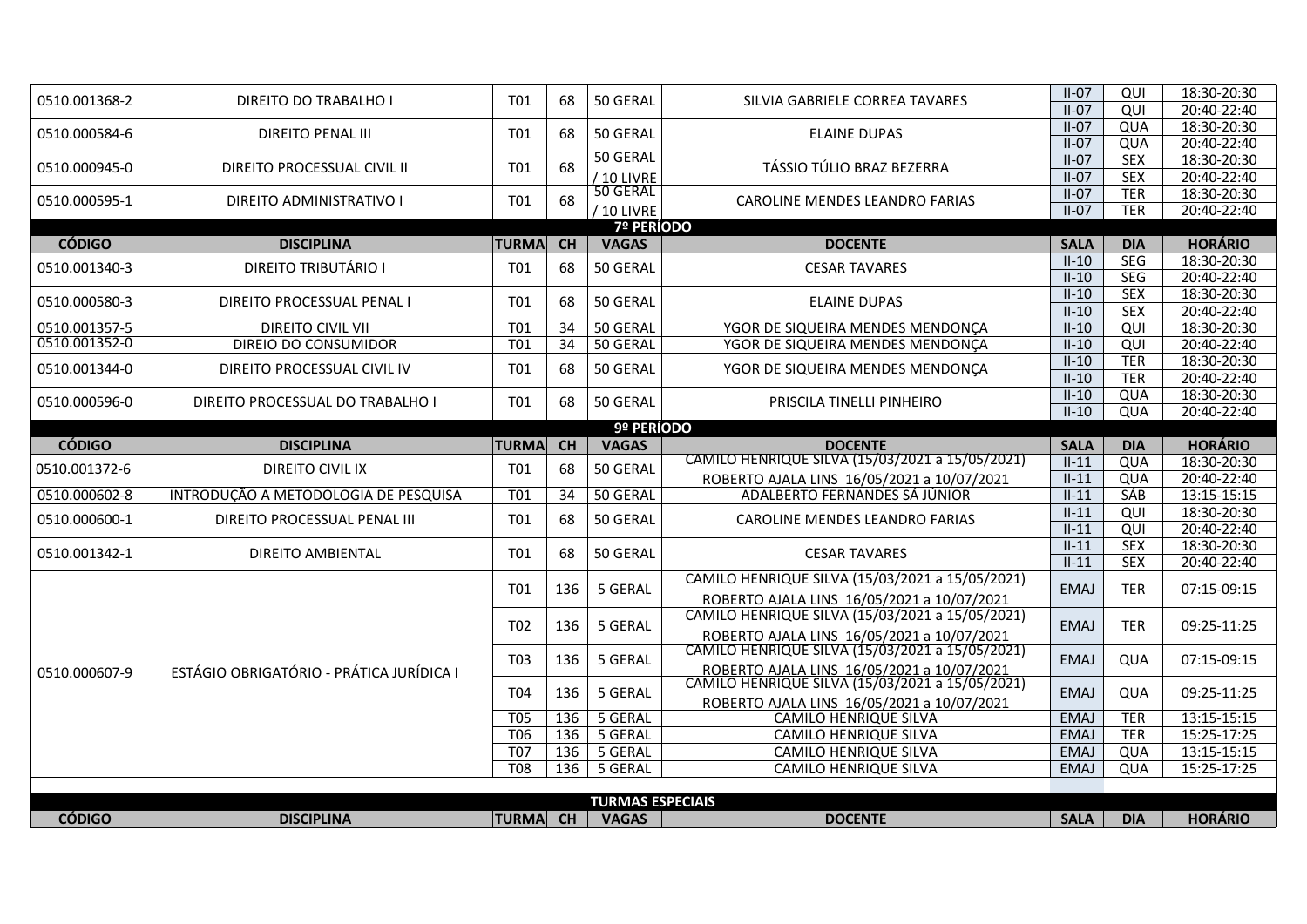| CÓDIGO | DISCIPLINA | TURMA | CH | VAGAS | DOCENTE | SALA | DIA | HORÁRIO |
|---|---|---|---|---|---|---|---|---|
| 0510.001368-2 | DIREITO DO TRABALHO I | T01 | 68 | 50 GERAL | SILVIA GABRIELE CORREA TAVARES | II-07 | QUI | 18:30-20:30 |
| | | | | | | II-07 | QUI | 20:40-22:40 |
| 0510.000584-6 | DIREITO PENAL III | T01 | 68 | 50 GERAL | ELAINE DUPAS | II-07 | QUA | 18:30-20:30 |
| | | | | | | II-07 | QUA | 20:40-22:40 |
| 0510.000945-0 | DIREITO PROCESSUAL CIVIL II | T01 | 68 | 50 GERAL / 10 LIVRE | TÁSSIO TÚLIO BRAZ BEZERRA | II-07 | SEX | 18:30-20:30 |
| | | | | | | II-07 | SEX | 20:40-22:40 |
| 0510.000595-1 | DIREITO ADMINISTRATIVO I | T01 | 68 | 50 GERAL / 10 LIVRE | CAROLINE MENDES LEANDRO FARIAS | II-07 | TER | 18:30-20:30 |
| | | | | | | II-07 | TER | 20:40-22:40 |

**7º PERÍODO**

| CÓDIGO | DISCIPLINA | TURMA | CH | VAGAS | DOCENTE | SALA | DIA | HORÁRIO |
|---|---|---|---|---|---|---|---|---|
| 0510.001340-3 | DIREITO TRIBUTÁRIO I | T01 | 68 | 50 GERAL | CESAR TAVARES | II-10 | SEG | 18:30-20:30 |
| | | | | | | II-10 | SEG | 20:40-22:40 |
| 0510.000580-3 | DIREITO PROCESSUAL PENAL I | T01 | 68 | 50 GERAL | ELAINE DUPAS | II-10 | SEX | 18:30-20:30 |
| | | | | | | II-10 | SEX | 20:40-22:40 |
| 0510.001357-5 | DIREITO CIVIL VII | T01 | 34 | 50 GERAL | YGOR DE SIQUEIRA MENDES MENDONÇA | II-10 | QUI | 18:30-20:30 |
| 0510.001352-0 | DIREIO DO CONSUMIDOR | T01 | 34 | 50 GERAL | YGOR DE SIQUEIRA MENDES MENDONÇA | II-10 | QUI | 20:40-22:40 |
| 0510.001344-0 | DIREITO PROCESSUAL CIVIL IV | T01 | 68 | 50 GERAL | YGOR DE SIQUEIRA MENDES MENDONÇA | II-10 | TER | 18:30-20:30 |
| | | | | | | II-10 | TER | 20:40-22:40 |
| 0510.000596-0 | DIREITO PROCESSUAL DO TRABALHO I | T01 | 68 | 50 GERAL | PRISCILA TINELLI PINHEIRO | II-10 | QUA | 18:30-20:30 |
| | | | | | | II-10 | QUA | 20:40-22:40 |

**9º PERÍODO**

| CÓDIGO | DISCIPLINA | TURMA | CH | VAGAS | DOCENTE | SALA | DIA | HORÁRIO |
|---|---|---|---|---|---|---|---|---|
| 0510.001372-6 | DIREITO CIVIL IX | T01 | 68 | 50 GERAL | CAMILO HENRIQUE SILVA (15/03/2021 a 15/05/2021) | II-11 | QUA | 18:30-20:30 |
| | | | | | ROBERTO AJALA LINS 16/05/2021 a 10/07/2021 | II-11 | QUA | 20:40-22:40 |
| 0510.000602-8 | INTRODUÇÃO A METODOLOGIA DE PESQUISA | T01 | 34 | 50 GERAL | ADALBERTO FERNANDES SÁ JÚNIOR | II-11 | SÁB | 13:15-15:15 |
| 0510.000600-1 | DIREITO PROCESSUAL PENAL III | T01 | 68 | 50 GERAL | CAROLINE MENDES LEANDRO FARIAS | II-11 | QUI | 18:30-20:30 |
| | | | | | | II-11 | QUI | 20:40-22:40 |
| 0510.001342-1 | DIREITO AMBIENTAL | T01 | 68 | 50 GERAL | CESAR TAVARES | II-11 | SEX | 18:30-20:30 |
| | | | | | | II-11 | SEX | 20:40-22:40 |
| 0510.000607-9 | ESTÁGIO OBRIGATÓRIO - PRÁTICA JURÍDICA I | T01 | 136 | 5 GERAL | CAMILO HENRIQUE SILVA (15/03/2021 a 15/05/2021) ROBERTO AJALA LINS 16/05/2021 a 10/07/2021 | EMAJ | TER | 07:15-09:15 |
| | | T02 | 136 | 5 GERAL | CAMILO HENRIQUE SILVA (15/03/2021 a 15/05/2021) ROBERTO AJALA LINS 16/05/2021 a 10/07/2021 | EMAJ | TER | 09:25-11:25 |
| | | T03 | 136 | 5 GERAL | CAMILO HENRIQUE SILVA (15/03/2021 a 15/05/2021) ROBERTO AJALA LINS 16/05/2021 a 10/07/2021 | EMAJ | QUA | 07:15-09:15 |
| | | T04 | 136 | 5 GERAL | CAMILO HENRIQUE SILVA (15/03/2021 a 15/05/2021) ROBERTO AJALA LINS 16/05/2021 a 10/07/2021 | EMAJ | QUA | 09:25-11:25 |
| | | T05 | 136 | 5 GERAL | CAMILO HENRIQUE SILVA | EMAJ | TER | 13:15-15:15 |
| | | T06 | 136 | 5 GERAL | CAMILO HENRIQUE SILVA | EMAJ | TER | 15:25-17:25 |
| | | T07 | 136 | 5 GERAL | CAMILO HENRIQUE SILVA | EMAJ | QUA | 13:15-15:15 |
| | | T08 | 136 | 5 GERAL | CAMILO HENRIQUE SILVA | EMAJ | QUA | 15:25-17:25 |

**TURMAS ESPECIAIS**

| CÓDIGO | DISCIPLINA | TURMA | CH | VAGAS | DOCENTE | SALA | DIA | HORÁRIO |
|---|---|---|---|---|---|---|---|---|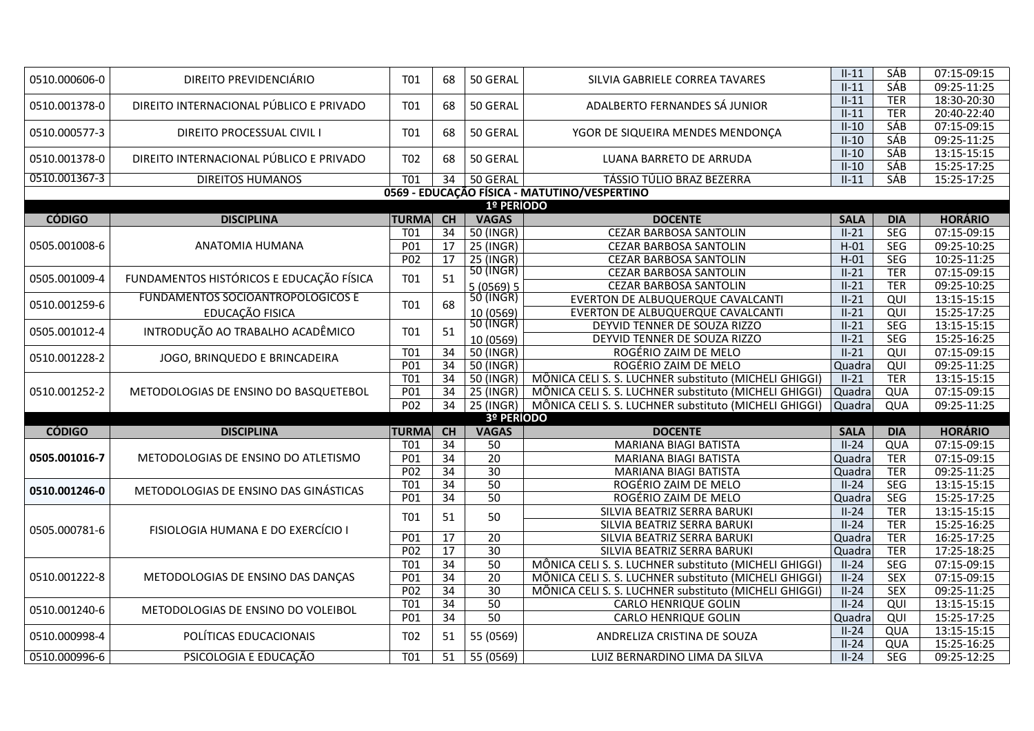| CÓDIGO | DISCIPLINA | TURMA | CH | VAGAS | DOCENTE | SALA | DIA | HORÁRIO |
|---|---|---|---|---|---|---|---|---|
| 0510.000606-0 | DIREITO PREVIDENCIÁRIO | T01 | 68 | 50 GERAL | SILVIA GABRIELE CORREA TAVARES | II-11 | SÁB | 07:15-09:15 |
| | | | | | | II-11 | SÁB | 09:25-11:25 |
| 0510.001378-0 | DIREITO INTERNACIONAL PÚBLICO E PRIVADO | T01 | 68 | 50 GERAL | ADALBERTO FERNANDES SÁ JUNIOR | II-11 | TER | 18:30-20:30 |
| | | | | | | II-11 | TER | 20:40-22:40 |
| 0510.000577-3 | DIREITO PROCESSUAL CIVIL I | T01 | 68 | 50 GERAL | YGOR DE SIQUEIRA MENDES MENDONÇA | II-10 | SÁB | 07:15-09:15 |
| | | | | | | II-10 | SÁB | 09:25-11:25 |
| 0510.001378-0 | DIREITO INTERNACIONAL PÚBLICO E PRIVADO | T02 | 68 | 50 GERAL | LUANA BARRETO DE ARRUDA | II-10 | SÁB | 13:15-15:15 |
| | | | | | | II-10 | SÁB | 15:25-17:25 |
| 0510.001367-3 | DIREITOS HUMANOS | T01 | 34 | 50 GERAL | TÁSSIO TÚLIO BRAZ BEZERRA | II-11 | SÁB | 15:25-17:25 |

## 0569 - EDUCAÇÃO FÍSICA - MATUTINO/VESPERTINO

### 1º PERÍODO

| CÓDIGO | DISCIPLINA | TURMA | CH | VAGAS | DOCENTE | SALA | DIA | HORÁRIO |
|---|---|---|---|---|---|---|---|---|
| 0505.001008-6 | ANATOMIA HUMANA | T01 | 34 | 50 (INGR) | CEZAR BARBOSA SANTOLIN | II-21 | SEG | 07:15-09:15 |
| | | P01 | 17 | 25 (INGR) | CEZAR BARBOSA SANTOLIN | H-01 | SEG | 09:25-10:25 |
| | | P02 | 17 | 25 (INGR) | CEZAR BARBOSA SANTOLIN | H-01 | SEG | 10:25-11:25 |
| 0505.001009-4 | FUNDAMENTOS HISTÓRICOS E EDUCAÇÃO FÍSICA | T01 | 51 | 50 (INGR) 5 (0569) 5 | CEZAR BARBOSA SANTOLIN | II-21 | TER | 07:15-09:15 |
| | | | | | CEZAR BARBOSA SANTOLIN | II-21 | TER | 09:25-10:25 |
| 0510.001259-6 | FUNDAMENTOS SOCIOANTROPOLÓGICOS E EDUCAÇÃO FISICA | T01 | 68 | 50 (INGR) 10 (0569) | EVERTON DE ALBUQUERQUE CAVALCANTI | II-21 | QUI | 13:15-15:15 |
| | | | | | EVERTON DE ALBUQUERQUE CAVALCANTI | II-21 | QUI | 15:25-17:25 |
| 0505.001012-4 | INTRODUÇÃO AO TRABALHO ACADÊMICO | T01 | 51 | 50 (INGR) 10 (0569) | DEYVID TENNER DE SOUZA RIZZO | II-21 | SEG | 13:15-15:15 |
| | | | | | DEYVID TENNER DE SOUZA RIZZO | II-21 | SEG | 15:25-16:25 |
| 0510.001228-2 | JOGO, BRINQUEDO E BRINCADEIRA | T01 | 34 | 50 (INGR) | ROGÉRIO ZAIM DE MELO | II-21 | QUI | 07:15-09:15 |
| | | P01 | 34 | 50 (INGR) | ROGÉRIO ZAIM DE MELO | Quadra | QUI | 09:25-11:25 |
| 0510.001252-2 | METODOLOGIAS DE ENSINO DO BASQUETEBOL | T01 | 34 | 50 (INGR) | MÔNICA CELI S. S. LUCHNER substituto (MICHELI GHIGGI) | II-21 | TER | 13:15-15:15 |
| | | P01 | 34 | 25 (INGR) | MÔNICA CELI S. S. LUCHNER substituto (MICHELI GHIGGI) | Quadra | QUA | 07:15-09:15 |
| | | P02 | 34 | 25 (INGR) | MÔNICA CELI S. S. LUCHNER substituto (MICHELI GHIGGI) | Quadra | QUA | 09:25-11:25 |

### 3º PERÍODO

| CÓDIGO | DISCIPLINA | TURMA | CH | VAGAS | DOCENTE | SALA | DIA | HORÁRIO |
|---|---|---|---|---|---|---|---|---|
| **0505.001016-7** | METODOLOGIAS DE ENSINO DO ATLETISMO | T01 | 34 | 50 | MARIANA BIAGI BATISTA | II-24 | QUA | 07:15-09:15 |
| | | P01 | 34 | 20 | MARIANA BIAGI BATISTA | Quadra | TER | 07:15-09:15 |
| | | P02 | 34 | 30 | MARIANA BIAGI BATISTA | Quadra | TER | 09:25-11:25 |
| **0510.001246-0** | METODOLOGIAS DE ENSINO DAS GINÁSTICAS | T01 | 34 | 50 | ROGÉRIO ZAIM DE MELO | II-24 | SEG | 13:15-15:15 |
| | | P01 | 34 | 50 | ROGÉRIO ZAIM DE MELO | Quadra | SEG | 15:25-17:25 |
| 0505.000781-6 | FISIOLOGIA HUMANA E DO EXERCÍCIO I | T01 | 51 | 50 | SILVIA BEATRIZ SERRA BARUKI | II-24 | TER | 13:15-15:15 |
| | | | | | SILVIA BEATRIZ SERRA BARUKI | II-24 | TER | 15:25-16:25 |
| | | P01 | 17 | 20 | SILVIA BEATRIZ SERRA BARUKI | Quadra | TER | 16:25-17:25 |
| | | P02 | 17 | 30 | SILVIA BEATRIZ SERRA BARUKI | Quadra | TER | 17:25-18:25 |
| 0510.001222-8 | METODOLOGIAS DE ENSINO DAS DANÇAS | T01 | 34 | 50 | MÔNICA CELI S. S. LUCHNER substituto (MICHELI GHIGGI) | II-24 | SEG | 07:15-09:15 |
| | | P01 | 34 | 20 | MÔNICA CELI S. S. LUCHNER substituto (MICHELI GHIGGI) | II-24 | SEX | 07:15-09:15 |
| | | P02 | 34 | 30 | MÔNICA CELI S. S. LUCHNER substituto (MICHELI GHIGGI) | II-24 | SEX | 09:25-11:25 |
| 0510.001240-6 | METODOLOGIAS DE ENSINO DO VOLEIBOL | T01 | 34 | 50 | CARLO HENRIQUE GOLIN | II-24 | QUI | 13:15-15:15 |
| | | P01 | 34 | 50 | CARLO HENRIQUE GOLIN | Quadra | QUI | 15:25-17:25 |
| 0510.000998-4 | POLÍTICAS EDUCACIONAIS | T02 | 51 | 55 (0569) | ANDRELIZA CRISTINA DE SOUZA | II-24 | QUA | 13:15-15:15 |
| | | | | | | II-24 | QUA | 15:25-16:25 |
| 0510.000996-6 | PSICOLOGIA E EDUCAÇÃO | T01 | 51 | 55 (0569) | LUIZ BERNARDINO LIMA DA SILVA | II-24 | SEG | 09:25-12:25 |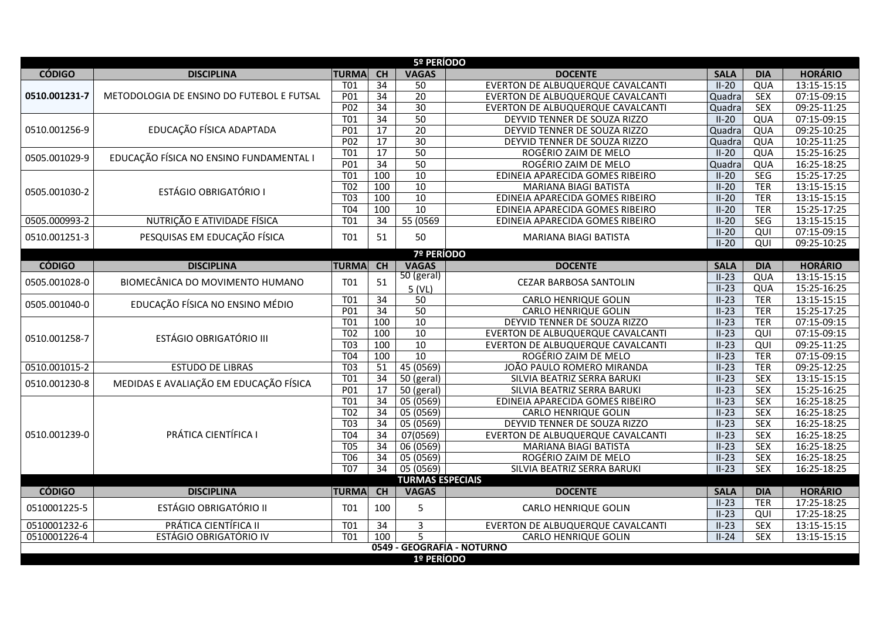## 5º PERÍODO

| CÓDIGO | DISCIPLINA | TURMA | CH | VAGAS | DOCENTE | SALA | DIA | HORÁRIO |
|---|---|---|---|---|---|---|---|---|
| **0510.001231-7** | METODOLOGIA DE ENSINO DO FUTEBOL E FUTSAL | T01 | 34 | 50 | EVERTON DE ALBUQUERQUE CAVALCANTI | II-20 | QUA | 13:15-15:15 |
| | | P01 | 34 | 20 | EVERTON DE ALBUQUERQUE CAVALCANTI | Quadra | SEX | 07:15-09:15 |
| | | P02 | 34 | 30 | EVERTON DE ALBUQUERQUE CAVALCANTI | Quadra | SEX | 09:25-11:25 |
| 0510.001256-9 | EDUCAÇÃO FÍSICA ADAPTADA | T01 | 34 | 50 | DEYVID TENNER DE SOUZA RIZZO | II-20 | QUA | 07:15-09:15 |
| | | P01 | 17 | 20 | DEYVID TENNER DE SOUZA RIZZO | Quadra | QUA | 09:25-10:25 |
| | | P02 | 17 | 30 | DEYVID TENNER DE SOUZA RIZZO | Quadra | QUA | 10:25-11:25 |
| 0505.001029-9 | EDUCAÇÃO FÍSICA NO ENSINO FUNDAMENTAL I | T01 | 17 | 50 | ROGÉRIO ZAIM DE MELO | II-20 | QUA | 15:25-16:25 |
| | | P01 | 34 | 50 | ROGÉRIO ZAIM DE MELO | Quadra | QUA | 16:25-18:25 |
| 0505.001030-2 | ESTÁGIO OBRIGATÓRIO I | T01 | 100 | 10 | EDINEIA APARECIDA GOMES RIBEIRO | II-20 | SEG | 15:25-17:25 |
| | | T02 | 100 | 10 | MARIANA BIAGI BATISTA | II-20 | TER | 13:15-15:15 |
| | | T03 | 100 | 10 | EDINEIA APARECIDA GOMES RIBEIRO | II-20 | TER | 13:15-15:15 |
| | | T04 | 100 | 10 | EDINEIA APARECIDA GOMES RIBEIRO | II-20 | TER | 15:25-17:25 |
| 0505.000993-2 | NUTRIÇÃO E ATIVIDADE FÍSICA | T01 | 34 | 55 (0569 | EDINEIA APARECIDA GOMES RIBEIRO | II-20 | SEG | 13:15-15:15 |
| 0510.001251-3 | PESQUISAS EM EDUCAÇÃO FÍSICA | T01 | 51 | 50 | MARIANA BIAGI BATISTA | II-20 | QUI | 07:15-09:15 |
| | | | | | | II-20 | QUI | 09:25-10:25 |

## 7º PERÍODO

| CÓDIGO | DISCIPLINA | TURMA | CH | VAGAS | DOCENTE | SALA | DIA | HORÁRIO |
|---|---|---|---|---|---|---|---|---|
| 0505.001028-0 | BIOMECÂNICA DO MOVIMENTO HUMANO | T01 | 51 | 50 (geral) 5 (VL) | CEZAR BARBOSA SANTOLIN | II-23 | QUA | 13:15-15:15 |
| | | | | | | II-23 | QUA | 15:25-16:25 |
| 0505.001040-0 | EDUCAÇÃO FÍSICA NO ENSINO MÉDIO | T01 | 34 | 50 | CARLO HENRIQUE GOLIN | II-23 | TER | 13:15-15:15 |
| | | P01 | 34 | 50 | CARLO HENRIQUE GOLIN | II-23 | TER | 15:25-17:25 |
| 0510.001258-7 | ESTÁGIO OBRIGATÓRIO III | T01 | 100 | 10 | DEYVID TENNER DE SOUZA RIZZO | II-23 | TER | 07:15-09:15 |
| | | T02 | 100 | 10 | EVERTON DE ALBUQUERQUE CAVALCANTI | II-23 | QUI | 07:15-09:15 |
| | | T03 | 100 | 10 | EVERTON DE ALBUQUERQUE CAVALCANTI | II-23 | QUI | 09:25-11:25 |
| | | T04 | 100 | 10 | ROGÉRIO ZAIM DE MELO | II-23 | TER | 07:15-09:15 |
| 0510.001015-2 | ESTUDO DE LIBRAS | T03 | 51 | 45 (0569) | JOÃO PAULO ROMERO MIRANDA | II-23 | TER | 09:25-12:25 |
| 0510.001230-8 | MEDIDAS E AVALIAÇÃO EM EDUCAÇÃO FÍSICA | T01 | 34 | 50 (geral) | SILVIA BEATRIZ SERRA BARUKI | II-23 | SEX | 13:15-15:15 |
| | | P01 | 17 | 50 (geral) | SILVIA BEATRIZ SERRA BARUKI | II-23 | SEX | 15:25-16:25 |
| 0510.001239-0 | PRÁTICA CIENTÍFICA I | T01 | 34 | 05 (0569) | EDINEIA APARECIDA GOMES RIBEIRO | II-23 | SEX | 16:25-18:25 |
| | | T02 | 34 | 05 (0569) | CARLO HENRIQUE GOLIN | II-23 | SEX | 16:25-18:25 |
| | | T03 | 34 | 05 (0569) | DEYVID TENNER DE SOUZA RIZZO | II-23 | SEX | 16:25-18:25 |
| | | T04 | 34 | 07(0569) | EVERTON DE ALBUQUERQUE CAVALCANTI | II-23 | SEX | 16:25-18:25 |
| | | T05 | 34 | 06 (0569) | MARIANA BIAGI BATISTA | II-23 | SEX | 16:25-18:25 |
| | | T06 | 34 | 05 (0569) | ROGÉRIO ZAIM DE MELO | II-23 | SEX | 16:25-18:25 |
| | | T07 | 34 | 05 (0569) | SILVIA BEATRIZ SERRA BARUKI | II-23 | SEX | 16:25-18:25 |

## TURMAS ESPECIAIS

| CÓDIGO | DISCIPLINA | TURMA | CH | VAGAS | DOCENTE | SALA | DIA | HORÁRIO |
|---|---|---|---|---|---|---|---|---|
| 0510001225-5 | ESTÁGIO OBRIGATÓRIO II | T01 | 100 | 5 | CARLO HENRIQUE GOLIN | II-23 | TER | 17:25-18:25 |
| | | | | | | II-23 | QUI | 17:25-18:25 |
| 0510001232-6 | PRÁTICA CIENTÍFICA II | T01 | 34 | 3 | EVERTON DE ALBUQUERQUE CAVALCANTI | II-23 | SEX | 13:15-15:15 |
| 0510001226-4 | ESTÁGIO OBRIGATÓRIO IV | T01 | 100 | 5 | CARLO HENRIQUE GOLIN | II-24 | SEX | 13:15-15:15 |

# 0549 - GEOGRAFIA - NOTURNO

## 1º PERÍODO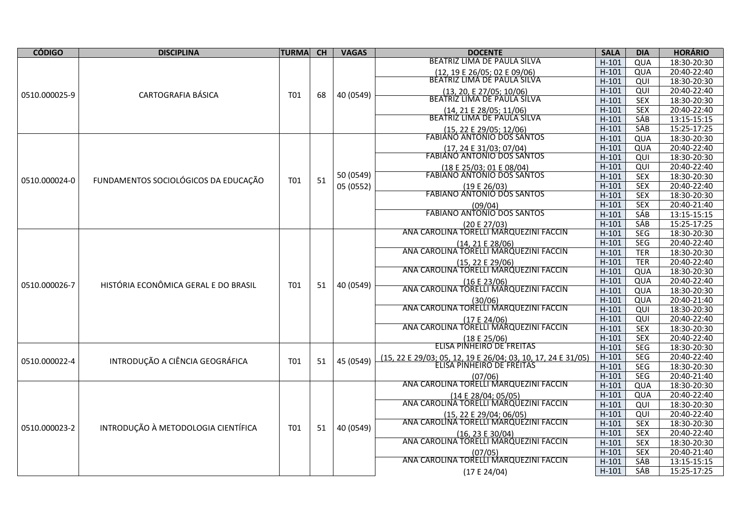| CÓDIGO | DISCIPLINA | TURMA | CH | VAGAS | DOCENTE | SALA | DIA | HORÁRIO |
|---|---|---|---|---|---|---|---|---|
| 0510.000025-9 | CARTOGRAFIA BÁSICA | T01 | 68 | 40 (0549) | BEATRIZ LIMA DE PAULA SILVA (12, 19 E 26/05; 02 E 09/06) | H-101 | QUA | 18:30-20:30 |
| | | | | | | H-101 | QUA | 20:40-22:40 |
| | | | | | BEATRIZ LIMA DE PAULA SILVA (13, 20, E 27/05; 10/06) | H-101 | QUI | 18:30-20:30 |
| | | | | | | H-101 | QUI | 20:40-22:40 |
| | | | | | BEATRIZ LIMA DE PAULA SILVA (14, 21 E 28/05; 11/06) | H-101 | SEX | 18:30-20:30 |
| | | | | | | H-101 | SEX | 20:40-22:40 |
| | | | | | BEATRIZ LIMA DE PAULA SILVA (15, 22 E 29/05; 12/06) | H-101 | SÁB | 13:15-15:15 |
| | | | | | | H-101 | SÁB | 15:25-17:25 |
| 0510.000024-0 | FUNDAMENTOS SOCIOLÓGICOS DA EDUCAÇÃO | T01 | 51 | 50 (0549) 05 (0552) | FABIANO ANTONIO DOS SANTOS (17, 24 E 31/03; 07/04) | H-101 | QUA | 18:30-20:30 |
| | | | | | | H-101 | QUA | 20:40-22:40 |
| | | | | | FABIANO ANTONIO DOS SANTOS (18 E 25/03; 01 E 08/04) | H-101 | QUI | 18:30-20:30 |
| | | | | | | H-101 | QUI | 20:40-22:40 |
| | | | | | FABIANO ANTONIO DOS SANTOS (19 E 26/03) | H-101 | SEX | 18:30-20:30 |
| | | | | | | H-101 | SEX | 20:40-22:40 |
| | | | | | FABIANO ANTONIO DOS SANTOS (09/04) | H-101 | SEX | 18:30-20:30 |
| | | | | | | H-101 | SEX | 20:40-21:40 |
| | | | | | FABIANO ANTONIO DOS SANTOS (20 E 27/03) | H-101 | SÁB | 13:15-15:15 |
| | | | | | | H-101 | SÁB | 15:25-17:25 |
| 0510.000026-7 | HISTÓRIA ECONÔMICA GERAL E DO BRASIL | T01 | 51 | 40 (0549) | ANA CAROLINA TORELLI MARQUEZINI FACCIN (14, 21 E 28/06) | H-101 | SEG | 18:30-20:30 |
| | | | | | | H-101 | SEG | 20:40-22:40 |
| | | | | | ANA CAROLINA TORELLI MARQUEZINI FACCIN (15, 22 E 29/06) | H-101 | TER | 18:30-20:30 |
| | | | | | | H-101 | TER | 20:40-22:40 |
| | | | | | ANA CAROLINA TORELLI MARQUEZINI FACCIN (16 E 23/06) | H-101 | QUA | 18:30-20:30 |
| | | | | | | H-101 | QUA | 20:40-22:40 |
| | | | | | ANA CAROLINA TORELLI MARQUEZINI FACCIN (30/06) | H-101 | QUA | 18:30-20:30 |
| | | | | | | H-101 | QUA | 20:40-21:40 |
| | | | | | ANA CAROLINA TORELLI MARQUEZINI FACCIN (17 E 24/06) | H-101 | QUI | 18:30-20:30 |
| | | | | | | H-101 | QUI | 20:40-22:40 |
| | | | | | ANA CAROLINA TORELLI MARQUEZINI FACCIN (18 E 25/06) | H-101 | SEX | 18:30-20:30 |
| | | | | | | H-101 | SEX | 20:40-22:40 |
| 0510.000022-4 | INTRODUÇÃO A CIÊNCIA GEOGRÁFICA | T01 | 51 | 45 (0549) | ELISA PINHEIRO DE FREITAS (15, 22 E 29/03; 05, 12, 19 E 26/04; 03, 10, 17, 24 E 31/05) | H-101 | SEG | 18:30-20:30 |
| | | | | | | H-101 | SEG | 20:40-22:40 |
| | | | | | ELISA PINHEIRO DE FREITAS (07/06) | H-101 | SEG | 18:30-20:30 |
| | | | | | | H-101 | SEG | 20:40-21:40 |
| 0510.000023-2 | INTRODUÇÃO À METODOLOGIA CIENTÍFICA | T01 | 51 | 40 (0549) | ANA CAROLINA TORELLI MARQUEZINI FACCIN (14 E 28/04; 05/05) | H-101 | QUA | 18:30-20:30 |
| | | | | | | H-101 | QUA | 20:40-22:40 |
| | | | | | ANA CAROLINA TORELLI MARQUEZINI FACCIN (15, 22 E 29/04; 06/05) | H-101 | QUI | 18:30-20:30 |
| | | | | | | H-101 | QUI | 20:40-22:40 |
| | | | | | ANA CAROLINA TORELLI MARQUEZINI FACCIN (16, 23 E 30/04) | H-101 | SEX | 18:30-20:30 |
| | | | | | | H-101 | SEX | 20:40-22:40 |
| | | | | | ANA CAROLINA TORELLI MARQUEZINI FACCIN (07/05) | H-101 | SEX | 18:30-20:30 |
| | | | | | | H-101 | SEX | 20:40-21:40 |
| | | | | | ANA CAROLINA TORELLI MARQUEZINI FACCIN (17 E 24/04) | H-101 | SÁB | 13:15-15:15 |
| | | | | | | H-101 | SÁB | 15:25-17:25 |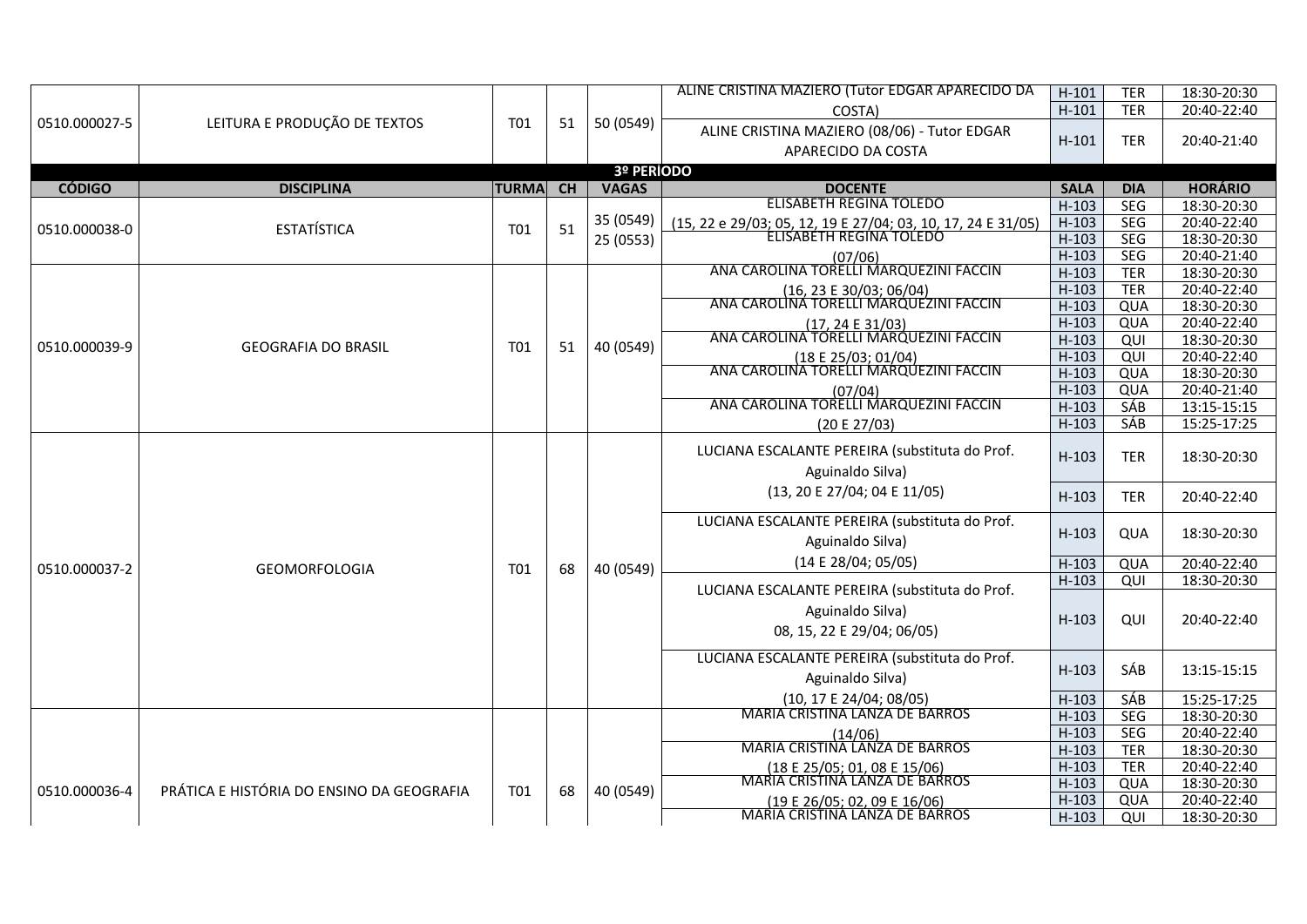| CÓDIGO | DISCIPLINA | TURMA | CH | VAGAS | DOCENTE | SALA | DIA | HORÁRIO |
|---|---|---|---|---|---|---|---|---|
| 0510.000027-5 | LEITURA E PRODUÇÃO DE TEXTOS | T01 | 51 | 50 (0549) | ALINE CRISTINA MAZIERO (Tutor EDGAR APARECIDO DA COSTA) | H-101 | TER | 18:30-20:30 |
| | | | | | | H-101 | TER | 20:40-22:40 |
| | | | | | ALINE CRISTINA MAZIERO (08/06) - Tutor EDGAR APARECIDO DA COSTA | H-101 | TER | 20:40-21:40 |
| **3º PERÍODO** | | | | | | | | |
| **CÓDIGO** | **DISCIPLINA** | **TURMA** | **CH** | **VAGAS** | **DOCENTE** | **SALA** | **DIA** | **HORÁRIO** |
| 0510.000038-0 | ESTATÍSTICA | T01 | 51 | 35 (0549) 25 (0553) | ELISABETH REGINA TOLEDO (15, 22 e 29/03; 05, 12, 19 E 27/04; 03, 10, 17, 24 E 31/05) | H-103 | SEG | 18:30-20:30 |
| | | | | | | H-103 | SEG | 20:40-22:40 |
| | | | | | ELISABETH REGINA TOLEDO (07/06) | H-103 | SEG | 18:30-20:30 |
| | | | | | | H-103 | SEG | 20:40-21:40 |
| 0510.000039-9 | GEOGRAFIA DO BRASIL | T01 | 51 | 40 (0549) | ANA CAROLINA TORELLI MARQUEZINI FACCIN (16, 23 E 30/03; 06/04) | H-103 | TER | 18:30-20:30 |
| | | | | | | H-103 | TER | 20:40-22:40 |
| | | | | | ANA CAROLINA TORELLI MARQUEZINI FACCIN (17, 24 E 31/03) | H-103 | QUA | 18:30-20:30 |
| | | | | | | H-103 | QUA | 20:40-22:40 |
| | | | | | ANA CAROLINA TORELLI MARQUEZINI FACCIN (18 E 25/03; 01/04) | H-103 | QUI | 18:30-20:30 |
| | | | | | | H-103 | QUI | 20:40-22:40 |
| | | | | | ANA CAROLINA TORELLI MARQUEZINI FACCIN (07/04) | H-103 | QUA | 18:30-20:30 |
| | | | | | | H-103 | QUA | 20:40-21:40 |
| | | | | | ANA CAROLINA TORELLI MARQUEZINI FACCIN (20 E 27/03) | H-103 | SÁB | 13:15-15:15 |
| | | | | | | H-103 | SÁB | 15:25-17:25 |
| 0510.000037-2 | GEOMORFOLOGIA | T01 | 68 | 40 (0549) | LUCIANA ESCALANTE PEREIRA (substituta do Prof. Aguinaldo Silva) (13, 20 E 27/04; 04 E 11/05) | H-103 | TER | 18:30-20:30 |
| | | | | | | H-103 | TER | 20:40-22:40 |
| | | | | | LUCIANA ESCALANTE PEREIRA (substituta do Prof. Aguinaldo Silva) (14 E 28/04; 05/05) | H-103 | QUA | 18:30-20:30 |
| | | | | | | H-103 | QUA | 20:40-22:40 |
| | | | | | LUCIANA ESCALANTE PEREIRA (substituta do Prof. Aguinaldo Silva) 08, 15, 22 E 29/04; 06/05) | H-103 | QUI | 18:30-20:30 |
| | | | | | | H-103 | QUI | 20:40-22:40 |
| | | | | | LUCIANA ESCALANTE PEREIRA (substituta do Prof. Aguinaldo Silva) (10, 17 E 24/04; 08/05) | H-103 | SÁB | 13:15-15:15 |
| | | | | | | H-103 | SÁB | 15:25-17:25 |
| 0510.000036-4 | PRÁTICA E HISTÓRIA DO ENSINO DA GEOGRAFIA | T01 | 68 | 40 (0549) | MARIA CRISTINA LANZA DE BARROS (14/06) | H-103 | SEG | 18:30-20:30 |
| | | | | | | H-103 | SEG | 20:40-22:40 |
| | | | | | MARIA CRISTINA LANZA DE BARROS (18 E 25/05; 01, 08 E 15/06) | H-103 | TER | 18:30-20:30 |
| | | | | | | H-103 | TER | 20:40-22:40 |
| | | | | | MARIA CRISTINA LANZA DE BARROS (19 E 26/05; 02, 09 E 16/06) | H-103 | QUA | 18:30-20:30 |
| | | | | | | H-103 | QUA | 20:40-22:40 |
| | | | | | MARIA CRISTINA LANZA DE BARROS | H-103 | QUI | 18:30-20:30 |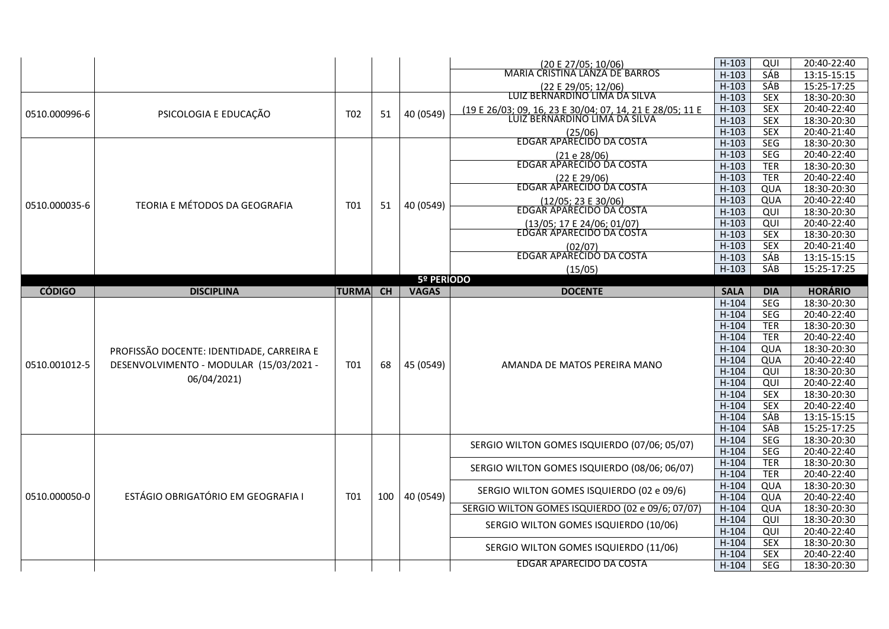| | | | | | | | | |
|---|---|---|---|---|---|---|---|---|
| | | | | | (20 E 27/05; 10/06) | H-103 | QUI | 20:40-22:40 |
| | | | | | MARIA CRISTINA LANZA DE BARROS | H-103 | SÁB | 13:15-15:15 |
| | | | | | (22 E 29/05; 12/06) | H-103 | SÁB | 15:25-17:25 |
| 0510.000996-6 | PSICOLOGIA E EDUCAÇÃO | T02 | 51 | 40 (0549) | LUIZ BERNARDINO LIMA DA SILVA | H-103 | SEX | 18:30-20:30 |
| | | | | | (19 E 26/03; 09, 16, 23 E 30/04; 07, 14, 21 E 28/05; 11 E | H-103 | SEX | 20:40-22:40 |
| | | | | | LUIZ BERNARDINO LIMA DA SILVA | H-103 | SEX | 18:30-20:30 |
| | | | | | (25/06) | H-103 | SEX | 20:40-21:40 |
| 0510.000035-6 | TEORIA E MÉTODOS DA GEOGRAFIA | T01 | 51 | 40 (0549) | EDGAR APARECIDO DA COSTA | H-103 | SEG | 18:30-20:30 |
| | | | | | (21 e 28/06) | H-103 | SEG | 20:40-22:40 |
| | | | | | EDGAR APARECIDO DA COSTA | H-103 | TER | 18:30-20:30 |
| | | | | | (22 E 29/06) | H-103 | TER | 20:40-22:40 |
| | | | | | EDGAR APARECIDO DA COSTA | H-103 | QUA | 18:30-20:30 |
| | | | | | (12/05; 23 E 30/06) | H-103 | QUA | 20:40-22:40 |
| | | | | | EDGAR APARECIDO DA COSTA | H-103 | QUI | 18:30-20:30 |
| | | | | | (13/05; 17 E 24/06; 01/07) | H-103 | QUI | 20:40-22:40 |
| | | | | | EDGAR APARECIDO DA COSTA | H-103 | SEX | 18:30-20:30 |
| | | | | | (02/07) | H-103 | SEX | 20:40-21:40 |
| | | | | | EDGAR APARECIDO DA COSTA | H-103 | SÁB | 13:15-15:15 |
| | | | | | (15/05) | H-103 | SÁB | 15:25-17:25 |
| **5º PERÍODO** | | | | | | | | |
| **CÓDIGO** | **DISCIPLINA** | **TURMA** | **CH** | **VAGAS** | **DOCENTE** | **SALA** | **DIA** | **HORÁRIO** |
| 0510.001012-5 | PROFISSÃO DOCENTE: IDENTIDADE, CARREIRA E DESENVOLVIMENTO - MODULAR (15/03/2021 - 06/04/2021) | T01 | 68 | 45 (0549) | AMANDA DE MATOS PEREIRA MANO | H-104 | SEG | 18:30-20:30 |
| | | | | | | H-104 | SEG | 20:40-22:40 |
| | | | | | | H-104 | TER | 18:30-20:30 |
| | | | | | | H-104 | TER | 20:40-22:40 |
| | | | | | | H-104 | QUA | 18:30-20:30 |
| | | | | | | H-104 | QUA | 20:40-22:40 |
| | | | | | | H-104 | QUI | 18:30-20:30 |
| | | | | | | H-104 | QUI | 20:40-22:40 |
| | | | | | | H-104 | SEX | 18:30-20:30 |
| | | | | | | H-104 | SEX | 20:40-22:40 |
| | | | | | | H-104 | SÁB | 13:15-15:15 |
| | | | | | | H-104 | SÁB | 15:25-17:25 |
| 0510.000050-0 | ESTÁGIO OBRIGATÓRIO EM GEOGRAFIA I | T01 | 100 | 40 (0549) | SERGIO WILTON GOMES ISQUIERDO (07/06; 05/07) | H-104 | SEG | 18:30-20:30 |
| | | | | | | H-104 | SEG | 20:40-22:40 |
| | | | | | SERGIO WILTON GOMES ISQUIERDO (08/06; 06/07) | H-104 | TER | 18:30-20:30 |
| | | | | | | H-104 | TER | 20:40-22:40 |
| | | | | | SERGIO WILTON GOMES ISQUIERDO (02 e 09/6) | H-104 | QUA | 18:30-20:30 |
| | | | | | | H-104 | QUA | 20:40-22:40 |
| | | | | | SERGIO WILTON GOMES ISQUIERDO (02 e 09/6; 07/07) | H-104 | QUA | 18:30-20:30 |
| | | | | | SERGIO WILTON GOMES ISQUIERDO (10/06) | H-104 | QUI | 18:30-20:30 |
| | | | | | | H-104 | QUI | 20:40-22:40 |
| | | | | | SERGIO WILTON GOMES ISQUIERDO (11/06) | H-104 | SEX | 18:30-20:30 |
| | | | | | | H-104 | SEX | 20:40-22:40 |
| | | | | | EDGAR APARECIDO DA COSTA | H-104 | SEG | 18:30-20:30 |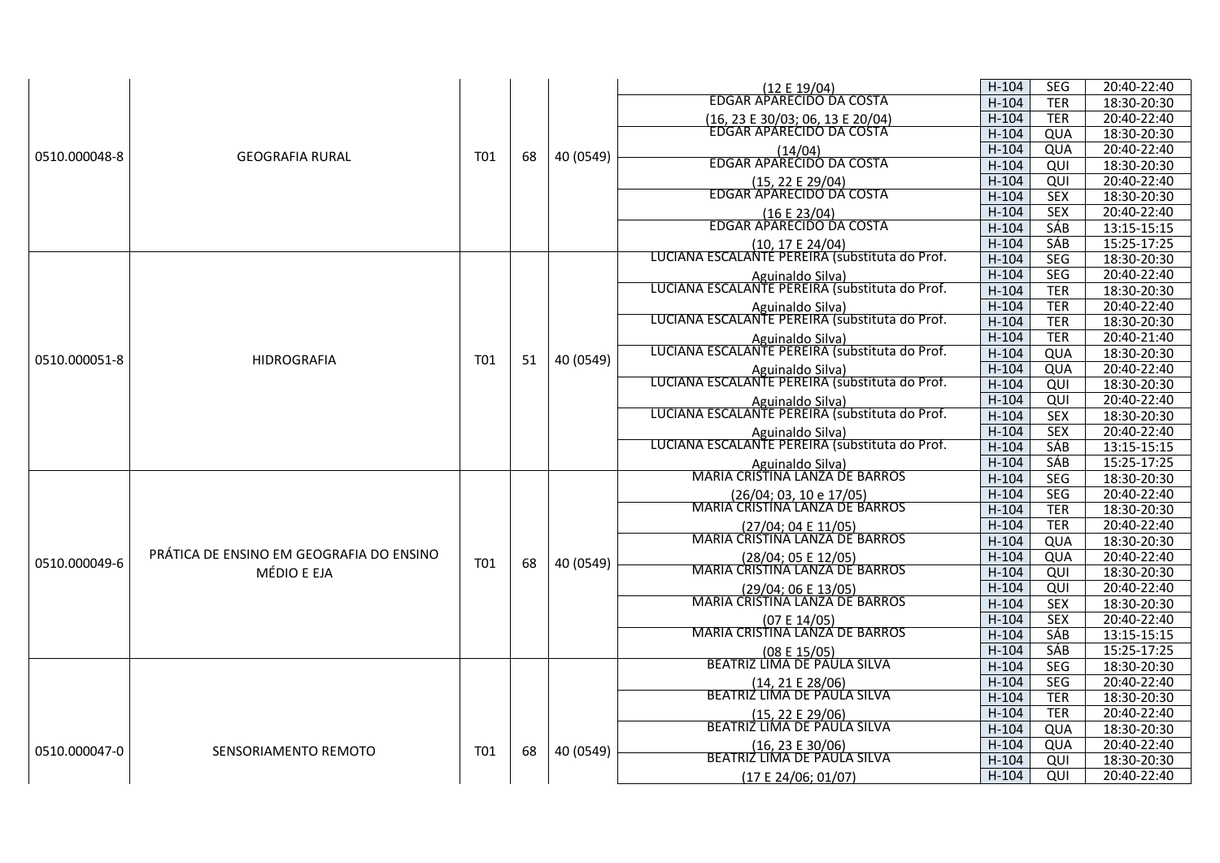| | | | | | | | | |
|---|---|---|---|---|---|---|---|---|
| 0510.000048-8 | GEOGRAFIA RURAL | T01 | 68 | 40 (0549) | (12 E 19/04) | H-104 | SEG | 20:40-22:40 |
| | | | | | EDGAR APARECIDO DA COSTA (16, 23 E 30/03; 06, 13 E 20/04) | H-104 | TER | 18:30-20:30 |
| | | | | | | H-104 | TER | 20:40-22:40 |
| | | | | | EDGAR APARECIDO DA COSTA (14/04) | H-104 | QUA | 18:30-20:30 |
| | | | | | | H-104 | QUA | 20:40-22:40 |
| | | | | | EDGAR APARECIDO DA COSTA (15, 22 E 29/04) | H-104 | QUI | 18:30-20:30 |
| | | | | | | H-104 | QUI | 20:40-22:40 |
| | | | | | EDGAR APARECIDO DA COSTA (16 E 23/04) | H-104 | SEX | 18:30-20:30 |
| | | | | | | H-104 | SEX | 20:40-22:40 |
| | | | | | EDGAR APARECIDO DA COSTA (10, 17 E 24/04) | H-104 | SÁB | 13:15-15:15 |
| | | | | | | H-104 | SÁB | 15:25-17:25 |
| 0510.000051-8 | HIDROGRAFIA | T01 | 51 | 40 (0549) | LUCIANA ESCALANTE PEREIRA (substituta do Prof. Aguinaldo Silva) | H-104 | SEG | 18:30-20:30 |
| | | | | | | H-104 | SEG | 20:40-22:40 |
| | | | | | LUCIANA ESCALANTE PEREIRA (substituta do Prof. Aguinaldo Silva) | H-104 | TER | 18:30-20:30 |
| | | | | | | H-104 | TER | 20:40-22:40 |
| | | | | | LUCIANA ESCALANTE PEREIRA (substituta do Prof. Aguinaldo Silva) | H-104 | TER | 18:30-20:30 |
| | | | | | | H-104 | TER | 20:40-21:40 |
| | | | | | LUCIANA ESCALANTE PEREIRA (substituta do Prof. Aguinaldo Silva) | H-104 | QUA | 18:30-20:30 |
| | | | | | | H-104 | QUA | 20:40-22:40 |
| | | | | | LUCIANA ESCALANTE PEREIRA (substituta do Prof. Aguinaldo Silva) | H-104 | QUI | 18:30-20:30 |
| | | | | | | H-104 | QUI | 20:40-22:40 |
| | | | | | LUCIANA ESCALANTE PEREIRA (substituta do Prof. Aguinaldo Silva) | H-104 | SEX | 18:30-20:30 |
| | | | | | | H-104 | SEX | 20:40-22:40 |
| | | | | | LUCIANA ESCALANTE PEREIRA (substituta do Prof. Aguinaldo Silva) | H-104 | SÁB | 13:15-15:15 |
| | | | | | | H-104 | SÁB | 15:25-17:25 |
| 0510.000049-6 | PRÁTICA DE ENSINO EM GEOGRAFIA DO ENSINO MÉDIO E EJA | T01 | 68 | 40 (0549) | MARIA CRISTINA LANZA DE BARROS (26/04; 03, 10 e 17/05) | H-104 | SEG | 18:30-20:30 |
| | | | | | | H-104 | SEG | 20:40-22:40 |
| | | | | | MARIA CRISTINA LANZA DE BARROS (27/04; 04 E 11/05) | H-104 | TER | 18:30-20:30 |
| | | | | | | H-104 | TER | 20:40-22:40 |
| | | | | | MARIA CRISTINA LANZA DE BARROS (28/04; 05 E 12/05) | H-104 | QUA | 18:30-20:30 |
| | | | | | | H-104 | QUA | 20:40-22:40 |
| | | | | | MARIA CRISTINA LANZA DE BARROS (29/04; 06 E 13/05) | H-104 | QUI | 18:30-20:30 |
| | | | | | | H-104 | QUI | 20:40-22:40 |
| | | | | | MARIA CRISTINA LANZA DE BARROS (07 E 14/05) | H-104 | SEX | 18:30-20:30 |
| | | | | | | H-104 | SEX | 20:40-22:40 |
| | | | | | MARIA CRISTINA LANZA DE BARROS (08 E 15/05) | H-104 | SÁB | 13:15-15:15 |
| | | | | | | H-104 | SÁB | 15:25-17:25 |
| 0510.000047-0 | SENSORIAMENTO REMOTO | T01 | 68 | 40 (0549) | BEATRIZ LIMA DE PAULA SILVA (14, 21 E 28/06) | H-104 | SEG | 18:30-20:30 |
| | | | | | | H-104 | SEG | 20:40-22:40 |
| | | | | | BEATRIZ LIMA DE PAULA SILVA (15, 22 E 29/06) | H-104 | TER | 18:30-20:30 |
| | | | | | | H-104 | TER | 20:40-22:40 |
| | | | | | BEATRIZ LIMA DE PAULA SILVA (16, 23 E 30/06) | H-104 | QUA | 18:30-20:30 |
| | | | | | | H-104 | QUA | 20:40-22:40 |
| | | | | | BEATRIZ LIMA DE PAULA SILVA (17 E 24/06; 01/07) | H-104 | QUI | 18:30-20:30 |
| | | | | | | H-104 | QUI | 20:40-22:40 |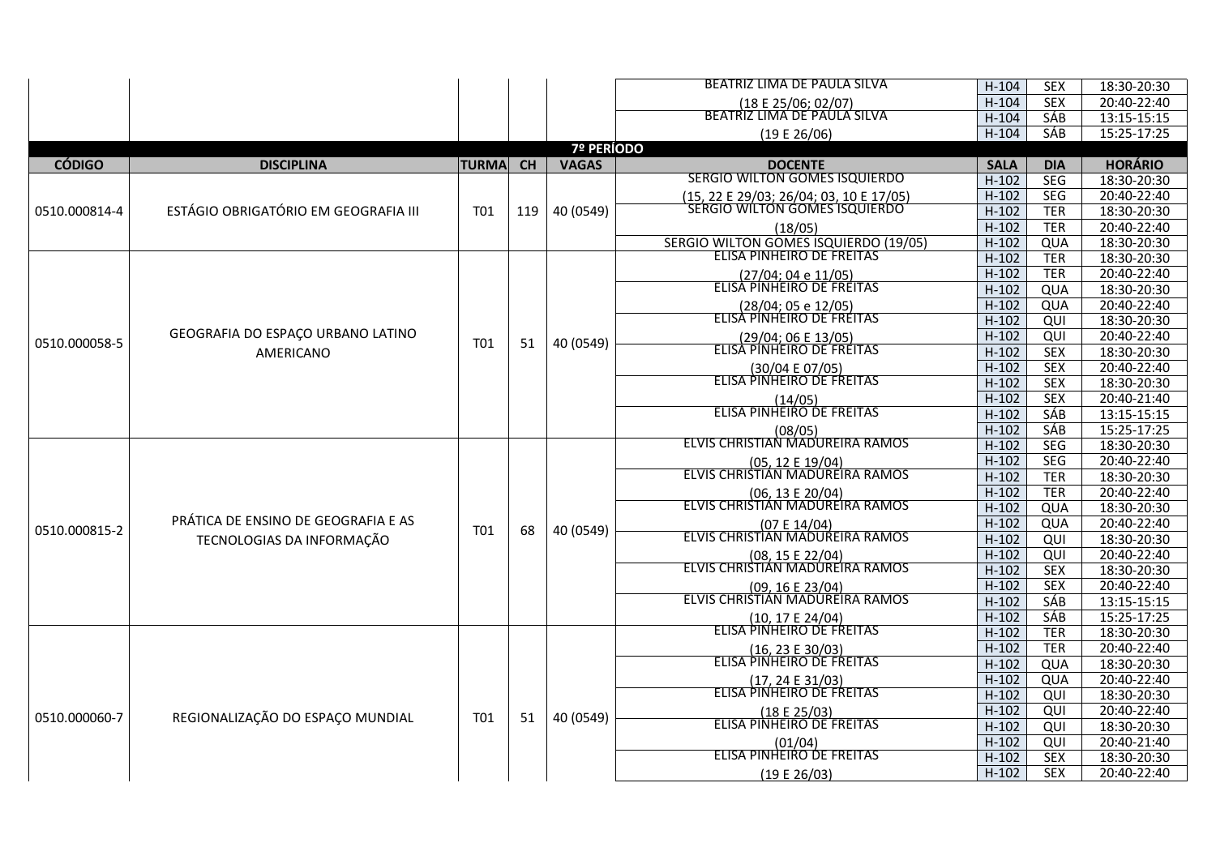| CÓDIGO | DISCIPLINA | TURMA | CH | VAGAS | DOCENTE | SALA | DIA | HORÁRIO |
|---|---|---|---|---|---|---|---|---|
| | | | | | BEATRIZ LIMA DE PAULA SILVA (18 E 25/06; 02/07) | H-104 | SEX | 18:30-20:30 |
| | | | | | | H-104 | SEX | 20:40-22:40 |
| | | | | | BEATRIZ LIMA DE PAULA SILVA (19 E 26/06) | H-104 | SÁB | 13:15-15:15 |
| | | | | | | H-104 | SÁB | 15:25-17:25 |
| **7º PERÍODO** | | | | | | | | |
| **CÓDIGO** | **DISCIPLINA** | **TURMA** | **CH** | **VAGAS** | **DOCENTE** | **SALA** | **DIA** | **HORÁRIO** |
| 0510.000814-4 | ESTÁGIO OBRIGATÓRIO EM GEOGRAFIA III | T01 | 119 | 40 (0549) | SERGIO WILTON GOMES ISQUIERDO (15, 22 E 29/03; 26/04; 03, 10 E 17/05) | H-102 | SEG | 18:30-20:30 |
| | | | | | | H-102 | SEG | 20:40-22:40 |
| | | | | | SERGIO WILTON GOMES ISQUIERDO (18/05) | H-102 | TER | 18:30-20:30 |
| | | | | | | H-102 | TER | 20:40-22:40 |
| | | | | | SERGIO WILTON GOMES ISQUIERDO (19/05) | H-102 | QUA | 18:30-20:30 |
| 0510.000058-5 | GEOGRAFIA DO ESPAÇO URBANO LATINO AMERICANO | T01 | 51 | 40 (0549) | ELISA PINHEIRO DE FREITAS (27/04; 04 e 11/05) | H-102 | TER | 18:30-20:30 |
| | | | | | | H-102 | TER | 20:40-22:40 |
| | | | | | ELISA PINHEIRO DE FREITAS (28/04; 05 e 12/05) | H-102 | QUA | 18:30-20:30 |
| | | | | | | H-102 | QUA | 20:40-22:40 |
| | | | | | ELISA PINHEIRO DE FREITAS (29/04; 06 E 13/05) | H-102 | QUI | 18:30-20:30 |
| | | | | | | H-102 | QUI | 20:40-22:40 |
| | | | | | ELISA PINHEIRO DE FREITAS (30/04 E 07/05) | H-102 | SEX | 18:30-20:30 |
| | | | | | | H-102 | SEX | 20:40-22:40 |
| | | | | | ELISA PINHEIRO DE FREITAS (14/05) | H-102 | SEX | 18:30-20:30 |
| | | | | | | H-102 | SEX | 20:40-21:40 |
| | | | | | ELISA PINHEIRO DE FREITAS (08/05) | H-102 | SÁB | 13:15-15:15 |
| | | | | | | H-102 | SÁB | 15:25-17:25 |
| 0510.000815-2 | PRÁTICA DE ENSINO DE GEOGRAFIA E AS TECNOLOGIAS DA INFORMAÇÃO | T01 | 68 | 40 (0549) | ELVIS CHRISTIAN MADUREIRA RAMOS (05, 12 E 19/04) | H-102 | SEG | 18:30-20:30 |
| | | | | | | H-102 | SEG | 20:40-22:40 |
| | | | | | ELVIS CHRISTIAN MADUREIRA RAMOS (06, 13 E 20/04) | H-102 | TER | 18:30-20:30 |
| | | | | | | H-102 | TER | 20:40-22:40 |
| | | | | | ELVIS CHRISTIAN MADUREIRA RAMOS (07 E 14/04) | H-102 | QUA | 18:30-20:30 |
| | | | | | | H-102 | QUA | 20:40-22:40 |
| | | | | | ELVIS CHRISTIAN MADUREIRA RAMOS (08, 15 E 22/04) | H-102 | QUI | 18:30-20:30 |
| | | | | | | H-102 | QUI | 20:40-22:40 |
| | | | | | ELVIS CHRISTIAN MADUREIRA RAMOS (09, 16 E 23/04) | H-102 | SEX | 18:30-20:30 |
| | | | | | | H-102 | SEX | 20:40-22:40 |
| | | | | | ELVIS CHRISTIAN MADUREIRA RAMOS (10, 17 E 24/04) | H-102 | SÁB | 13:15-15:15 |
| | | | | | | H-102 | SÁB | 15:25-17:25 |
| 0510.000060-7 | REGIONALIZAÇÃO DO ESPAÇO MUNDIAL | T01 | 51 | 40 (0549) | ELISA PINHEIRO DE FREITAS (16, 23 E 30/03) | H-102 | TER | 18:30-20:30 |
| | | | | | | H-102 | TER | 20:40-22:40 |
| | | | | | ELISA PINHEIRO DE FREITAS (17, 24 E 31/03) | H-102 | QUA | 18:30-20:30 |
| | | | | | | H-102 | QUA | 20:40-22:40 |
| | | | | | ELISA PINHEIRO DE FREITAS (18 E 25/03) | H-102 | QUI | 18:30-20:30 |
| | | | | | | H-102 | QUI | 20:40-22:40 |
| | | | | | ELISA PINHEIRO DE FREITAS (01/04) | H-102 | QUI | 18:30-20:30 |
| | | | | | | H-102 | QUI | 20:40-21:40 |
| | | | | | ELISA PINHEIRO DE FREITAS (19 E 26/03) | H-102 | SEX | 18:30-20:30 |
| | | | | | | H-102 | SEX | 20:40-22:40 |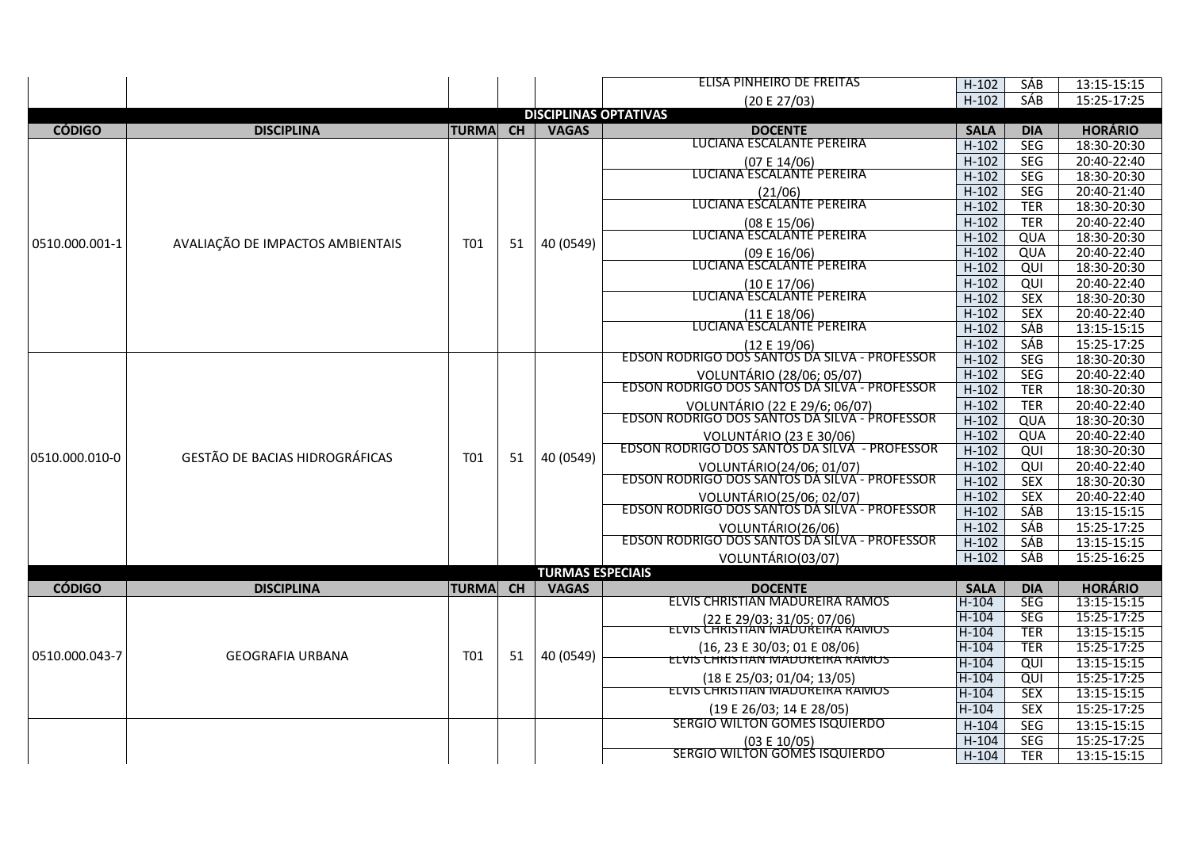| CÓDIGO | DISCIPLINA | TURMA | CH | VAGAS | DOCENTE | SALA | DIA | HORÁRIO |
|---|---|---|---|---|---|---|---|---|
| | | | | | ELISA PINHEIRO DE FREITAS (20 E 27/03) | H-102 | SÁB | 13:15-15:15 |
| | | | | | | H-102 | SÁB | 15:25-17:25 |

**DISCIPLINAS OPTATIVAS**

| CÓDIGO | DISCIPLINA | TURMA | CH | VAGAS | DOCENTE | SALA | DIA | HORÁRIO |
|---|---|---|---|---|---|---|---|---|
| 0510.000.001-1 | AVALIAÇÃO DE IMPACTOS AMBIENTAIS | T01 | 51 | 40 (0549) | LUCIANA ESCALANTE PEREIRA (07 E 14/06) | H-102 | SEG | 18:30-20:30 |
| | | | | | | H-102 | SEG | 20:40-22:40 |
| | | | | | LUCIANA ESCALANTE PEREIRA (21/06) | H-102 | SEG | 18:30-20:30 |
| | | | | | | H-102 | SEG | 20:40-21:40 |
| | | | | | LUCIANA ESCALANTE PEREIRA (08 E 15/06) | H-102 | TER | 18:30-20:30 |
| | | | | | | H-102 | TER | 20:40-22:40 |
| | | | | | LUCIANA ESCALANTE PEREIRA (09 E 16/06) | H-102 | QUA | 18:30-20:30 |
| | | | | | | H-102 | QUA | 20:40-22:40 |
| | | | | | LUCIANA ESCALANTE PEREIRA (10 E 17/06) | H-102 | QUI | 18:30-20:30 |
| | | | | | | H-102 | QUI | 20:40-22:40 |
| | | | | | LUCIANA ESCALANTE PEREIRA (11 E 18/06) | H-102 | SEX | 18:30-20:30 |
| | | | | | | H-102 | SEX | 20:40-22:40 |
| | | | | | LUCIANA ESCALANTE PEREIRA (12 E 19/06) | H-102 | SÁB | 13:15-15:15 |
| | | | | | | H-102 | SÁB | 15:25-17:25 |
| 0510.000.010-0 | GESTÃO DE BACIAS HIDROGRÁFICAS | T01 | 51 | 40 (0549) | EDSON RODRIGO DOS SANTOS DA SILVA - PROFESSOR VOLUNTÁRIO (28/06; 05/07) | H-102 | SEG | 18:30-20:30 |
| | | | | | | H-102 | SEG | 20:40-22:40 |
| | | | | | EDSON RODRIGO DOS SANTOS DA SILVA - PROFESSOR VOLUNTÁRIO (22 E 29/6; 06/07) | H-102 | TER | 18:30-20:30 |
| | | | | | | H-102 | TER | 20:40-22:40 |
| | | | | | EDSON RODRIGO DOS SANTOS DA SILVA - PROFESSOR VOLUNTÁRIO (23 E 30/06) | H-102 | QUA | 18:30-20:30 |
| | | | | | | H-102 | QUA | 20:40-22:40 |
| | | | | | EDSON RODRIGO DOS SANTOS DA SILVA - PROFESSOR VOLUNTÁRIO(24/06; 01/07) | H-102 | QUI | 18:30-20:30 |
| | | | | | | H-102 | QUI | 20:40-22:40 |
| | | | | | EDSON RODRIGO DOS SANTOS DA SILVA - PROFESSOR VOLUNTÁRIO(25/06; 02/07) | H-102 | SEX | 18:30-20:30 |
| | | | | | | H-102 | SEX | 20:40-22:40 |
| | | | | | EDSON RODRIGO DOS SANTOS DA SILVA - PROFESSOR VOLUNTÁRIO(26/06) | H-102 | SÁB | 13:15-15:15 |
| | | | | | | H-102 | SÁB | 15:25-17:25 |
| | | | | | EDSON RODRIGO DOS SANTOS DA SILVA - PROFESSOR VOLUNTÁRIO(03/07) | H-102 | SÁB | 13:15-15:15 |
| | | | | | | H-102 | SÁB | 15:25-16:25 |

**TURMAS ESPECIAIS**

| CÓDIGO | DISCIPLINA | TURMA | CH | VAGAS | DOCENTE | SALA | DIA | HORÁRIO |
|---|---|---|---|---|---|---|---|---|
| 0510.000.043-7 | GEOGRAFIA URBANA | T01 | 51 | 40 (0549) | ELVIS CHRISTIAN MADUREIRA RAMOS (22 E 29/03; 31/05; 07/06) | H-104 | SEG | 13:15-15:15 |
| | | | | | | H-104 | SEG | 15:25-17:25 |
| | | | | | ELVIS CHRISTIAN MADUREIRA RAMOS (16, 23 E 30/03; 01 E 08/06) | H-104 | TER | 13:15-15:15 |
| | | | | | | H-104 | TER | 15:25-17:25 |
| | | | | | ELVIS CHRISTIAN MADUREIRA RAMOS (18 E 25/03; 01/04; 13/05) | H-104 | QUI | 13:15-15:15 |
| | | | | | | H-104 | QUI | 15:25-17:25 |
| | | | | | ELVIS CHRISTIAN MADUREIRA RAMOS (19 E 26/03; 14 E 28/05) | H-104 | SEX | 13:15-15:15 |
| | | | | | | H-104 | SEX | 15:25-17:25 |
| | | | | | SERGIO WILTON GOMES ISQUIERDO (03 E 10/05) | H-104 | SEG | 13:15-15:15 |
| | | | | | | H-104 | SEG | 15:25-17:25 |
| | | | | | SERGIO WILTON GOMES ISQUIERDO | H-104 | TER | 13:15-15:15 |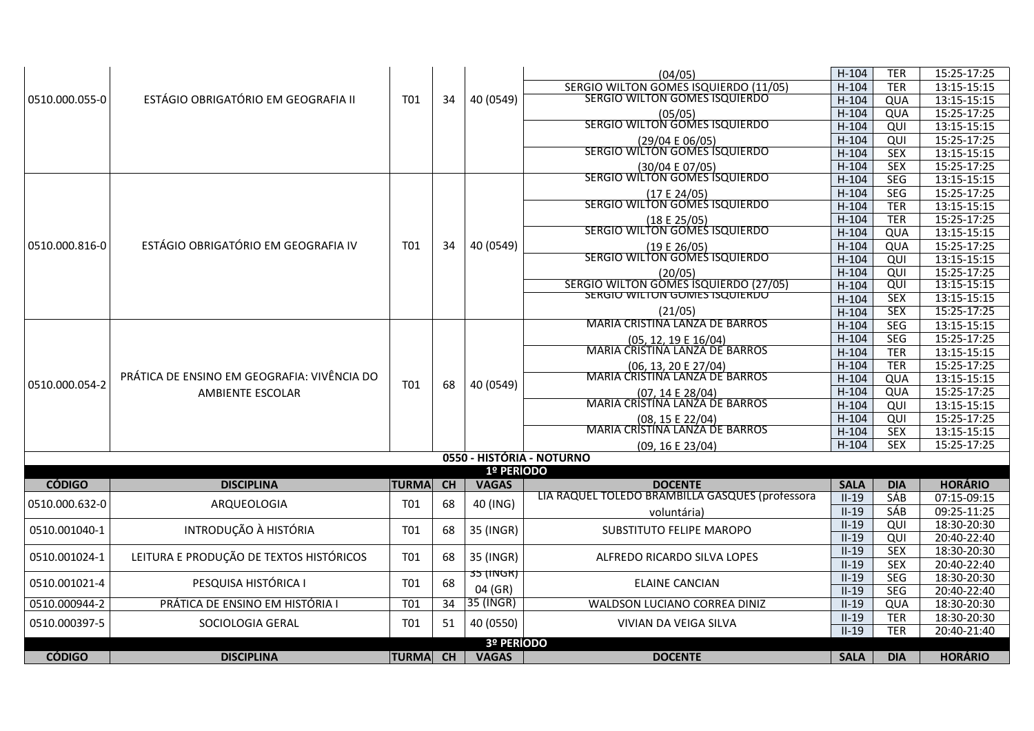| CÓDIGO | DISCIPLINA | TURMA | CH | VAGAS | DOCENTE | SALA | DIA | HORÁRIO |
|---|---|---|---|---|---|---|---|---|
| 0510.000.055-0 | ESTÁGIO OBRIGATÓRIO EM GEOGRAFIA II | T01 | 34 | 40 (0549) | (04/05) | H-104 | TER | 15:25-17:25 |
| | | | | | SERGIO WILTON GOMES ISQUIERDO (11/05) | H-104 | TER | 13:15-15:15 |
| | | | | | SERGIO WILTON GOMES ISQUIERDO (05/05) | H-104 | QUA | 13:15-15:15 |
| | | | | | | H-104 | QUA | 15:25-17:25 |
| | | | | | SERGIO WILTON GOMES ISQUIERDO (29/04 E 06/05) | H-104 | QUI | 13:15-15:15 |
| | | | | | | H-104 | QUI | 15:25-17:25 |
| | | | | | SERGIO WILTON GOMES ISQUIERDO (30/04 E 07/05) | H-104 | SEX | 13:15-15:15 |
| | | | | | | H-104 | SEX | 15:25-17:25 |
| 0510.000.816-0 | ESTÁGIO OBRIGATÓRIO EM GEOGRAFIA IV | T01 | 34 | 40 (0549) | SERGIO WILTON GOMES ISQUIERDO (17 E 24/05) | H-104 | SEG | 13:15-15:15 |
| | | | | | | H-104 | SEG | 15:25-17:25 |
| | | | | | SERGIO WILTON GOMES ISQUIERDO (18 E 25/05) | H-104 | TER | 13:15-15:15 |
| | | | | | | H-104 | TER | 15:25-17:25 |
| | | | | | SERGIO WILTON GOMES ISQUIERDO (19 E 26/05) | H-104 | QUA | 13:15-15:15 |
| | | | | | | H-104 | QUA | 15:25-17:25 |
| | | | | | SERGIO WILTON GOMES ISQUIERDO (20/05) | H-104 | QUI | 13:15-15:15 |
| | | | | | | H-104 | QUI | 15:25-17:25 |
| | | | | | SERGIO WILTON GOMES ISQUIERDO (27/05) | H-104 | QUI | 13:15-15:15 |
| | | | | | SERGIO WILTON GOMES ISQUIERDO (21/05) | H-104 | SEX | 13:15-15:15 |
| | | | | | | H-104 | SEX | 15:25-17:25 |
| 0510.000.054-2 | PRÁTICA DE ENSINO EM GEOGRAFIA: VIVÊNCIA DO AMBIENTE ESCOLAR | T01 | 68 | 40 (0549) | MARIA CRISTINA LANZA DE BARROS (05, 12, 19 E 16/04) | H-104 | SEG | 13:15-15:15 |
| | | | | | | H-104 | SEG | 15:25-17:25 |
| | | | | | MARIA CRISTINA LANZA DE BARROS (06, 13, 20 E 27/04) | H-104 | TER | 13:15-15:15 |
| | | | | | | H-104 | TER | 15:25-17:25 |
| | | | | | MARIA CRISTINA LANZA DE BARROS (07, 14 E 28/04) | H-104 | QUA | 13:15-15:15 |
| | | | | | | H-104 | QUA | 15:25-17:25 |
| | | | | | MARIA CRISTINA LANZA DE BARROS (08, 15 E 22/04) | H-104 | QUI | 13:15-15:15 |
| | | | | | | H-104 | QUI | 15:25-17:25 |
| | | | | | MARIA CRISTINA LANZA DE BARROS (09, 16 E 23/04) | H-104 | SEX | 13:15-15:15 |
| | | | | | | H-104 | SEX | 15:25-17:25 |

## 0550 - HISTÓRIA - NOTURNO

### 1º PERIODO

| CÓDIGO | DISCIPLINA | TURMA | CH | VAGAS | DOCENTE | SALA | DIA | HORÁRIO |
|---|---|---|---|---|---|---|---|---|
| 0510.000.632-0 | ARQUEOLOGIA | T01 | 68 | 40 (ING) | LIA RAQUEL TOLEDO BRAMBILLA GASQUES (professora voluntária) | II-19 | SÁB | 07:15-09:15 |
| | | | | | | II-19 | SÁB | 09:25-11:25 |
| 0510.001040-1 | INTRODUÇÃO À HISTÓRIA | T01 | 68 | 35 (INGR) | SUBSTITUTO FELIPE MAROPO | II-19 | QUI | 18:30-20:30 |
| | | | | | | II-19 | QUI | 20:40-22:40 |
| 0510.001024-1 | LEITURA E PRODUÇÃO DE TEXTOS HISTÓRICOS | T01 | 68 | 35 (INGR) | ALFREDO RICARDO SILVA LOPES | II-19 | SEX | 18:30-20:30 |
| | | | | | | II-19 | SEX | 20:40-22:40 |
| 0510.001021-4 | PESQUISA HISTÓRICA I | T01 | 68 | 35 (INGR) 04 (GR) | ELAINE CANCIAN | II-19 | SEG | 18:30-20:30 |
| | | | | | | II-19 | SEG | 20:40-22:40 |
| 0510.000944-2 | PRÁTICA DE ENSINO EM HISTÓRIA I | T01 | 34 | 35 (INGR) | WALDSON LUCIANO CORREA DINIZ | II-19 | QUI | 18:30-20:30 |
| 0510.000397-5 | SOCIOLOGIA GERAL | T01 | 51 | 40 (0550) | VIVIAN DA VEIGA SILVA | II-19 | TER | 18:30-20:30 |
| | | | | | | II-19 | TER | 20:40-21:40 |

### 3º PERIODO

| CÓDIGO | DISCIPLINA | TURMA | CH | VAGAS | DOCENTE | SALA | DIA | HORÁRIO |
|---|---|---|---|---|---|---|---|---|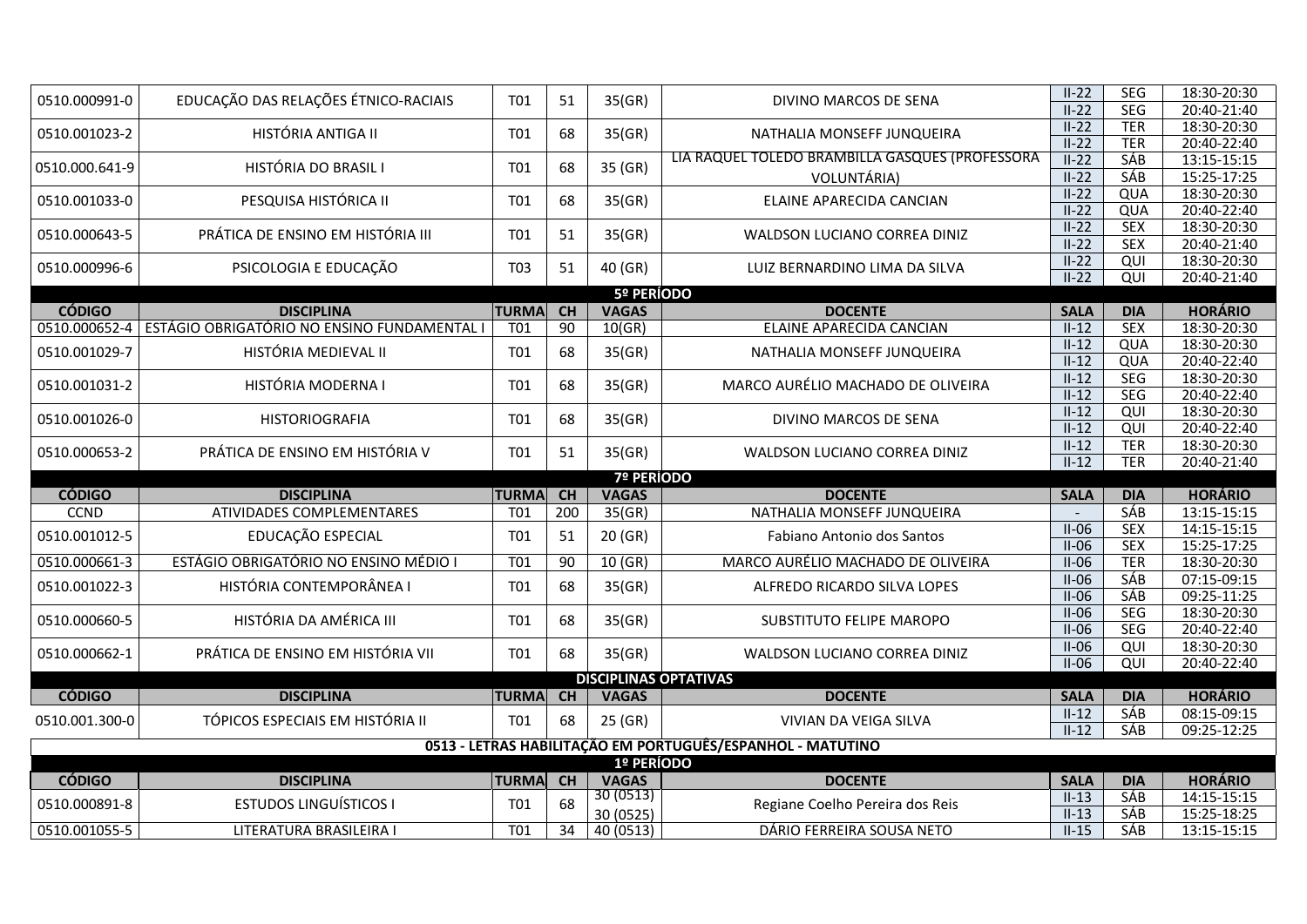| CÓDIGO | DISCIPLINA | TURMA | CH | VAGAS | DOCENTE | SALA | DIA | HORÁRIO |
|---|---|---|---|---|---|---|---|---|
| 0510.000991-0 | EDUCAÇÃO DAS RELAÇÕES ÉTNICO-RACIAIS | T01 | 51 | 35(GR) | DIVINO MARCOS DE SENA | II-22 | SEG | 18:30-20:30 |
| | | | | | | II-22 | SEG | 20:40-21:40 |
| 0510.001023-2 | HISTÓRIA ANTIGA II | T01 | 68 | 35(GR) | NATHALIA MONSEFF JUNQUEIRA | II-22 | TER | 18:30-20:30 |
| | | | | | | II-22 | TER | 20:40-22:40 |
| 0510.000.641-9 | HISTÓRIA DO BRASIL I | T01 | 68 | 35 (GR) | LIA RAQUEL TOLEDO BRAMBILLA GASQUES (PROFESSORA VOLUNTÁRIA) | II-22 | SÁB | 13:15-15:15 |
| | | | | | | II-22 | SÁB | 15:25-17:25 |
| 0510.001033-0 | PESQUISA HISTÓRICA II | T01 | 68 | 35(GR) | ELAINE APARECIDA CANCIAN | II-22 | QUA | 18:30-20:30 |
| | | | | | | II-22 | QUA | 20:40-22:40 |
| 0510.000643-5 | PRÁTICA DE ENSINO EM HISTÓRIA III | T01 | 51 | 35(GR) | WALDSON LUCIANO CORREA DINIZ | II-22 | SEX | 18:30-20:30 |
| | | | | | | II-22 | SEX | 20:40-21:40 |
| 0510.000996-6 | PSICOLOGIA E EDUCAÇÃO | T03 | 51 | 40 (GR) | LUIZ BERNARDINO LIMA DA SILVA | II-22 | QUI | 18:30-20:30 |
| | | | | | | II-22 | QUI | 20:40-21:40 |

**5º PERÍODO**

| CÓDIGO | DISCIPLINA | TURMA | CH | VAGAS | DOCENTE | SALA | DIA | HORÁRIO |
|---|---|---|---|---|---|---|---|---|
| 0510.000652-4 | ESTÁGIO OBRIGATÓRIO NO ENSINO FUNDAMENTAL I | T01 | 90 | 10(GR) | ELAINE APARECIDA CANCIAN | II-12 | SEX | 18:30-20:30 |
| 0510.001029-7 | HISTÓRIA MEDIEVAL II | T01 | 68 | 35(GR) | NATHALIA MONSEFF JUNQUEIRA | II-12 | QUA | 18:30-20:30 |
| | | | | | | II-12 | QUA | 20:40-22:40 |
| 0510.001031-2 | HISTÓRIA MODERNA I | T01 | 68 | 35(GR) | MARCO AURÉLIO MACHADO DE OLIVEIRA | II-12 | SEG | 18:30-20:30 |
| | | | | | | II-12 | SEG | 20:40-22:40 |
| 0510.001026-0 | HISTORIOGRAFIA | T01 | 68 | 35(GR) | DIVINO MARCOS DE SENA | II-12 | QUI | 18:30-20:30 |
| | | | | | | II-12 | QUI | 20:40-22:40 |
| 0510.000653-2 | PRÁTICA DE ENSINO EM HISTÓRIA V | T01 | 51 | 35(GR) | WALDSON LUCIANO CORREA DINIZ | II-12 | TER | 18:30-20:30 |
| | | | | | | II-12 | TER | 20:40-21:40 |

**7º PERÍODO**

| CÓDIGO | DISCIPLINA | TURMA | CH | VAGAS | DOCENTE | SALA | DIA | HORÁRIO |
|---|---|---|---|---|---|---|---|---|
| CCND | ATIVIDADES COMPLEMENTARES | T01 | 200 | 35(GR) | NATHALIA MONSEFF JUNQUEIRA | - | SÁB | 13:15-15:15 |
| 0510.001012-5 | EDUCAÇÃO ESPECIAL | T01 | 51 | 20 (GR) | Fabiano Antonio dos Santos | II-06 | SEX | 14:15-15:15 |
| | | | | | | II-06 | SEX | 15:25-17:25 |
| 0510.000661-3 | ESTÁGIO OBRIGATÓRIO NO ENSINO MÉDIO I | T01 | 90 | 10 (GR) | MARCO AURÉLIO MACHADO DE OLIVEIRA | II-06 | TER | 18:30-20:30 |
| 0510.001022-3 | HISTÓRIA CONTEMPORÂNEA I | T01 | 68 | 35(GR) | ALFREDO RICARDO SILVA LOPES | II-06 | SÁB | 07:15-09:15 |
| | | | | | | II-06 | SÁB | 09:25-11:25 |
| 0510.000660-5 | HISTÓRIA DA AMÉRICA III | T01 | 68 | 35(GR) | SUBSTITUTO FELIPE MAROPO | II-06 | SEG | 18:30-20:30 |
| | | | | | | II-06 | SEG | 20:40-22:40 |
| 0510.000662-1 | PRÁTICA DE ENSINO EM HISTÓRIA VII | T01 | 68 | 35(GR) | WALDSON LUCIANO CORREA DINIZ | II-06 | QUI | 18:30-20:30 |
| | | | | | | II-06 | QUI | 20:40-22:40 |

**DISCIPLINAS OPTATIVAS**

| CÓDIGO | DISCIPLINA | TURMA | CH | VAGAS | DOCENTE | SALA | DIA | HORÁRIO |
|---|---|---|---|---|---|---|---|---|
| 0510.001.300-0 | TÓPICOS ESPECIAIS EM HISTÓRIA II | T01 | 68 | 25 (GR) | VIVIAN DA VEIGA SILVA | II-12 | SÁB | 08:15-09:15 |
| | | | | | | II-12 | SÁB | 09:25-12:25 |

## 0513 - LETRAS HABILITAÇÃO EM PORTUGUÊS/ESPANHOL - MATUTINO

**1º PERÍODO**

| CÓDIGO | DISCIPLINA | TURMA | CH | VAGAS | DOCENTE | SALA | DIA | HORÁRIO |
|---|---|---|---|---|---|---|---|---|
| 0510.000891-8 | ESTUDOS LINGUÍSTICOS I | T01 | 68 | 30 (0513) 30 (0525) | Regiane Coelho Pereira dos Reis | II-13 | SÁB | 14:15-15:15 |
| | | | | | | II-13 | SÁB | 15:25-18:25 |
| 0510.001055-5 | LITERATURA BRASILEIRA I | T01 | 34 | 40 (0513) | DÁRIO FERREIRA SOUSA NETO | II-15 | SÁB | 13:15-15:15 |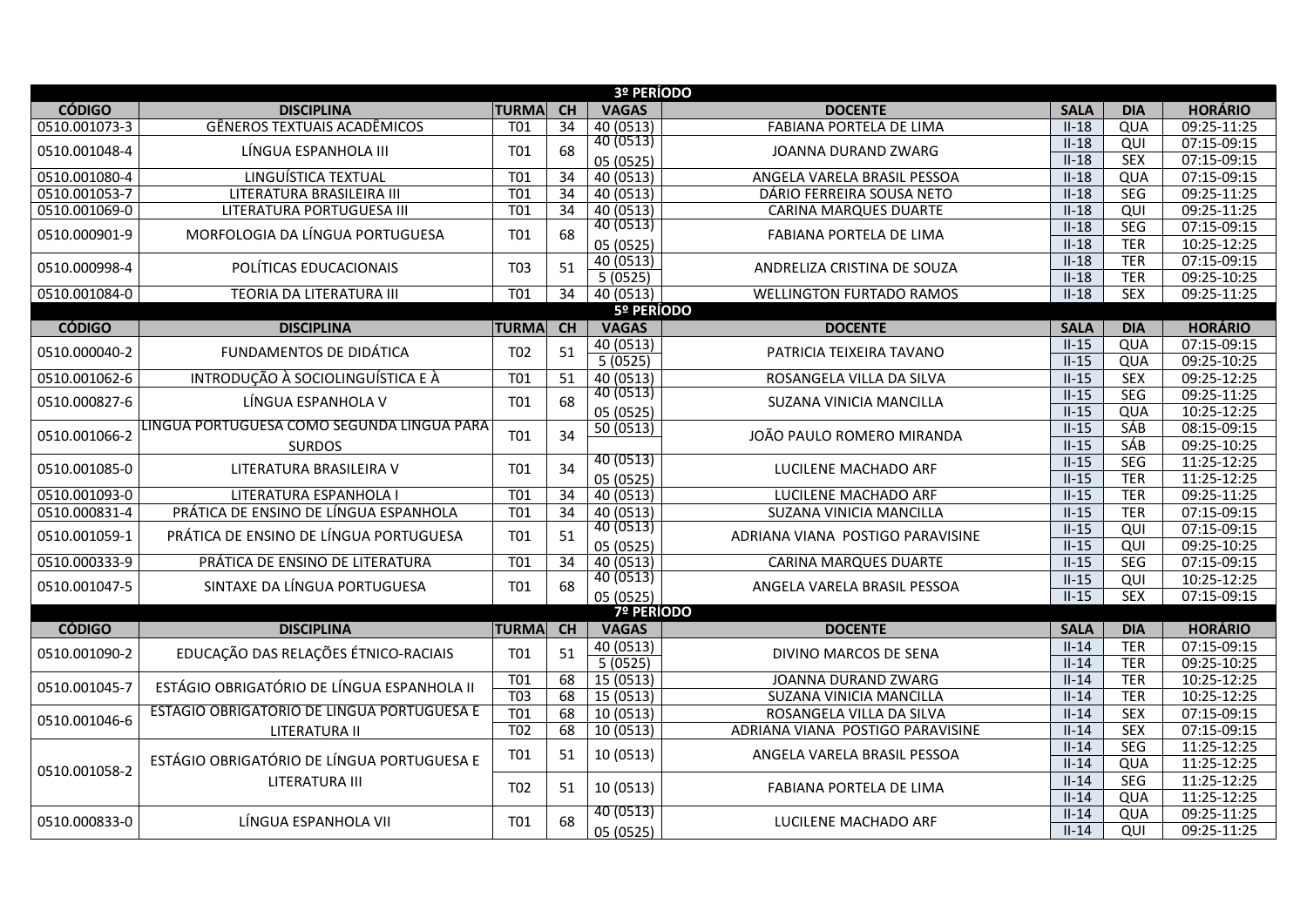| 3º PERÍODO | | | | | | | | |
|---|---|---|---|---|---|---|---|---|
| **CÓDIGO** | **DISCIPLINA** | **TURMA** | **CH** | **VAGAS** | **DOCENTE** | **SALA** | **DIA** | **HORÁRIO** |
| 0510.001073-3 | GÊNEROS TEXTUAIS ACADÊMICOS | T01 | 34 | 40 (0513) | FABIANA PORTELA DE LIMA | II-18 | QUA | 09:25-11:25 |
| 0510.001048-4 | LÍNGUA ESPANHOLA III | T01 | 68 | 40 (0513) | JOANNA DURAND ZWARG | II-18 | QUI | 07:15-09:15 |
| | | | | 05 (0525) | | II-18 | SEX | 07:15-09:15 |
| 0510.001080-4 | LINGUÍSTICA TEXTUAL | T01 | 34 | 40 (0513) | ANGELA VARELA BRASIL PESSOA | II-18 | QUA | 07:15-09:15 |
| 0510.001053-7 | LITERATURA BRASILEIRA III | T01 | 34 | 40 (0513) | DÁRIO FERREIRA SOUSA NETO | II-18 | SEG | 09:25-11:25 |
| 0510.001069-0 | LITERATURA PORTUGUESA III | T01 | 34 | 40 (0513) | CARINA MARQUES DUARTE | II-18 | QUI | 09:25-11:25 |
| 0510.000901-9 | MORFOLOGIA DA LÍNGUA PORTUGUESA | T01 | 68 | 40 (0513) | FABIANA PORTELA DE LIMA | II-18 | SEG | 07:15-09:15 |
| | | | | 05 (0525) | | II-18 | TER | 10:25-12:25 |
| 0510.000998-4 | POLÍTICAS EDUCACIONAIS | T03 | 51 | 40 (0513) | ANDRELIZA CRISTINA DE SOUZA | II-18 | TER | 07:15-09:15 |
| | | | | 5 (0525) | | II-18 | TER | 09:25-10:25 |
| 0510.001084-0 | TEORIA DA LITERATURA III | T01 | 34 | 40 (0513) | WELLINGTON FURTADO RAMOS | II-18 | SEX | 09:25-11:25 |
| 5º PERÍODO | | | | | | | | |
| **CÓDIGO** | **DISCIPLINA** | **TURMA** | **CH** | **VAGAS** | **DOCENTE** | **SALA** | **DIA** | **HORÁRIO** |
| 0510.000040-2 | FUNDAMENTOS DE DIDÁTICA | T02 | 51 | 40 (0513) | PATRICIA TEIXEIRA TAVANO | II-15 | QUA | 07:15-09:15 |
| | | | | 5 (0525) | | II-15 | QUA | 09:25-10:25 |
| 0510.001062-6 | INTRODUÇÃO À SOCIOLINGUÍSTICA E À | T01 | 51 | 40 (0513) | ROSANGELA VILLA DA SILVA | II-15 | SEX | 09:25-12:25 |
| 0510.000827-6 | LÍNGUA ESPANHOLA V | T01 | 68 | 40 (0513) | SUZANA VINICIA MANCILLA | II-15 | SEG | 09:25-11:25 |
| | | | | 05 (0525) | | II-15 | QUA | 10:25-12:25 |
| 0510.001066-2 | LÍNGUA PORTUGUESA COMO SEGUNDA LÍNGUA PARA SURDOS | T01 | 34 | 50 (0513) | JOÃO PAULO ROMERO MIRANDA | II-15 | SÁB | 08:15-09:15 |
| | | | | | | II-15 | SÁB | 09:25-10:25 |
| 0510.001085-0 | LITERATURA BRASILEIRA V | T01 | 34 | 40 (0513) | LUCILENE MACHADO ARF | II-15 | SEG | 11:25-12:25 |
| | | | | 05 (0525) | | II-15 | TER | 11:25-12:25 |
| 0510.001093-0 | LITERATURA ESPANHOLA I | T01 | 34 | 40 (0513) | LUCILENE MACHADO ARF | II-15 | TER | 09:25-11:25 |
| 0510.000831-4 | PRÁTICA DE ENSINO DE LÍNGUA ESPANHOLA | T01 | 34 | 40 (0513) | SUZANA VINICIA MANCILLA | II-15 | TER | 07:15-09:15 |
| 0510.001059-1 | PRÁTICA DE ENSINO DE LÍNGUA PORTUGUESA | T01 | 51 | 40 (0513) | ADRIANA VIANA POSTIGO PARAVISINE | II-15 | QUI | 07:15-09:15 |
| | | | | 05 (0525) | | II-15 | QUI | 09:25-10:25 |
| 0510.000333-9 | PRÁTICA DE ENSINO DE LITERATURA | T01 | 34 | 40 (0513) | CARINA MARQUES DUARTE | II-15 | SEG | 07:15-09:15 |
| 0510.001047-5 | SINTAXE DA LÍNGUA PORTUGUESA | T01 | 68 | 40 (0513) | ANGELA VARELA BRASIL PESSOA | II-15 | QUI | 10:25-12:25 |
| | | | | 05 (0525) | | II-15 | SEX | 07:15-09:15 |
| 7º PERÍODO | | | | | | | | |
| **CÓDIGO** | **DISCIPLINA** | **TURMA** | **CH** | **VAGAS** | **DOCENTE** | **SALA** | **DIA** | **HORÁRIO** |
| 0510.001090-2 | EDUCAÇÃO DAS RELAÇÕES ÉTNICO-RACIAIS | T01 | 51 | 40 (0513) | DIVINO MARCOS DE SENA | II-14 | TER | 07:15-09:15 |
| | | | | 5 (0525) | | II-14 | TER | 09:25-10:25 |
| 0510.001045-7 | ESTÁGIO OBRIGATÓRIO DE LÍNGUA ESPANHOLA II | T01 | 68 | 15 (0513) | JOANNA DURAND ZWARG | II-14 | TER | 10:25-12:25 |
| | | T03 | 68 | 15 (0513) | SUZANA VINICIA MANCILLA | II-14 | TER | 10:25-12:25 |
| 0510.001046-6 | ESTÁGIO OBRIGATÓRIO DE LÍNGUA PORTUGUESA E LITERATURA II | T01 | 68 | 10 (0513) | ROSANGELA VILLA DA SILVA | II-14 | SEX | 07:15-09:15 |
| | | T02 | 68 | 10 (0513) | ADRIANA VIANA POSTIGO PARAVISINE | II-14 | SEX | 07:15-09:15 |
| 0510.001058-2 | ESTÁGIO OBRIGATÓRIO DE LÍNGUA PORTUGUESA E LITERATURA III | T01 | 51 | 10 (0513) | ANGELA VARELA BRASIL PESSOA | II-14 | SEG | 11:25-12:25 |
| | | | | | | II-14 | QUA | 11:25-12:25 |
| | | T02 | 51 | 10 (0513) | FABIANA PORTELA DE LIMA | II-14 | SEG | 11:25-12:25 |
| | | | | | | II-14 | QUA | 11:25-12:25 |
| 0510.000833-0 | LÍNGUA ESPANHOLA VII | T01 | 68 | 40 (0513) | LUCILENE MACHADO ARF | II-14 | QUA | 09:25-11:25 |
| | | | | 05 (0525) | | II-14 | QUI | 09:25-11:25 |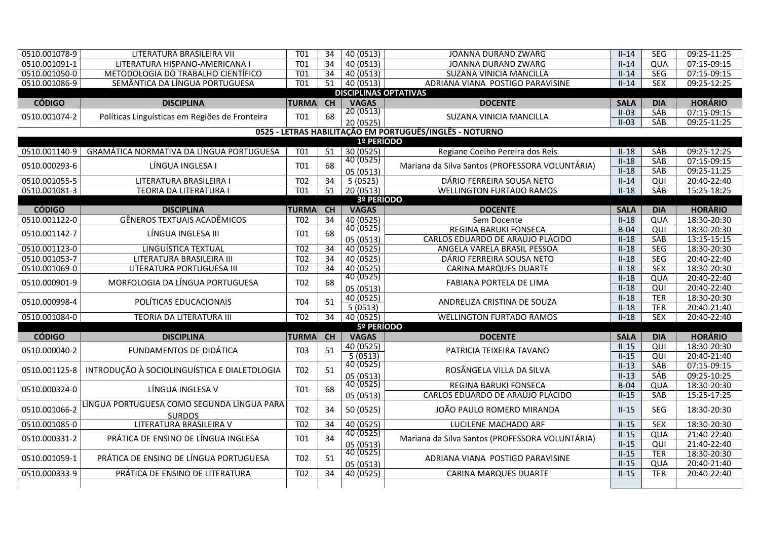| CÓDIGO | DISCIPLINA | TURMA | CH | VAGAS | DOCENTE | SALA | DIA | HORÁRIO |
|---|---|---|---|---|---|---|---|---|
| 0510.001078-9 | LITERATURA BRASILEIRA VII | T01 | 34 | 40 (0513) | JOANNA DURAND ZWARG | II-14 | SEG | 09:25-11:25 |
| 0510.001091-1 | LITERATURA HISPANO-AMERICANA I | T01 | 34 | 40 (0513) | JOANNA DURAND ZWARG | II-14 | QUA | 07:15-09:15 |
| 0510.001050-0 | METODOLOGIA DO TRABALHO CIENTÍFICO | T01 | 34 | 40 (0513) | SUZANA VINICIA MANCILLA | II-14 | SEG | 07:15-09:15 |
| 0510.001086-9 | SEMÂNTICA DA LÍNGUA PORTUGUESA | T01 | 51 | 40 (0513) | ADRIANA VIANA POSTIGO PARAVISINE | II-14 | SEX | 09:25-12:25 |
| **DISCIPLINAS OPTATIVAS** | | | | | | | | |
| **CÓDIGO** | **DISCIPLINA** | **TURMA** | **CH** | **VAGAS** | **DOCENTE** | **SALA** | **DIA** | **HORÁRIO** |
| 0510.001074-2 | Políticas Linguísticas em Regiões de Fronteira | T01 | 68 | 20 (0513) | SUZANA VINICIA MANCILLA | II-03 | SÁB | 07:15-09:15 |
| | | | | 20 (0525) | | II-03 | SÁB | 09:25-11:25 |
| **0525 - LETRAS HABILITAÇÃO EM PORTUGUÊS/INGLÊS - NOTURNO** | | | | | | | | |
| **1º PERÍODO** | | | | | | | | |
| 0510.001140-9 | GRAMÁTICA NORMATIVA DA LÍNGUA PORTUGUESA | T01 | 51 | 30 (0525) | Regiane Coelho Pereira dos Reis | II-18 | SÁB | 09:25-12:25 |
| 0510.000293-6 | LÍNGUA INGLESA I | T01 | 68 | 40 (0525) | Mariana da Silva Santos (PROFESSORA VOLUNTÁRIA) | II-18 | SÁB | 07:15-09:15 |
| | | | | 05 (0513) | | II-18 | SÁB | 09:25-11:25 |
| 0510.001055-5 | LITERATURA BRASILEIRA I | T02 | 34 | 5 (0525) | DÁRIO FERREIRA SOUSA NETO | II-14 | QUI | 20:40-22:40 |
| 0510.001081-3 | TEORIA DA LITERATURA I | T01 | 51 | 20 (0513) | WELLINGTON FURTADO RAMOS | II-18 | SÁB | 15:25-18:25 |
| **3º PERÍODO** | | | | | | | | |
| **CÓDIGO** | **DISCIPLINA** | **TURMA** | **CH** | **VAGAS** | **DOCENTE** | **SALA** | **DIA** | **HORÁRIO** |
| 0510.001122-0 | GÊNEROS TEXTUAIS ACADÊMICOS | T02 | 34 | 40 (0525) | Sem Docente | II-18 | QUA | 18:30-20:30 |
| 0510.001142-7 | LÍNGUA INGLESA III | T01 | 68 | 40 (0525) | REGINA BARUKI FONSECA | B-04 | QUI | 18:30-20:30 |
| | | | | 05 (0513) | CARLOS EDUARDO DE ARAÚJO PLÁCIDO | II-18 | SÁB | 13:15-15:15 |
| 0510.001123-0 | LINGUÍSTICA TEXTUAL | T02 | 34 | 40 (0525) | ANGELA VARELA BRASIL PESSOA | II-18 | SEG | 18:30-20:30 |
| 0510.001053-7 | LITERATURA BRASILEIRA III | T02 | 34 | 40 (0525) | DÁRIO FERREIRA SOUSA NETO | II-18 | SEG | 20:40-22:40 |
| 0510.001069-0 | LITERATURA PORTUGUESA III | T02 | 34 | 40 (0525) | CARINA MARQUES DUARTE | II-18 | SEX | 18:30-20:30 |
| 0510.000901-9 | MORFOLOGIA DA LÍNGUA PORTUGUESA | T02 | 68 | 40 (0525) | FABIANA PORTELA DE LIMA | II-18 | QUA | 20:40-22:40 |
| | | | | 05 (0513) | | II-18 | QUI | 20:40-22:40 |
| 0510.000998-4 | POLÍTICAS EDUCACIONAIS | T04 | 51 | 40 (0525) | ANDRELIZA CRISTINA DE SOUZA | II-18 | TER | 18:30-20:30 |
| | | | | 5 (0513) | | II-18 | TER | 20:40-21:40 |
| 0510.001084-0 | TEORIA DA LITERATURA III | T02 | 34 | 40 (0525) | WELLINGTON FURTADO RAMOS | II-18 | SEX | 20:40-22:40 |
| **5º PERÍODO** | | | | | | | | |
| **CÓDIGO** | **DISCIPLINA** | **TURMA** | **CH** | **VAGAS** | **DOCENTE** | **SALA** | **DIA** | **HORÁRIO** |
| 0510.000040-2 | FUNDAMENTOS DE DIDÁTICA | T03 | 51 | 40 (0525) | PATRICIA TEIXEIRA TAVANO | II-15 | QUI | 18:30-20:30 |
| | | | | 5 (0513) | | II-15 | QUI | 20:40-21:40 |
| 0510.001125-8 | INTRODUÇÃO À SOCIOLINGUÍSTICA E DIALETOLOGIA | T02 | 51 | 40 (0525) | ROSÂNGELA VILLA DA SILVA | II-13 | SÁB | 07:15-09:15 |
| | | | | 05 (0513) | | II-13 | SÁB | 09:25-10:25 |
| 0510.000324-0 | LÍNGUA INGLESA V | T01 | 68 | 40 (0525) | REGINA BARUKI FONSECA | B-04 | QUA | 18:30-20:30 |
| | | | | 05 (0513) | CARLOS EDUARDO DE ARAÚJO PLÁCIDO | II-15 | SÁB | 15:25-17:25 |
| 0510.001066-2 | LÍNGUA PORTUGUESA COMO SEGUNDA LÍNGUA PARA SURDOS | T02 | 34 | 50 (0525) | JOÃO PAULO ROMERO MIRANDA | II-15 | SEG | 18:30-20:30 |
| 0510.001085-0 | LITERATURA BRASILEIRA V | T02 | 34 | 40 (0525) | LUCILENE MACHADO ARF | II-15 | SEX | 18:30-20:30 |
| 0510.000331-2 | PRÁTICA DE ENSINO DE LÍNGUA INGLESA | T01 | 34 | 40 (0525) | Mariana da Silva Santos (PROFESSORA VOLUNTÁRIA) | II-15 | QUA | 21:40-22:40 |
| | | | | 05 (0513) | | II-15 | QUI | 21:40-22:40 |
| 0510.001059-1 | PRÁTICA DE ENSINO DE LÍNGUA PORTUGUESA | T02 | 51 | 40 (0525) | ADRIANA VIANA POSTIGO PARAVISINE | II-15 | TER | 18:30-20:30 |
| | | | | 05 (0513) | | II-15 | QUA | 20:40-21:40 |
| 0510.000333-9 | PRÁTICA DE ENSINO DE LITERATURA | T02 | 34 | 40 (0525) | CARINA MARQUES DUARTE | II-15 | TER | 20:40-22:40 |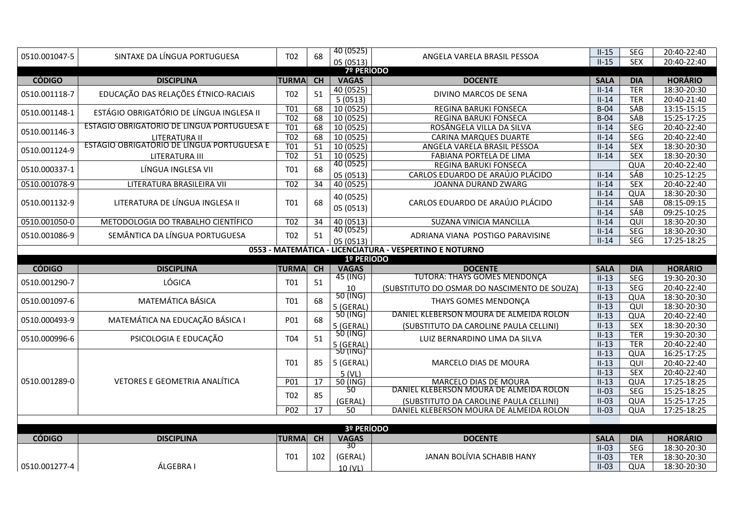| CÓDIGO | DISCIPLINA | TURMA | CH | VAGAS | DOCENTE | SALA | DIA | HORÁRIO |
|---|---|---|---|---|---|---|---|---|
| 0510.001047-5 | SINTAXE DA LÍNGUA PORTUGUESA | T02 | 68 | 40 (0525) 05 (0513) | ANGELA VARELA BRASIL PESSOA | II-15 | SEG | 20:40-22:40 |
| | | | | | | II-15 | SEX | 20:40-22:40 |

**7º PERÍODO**

| CÓDIGO | DISCIPLINA | TURMA | CH | VAGAS | DOCENTE | SALA | DIA | HORÁRIO |
|---|---|---|---|---|---|---|---|---|
| 0510.001118-7 | EDUCAÇÃO DAS RELAÇÕES ÉTNICO-RACIAIS | T02 | 51 | 40 (0525) | DIVINO MARCOS DE SENA | II-14 | TER | 18:30-20:30 |
| | | | | 5 (0513) | | II-14 | TER | 20:40-21:40 |
| 0510.001148-1 | ESTÁGIO OBRIGATÓRIO DE LÍNGUA INGLESA II | T01 | 68 | 10 (0525) | REGINA BARUKI FONSECA | B-04 | SÁB | 13:15-15:15 |
| | | T02 | 68 | 10 (0525) | REGINA BARUKI FONSECA | B-04 | SÁB | 15:25-17:25 |
| 0510.001146-3 | ESTÁGIO OBRIGATÓRIO DE LÍNGUA PORTUGUESA E LITERATURA II | T01 | 68 | 10 (0525) | ROSÂNGELA VILLA DA SILVA | II-14 | SEG | 20:40-22:40 |
| | | T02 | 68 | 10 (0525) | CARINA MARQUES DUARTE | II-14 | SEG | 20:40-22:40 |
| 0510.001124-9 | ESTÁGIO OBRIGATÓRIO DE LÍNGUA PORTUGUESA E LITERATURA III | T01 | 51 | 10 (0525) | ANGELA VARELA BRASIL PESSOA | II-14 | SEX | 18:30-20:30 |
| | | T02 | 51 | 10 (0525) | FABIANA PORTELA DE LIMA | II-14 | SEX | 18:30-20:30 |
| 0510.000337-1 | LÍNGUA INGLESA VII | T01 | 68 | 40 (0525) | REGINA BARUKI FONSECA | | QUA | 20:40-22:40 |
| | | | | 05 (0513) | CARLOS EDUARDO DE ARAÚJO PLÁCIDO | II-14 | SÁB | 10:25-12:25 |
| 0510.001078-9 | LITERATURA BRASILEIRA VII | T02 | 34 | 40 (0525) | JOANNA DURAND ZWARG | II-14 | SEX | 20:40-22:40 |
| 0510.001132-9 | LITERATURA DE LÍNGUA INGLESA II | T01 | 68 | 40 (0525) 05 (0513) | CARLOS EDUARDO DE ARAÚJO PLÁCIDO | II-14 | QUA | 18:30-20:30 |
| | | | | | | II-14 | SÁB | 08:15-09:15 |
| | | | | | | II-14 | SÁB | 09:25-10:25 |
| 0510.001050-0 | METODOLOGIA DO TRABALHO CIENTÍFICO | T02 | 34 | 40 (0513) | SUZANA VINICIA MANCILLA | II-14 | QUI | 18:30-20:30 |
| 0510.001086-9 | SEMÂNTICA DA LÍNGUA PORTUGUESA | T02 | 51 | 40 (0525) 05 (0513) | ADRIANA VIANA POSTIGO PARAVISINE | II-14 | SEG | 18:30-20:30 |
| | | | | | | II-14 | SEG | 17:25-18:25 |

**0553 - MATEMÁTICA - LICENCIATURA - VESPERTINO E NOTURNO**

**1º PERÍODO**

| CÓDIGO | DISCIPLINA | TURMA | CH | VAGAS | DOCENTE | SALA | DIA | HORÁRIO |
|---|---|---|---|---|---|---|---|---|
| 0510.001290-7 | LÓGICA | T01 | 51 | 45 (ING) 10 | TUTORA: THAYS GOMES MENDONÇA (SUBSTITUTO DO OSMAR DO NASCIMENTO DE SOUZA) | II-13 | SEG | 19:30-20:30 |
| | | | | | | II-13 | SEG | 20:40-22:40 |
| 0510.001097-6 | MATEMÁTICA BÁSICA | T01 | 68 | 50 (ING) 5 (GERAL) | THAYS GOMES MENDONÇA | II-13 | QUA | 18:30-20:30 |
| | | | | | | II-13 | QUI | 18:30-20:30 |
| 0510.000493-9 | MATEMÁTICA NA EDUCAÇÃO BÁSICA I | P01 | 68 | 50 (ING) 5 (GERAL) | DANIEL KLEBERSON MOURA DE ALMEIDA ROLON (SUBSTITUTO DA CAROLINE PAULA CELLINI) | II-13 | QUA | 20:40-22:40 |
| | | | | | | II-13 | SEX | 18:30-20:30 |
| 0510.000996-6 | PSICOLOGIA E EDUCAÇÃO | T04 | 51 | 50 (ING) 5 (GERAL) | LUIZ BERNARDINO LIMA DA SILVA | II-13 | TER | 19:30-20:30 |
| | | | | | | II-13 | TER | 20:40-22:40 |
| 0510.001289-0 | VETORES E GEOMETRIA ANALÍTICA | T01 | 85 | 50 (ING) 5 (GERAL) 5 (VL) | MARCELO DIAS DE MOURA | II-13 | QUA | 16:25-17:25 |
| | | | | | | II-13 | QUI | 20:40-22:40 |
| | | | | | | II-13 | SEX | 20:40-22:40 |
| | | P01 | 17 | 50 (ING) | MARCELO DIAS DE MOURA | II-13 | QUA | 17:25-18:25 |
| | | T02 | 85 | 50 (GERAL) | DANIEL KLEBERSON MOURA DE ALMEIDA ROLON (SUBSTITUTO DA CAROLINE PAULA CELLINI) | II-03 | SEG | 15:25-18:25 |
| | | | | | | II-03 | QUA | 15:25-17:25 |
| | | P02 | 17 | 50 | DANIEL KLEBERSON MOURA DE ALMEIDA ROLON | II-03 | QUA | 17:25-18:25 |

**3º PERÍODO**

| CÓDIGO | DISCIPLINA | TURMA | CH | VAGAS | DOCENTE | SALA | DIA | HORÁRIO |
|---|---|---|---|---|---|---|---|---|
| 0510.001277-4 | ÁLGEBRA I | T01 | 102 | 30 (GERAL) 10 (VL) | JANAN BOLÍVIA SCHABIB HANY | II-03 | SEG | 18:30-20:30 |
| | | | | | | II-03 | TER | 18:30-20:30 |
| | | | | | | II-03 | QUA | 18:30-20:30 |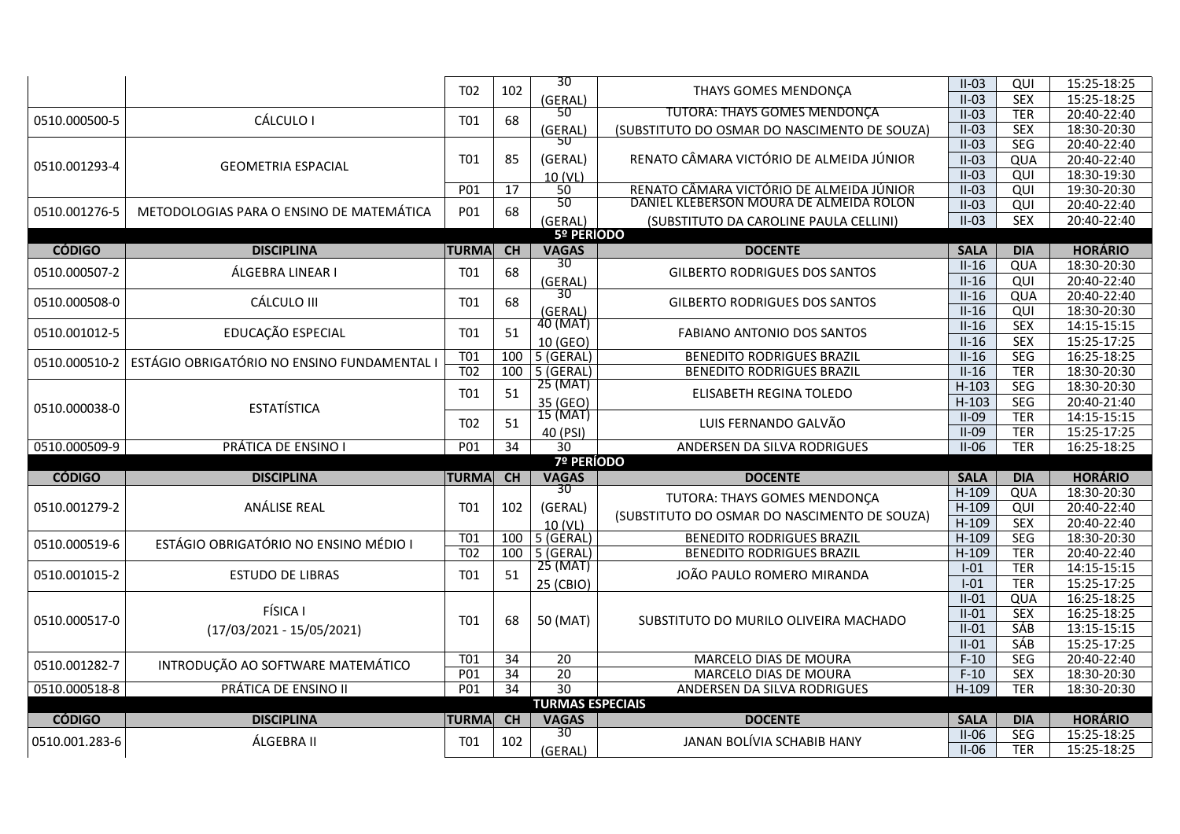| CÓDIGO | DISCIPLINA | TURMA | CH | VAGAS | DOCENTE | SALA | DIA | HORÁRIO |
|---|---|---|---|---|---|---|---|---|
| | | T02 | 102 | 30 (GERAL) | THAYS GOMES MENDONÇA | II-03 | QUI | 15:25-18:25 |
| | | | | | | II-03 | SEX | 15:25-18:25 |
| 0510.000500-5 | CÁLCULO I | T01 | 68 | 50 (GERAL) | TUTORA: THAYS GOMES MENDONÇA (SUBSTITUTO DO OSMAR DO NASCIMENTO DE SOUZA) | II-03 | TER | 20:40-22:40 |
| | | | | | | II-03 | SEX | 18:30-20:30 |
| 0510.001293-4 | GEOMETRIA ESPACIAL | T01 | 85 | 50 (GERAL) 10 (VL) | RENATO CÂMARA VICTÓRIO DE ALMEIDA JÚNIOR | II-03 | SEG | 20:40-22:40 |
| | | | | | | II-03 | QUA | 20:40-22:40 |
| | | | | | | II-03 | QUI | 18:30-19:30 |
| | | P01 | 17 | 50 | RENATO CÂMARA VICTÓRIO DE ALMEIDA JÚNIOR | II-03 | QUI | 19:30-20:30 |
| 0510.001276-5 | METODOLOGIAS PARA O ENSINO DE MATEMÁTICA | P01 | 68 | 50 (GERAL) | DANIEL KLEBERSON MOURA DE ALMEIDA ROLON (SUBSTITUTO DA CAROLINE PAULA CELLINI) | II-03 | QUI | 20:40-22:40 |
| | | | | | | II-03 | SEX | 20:40-22:40 |

**5º PERÍODO**

| CÓDIGO | DISCIPLINA | TURMA | CH | VAGAS | DOCENTE | SALA | DIA | HORÁRIO |
|---|---|---|---|---|---|---|---|---|
| 0510.000507-2 | ÁLGEBRA LINEAR I | T01 | 68 | 30 (GERAL) | GILBERTO RODRIGUES DOS SANTOS | II-16 | QUA | 18:30-20:30 |
| | | | | | | II-16 | QUI | 20:40-22:40 |
| 0510.000508-0 | CÁLCULO III | T01 | 68 | 30 (GERAL) | GILBERTO RODRIGUES DOS SANTOS | II-16 | QUA | 20:40-22:40 |
| | | | | | | II-16 | QUI | 18:30-20:30 |
| 0510.001012-5 | EDUCAÇÃO ESPECIAL | T01 | 51 | 40 (MAT) 10 (GEO) | FABIANO ANTONIO DOS SANTOS | II-16 | SEX | 14:15-15:15 |
| | | | | | | II-16 | SEX | 15:25-17:25 |
| 0510.000510-2 | ESTÁGIO OBRIGATÓRIO NO ENSINO FUNDAMENTAL I | T01 | 100 | 5 (GERAL) | BENEDITO RODRIGUES BRAZIL | II-16 | SEG | 16:25-18:25 |
| | | T02 | 100 | 5 (GERAL) | BENEDITO RODRIGUES BRAZIL | II-16 | TER | 18:30-20:30 |
| 0510.000038-0 | ESTATÍSTICA | T01 | 51 | 25 (MAT) 35 (GEO) | ELISABETH REGINA TOLEDO | H-103 | SEG | 18:30-20:30 |
| | | | | | | H-103 | SEG | 20:40-21:40 |
| | | T02 | 51 | 15 (MAT) 40 (PSI) | LUIS FERNANDO GALVÃO | II-09 | TER | 14:15-15:15 |
| | | | | | | II-09 | TER | 15:25-17:25 |
| 0510.000509-9 | PRÁTICA DE ENSINO I | P01 | 34 | 30 | ANDERSEN DA SILVA RODRIGUES | II-06 | TER | 16:25-18:25 |

**7º PERÍODO**

| CÓDIGO | DISCIPLINA | TURMA | CH | VAGAS | DOCENTE | SALA | DIA | HORÁRIO |
|---|---|---|---|---|---|---|---|---|
| 0510.001279-2 | ANÁLISE REAL | T01 | 102 | 30 (GERAL) 10 (VL) | TUTORA: THAYS GOMES MENDONÇA (SUBSTITUTO DO OSMAR DO NASCIMENTO DE SOUZA) | H-109 | QUA | 18:30-20:30 |
| | | | | | | H-109 | QUI | 20:40-22:40 |
| | | | | | | H-109 | SEX | 20:40-22:40 |
| 0510.000519-6 | ESTÁGIO OBRIGATÓRIO NO ENSINO MÉDIO I | T01 | 100 | 5 (GERAL) | BENEDITO RODRIGUES BRAZIL | H-109 | SEG | 18:30-20:30 |
| | | T02 | 100 | 5 (GERAL) | BENEDITO RODRIGUES BRAZIL | H-109 | TER | 20:40-22:40 |
| 0510.001015-2 | ESTUDO DE LIBRAS | T01 | 51 | 25 (MAT) 25 (CBIO) | JOÃO PAULO ROMERO MIRANDA | I-01 | TER | 14:15-15:15 |
| | | | | | | I-01 | TER | 15:25-17:25 |
| 0510.000517-0 | FÍSICA I (17/03/2021 - 15/05/2021) | T01 | 68 | 50 (MAT) | SUBSTITUTO DO MURILO OLIVEIRA MACHADO | II-01 | QUA | 16:25-18:25 |
| | | | | | | II-01 | SEX | 16:25-18:25 |
| | | | | | | II-01 | SÁB | 13:15-15:15 |
| | | | | | | II-01 | SÁB | 15:25-17:25 |
| 0510.001282-7 | INTRODUÇÃO AO SOFTWARE MATEMÁTICO | T01 | 34 | 20 | MARCELO DIAS DE MOURA | F-10 | SEG | 20:40-22:40 |
| | | P01 | 34 | 20 | MARCELO DIAS DE MOURA | F-10 | SEX | 18:30-20:30 |
| 0510.000518-8 | PRÁTICA DE ENSINO II | P01 | 34 | 30 | ANDERSEN DA SILVA RODRIGUES | H-109 | TER | 18:30-20:30 |

**TURMAS ESPECIAIS**

| CÓDIGO | DISCIPLINA | TURMA | CH | VAGAS | DOCENTE | SALA | DIA | HORÁRIO |
|---|---|---|---|---|---|---|---|---|
| 0510.001.283-6 | ÁLGEBRA II | T01 | 102 | 30 (GERAL) | JANAN BOLÍVIA SCHABIB HANY | II-06 | SEG | 15:25-18:25 |
| | | | | | | II-06 | TER | 15:25-18:25 |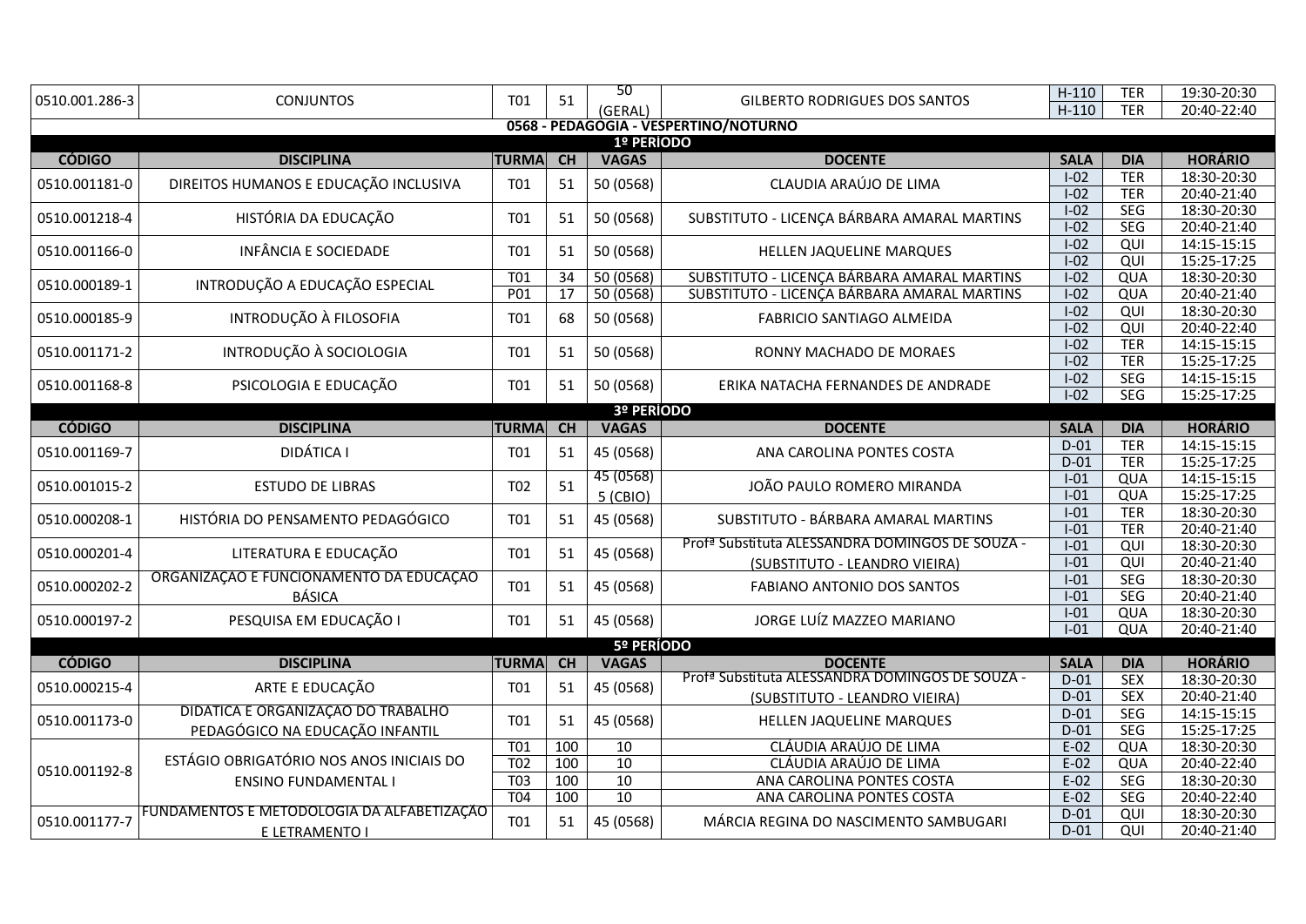| CÓDIGO | DISCIPLINA | TURMA | CH | VAGAS | DOCENTE | SALA | DIA | HORÁRIO |
|---|---|---|---|---|---|---|---|---|
| 0510.001.286-3 | CONJUNTOS | T01 | 51 | 50 (GERAL) | GILBERTO RODRIGUES DOS SANTOS | H-110 | TER | 19:30-20:30 |
| | | | | | | H-110 | TER | 20:40-22:40 |

## 0568 - PEDAGOGIA - VESPERTINO/NOTURNO

### 1º PERÍODO

| CÓDIGO | DISCIPLINA | TURMA | CH | VAGAS | DOCENTE | SALA | DIA | HORÁRIO |
|---|---|---|---|---|---|---|---|---|
| 0510.001181-0 | DIREITOS HUMANOS E EDUCAÇÃO INCLUSIVA | T01 | 51 | 50 (0568) | CLAUDIA ARAÚJO DE LIMA | I-02 | TER | 18:30-20:30 |
| | | | | | | I-02 | TER | 20:40-21:40 |
| 0510.001218-4 | HISTÓRIA DA EDUCAÇÃO | T01 | 51 | 50 (0568) | SUBSTITUTO - LICENÇA BÁRBARA AMARAL MARTINS | I-02 | SEG | 18:30-20:30 |
| | | | | | | I-02 | SEG | 20:40-21:40 |
| 0510.001166-0 | INFÂNCIA E SOCIEDADE | T01 | 51 | 50 (0568) | HELLEN JAQUELINE MARQUES | I-02 | QUI | 14:15-15:15 |
| | | | | | | I-02 | QUI | 15:25-17:25 |
| 0510.000189-1 | INTRODUÇÃO A EDUCAÇÃO ESPECIAL | T01 | 34 | 50 (0568) | SUBSTITUTO - LICENÇA BÁRBARA AMARAL MARTINS | I-02 | QUA | 18:30-20:30 |
| | | P01 | 17 | 50 (0568) | SUBSTITUTO - LICENÇA BÁRBARA AMARAL MARTINS | I-02 | QUA | 20:40-21:40 |
| 0510.000185-9 | INTRODUÇÃO À FILOSOFIA | T01 | 68 | 50 (0568) | FABRICIO SANTIAGO ALMEIDA | I-02 | QUI | 18:30-20:30 |
| | | | | | | I-02 | QUI | 20:40-22:40 |
| 0510.001171-2 | INTRODUÇÃO À SOCIOLOGIA | T01 | 51 | 50 (0568) | RONNY MACHADO DE MORAES | I-02 | TER | 14:15-15:15 |
| | | | | | | I-02 | TER | 15:25-17:25 |
| 0510.001168-8 | PSICOLOGIA E EDUCAÇÃO | T01 | 51 | 50 (0568) | ERIKA NATACHA FERNANDES DE ANDRADE | I-02 | SEG | 14:15-15:15 |
| | | | | | | I-02 | SEG | 15:25-17:25 |

### 3º PERÍODO

| CÓDIGO | DISCIPLINA | TURMA | CH | VAGAS | DOCENTE | SALA | DIA | HORÁRIO |
|---|---|---|---|---|---|---|---|---|
| 0510.001169-7 | DIDÁTICA I | T01 | 51 | 45 (0568) | ANA CAROLINA PONTES COSTA | D-01 | TER | 14:15-15:15 |
| | | | | | | D-01 | TER | 15:25-17:25 |
| 0510.001015-2 | ESTUDO DE LIBRAS | T02 | 51 | 45 (0568) 5 (CBIO) | JOÃO PAULO ROMERO MIRANDA | I-01 | QUA | 14:15-15:15 |
| | | | | | | I-01 | QUA | 15:25-17:25 |
| 0510.000208-1 | HISTÓRIA DO PENSAMENTO PEDAGÓGICO | T01 | 51 | 45 (0568) | SUBSTITUTO - BÁRBARA AMARAL MARTINS | I-01 | TER | 18:30-20:30 |
| | | | | | | I-01 | TER | 20:40-21:40 |
| 0510.000201-4 | LITERATURA E EDUCAÇÃO | T01 | 51 | 45 (0568) | Profª Substituta ALESSANDRA DOMINGOS DE SOUZA - (SUBSTITUTO - LEANDRO VIEIRA) | I-01 | QUI | 18:30-20:30 |
| | | | | | | I-01 | QUI | 20:40-21:40 |
| 0510.000202-2 | ORGANIZAÇÃO E FUNCIONAMENTO DA EDUCAÇÃO BÁSICA | T01 | 51 | 45 (0568) | FABIANO ANTONIO DOS SANTOS | I-01 | SEG | 18:30-20:30 |
| | | | | | | I-01 | SEG | 20:40-21:40 |
| 0510.000197-2 | PESQUISA EM EDUCAÇÃO I | T01 | 51 | 45 (0568) | JORGE LUÍZ MAZZEO MARIANO | I-01 | QUA | 18:30-20:30 |
| | | | | | | I-01 | QUA | 20:40-21:40 |

### 5º PERÍODO

| CÓDIGO | DISCIPLINA | TURMA | CH | VAGAS | DOCENTE | SALA | DIA | HORÁRIO |
|---|---|---|---|---|---|---|---|---|
| 0510.000215-4 | ARTE E EDUCAÇÃO | T01 | 51 | 45 (0568) | Profª Substituta ALESSANDRA DOMINGOS DE SOUZA - (SUBSTITUTO - LEANDRO VIEIRA) | D-01 | SEX | 18:30-20:30 |
| | | | | | | D-01 | SEX | 20:40-21:40 |
| 0510.001173-0 | DIDÁTICA E ORGANIZAÇÃO DO TRABALHO PEDAGÓGICO NA EDUCAÇÃO INFANTIL | T01 | 51 | 45 (0568) | HELLEN JAQUELINE MARQUES | D-01 | SEG | 14:15-15:15 |
| | | | | | | D-01 | SEG | 15:25-17:25 |
| 0510.001192-8 | ESTÁGIO OBRIGATÓRIO NOS ANOS INICIAIS DO ENSINO FUNDAMENTAL I | T01 | 100 | 10 | CLÁUDIA ARAÚJO DE LIMA | E-02 | QUA | 18:30-20:30 |
| | | T02 | 100 | 10 | CLÁUDIA ARAÚJO DE LIMA | E-02 | QUA | 20:40-22:40 |
| | | T03 | 100 | 10 | ANA CAROLINA PONTES COSTA | E-02 | SEG | 18:30-20:30 |
| | | T04 | 100 | 10 | ANA CAROLINA PONTES COSTA | E-02 | SEG | 20:40-22:40 |
| 0510.001177-7 | FUNDAMENTOS E METODOLOGIA DA ALFABETIZAÇÃO E LETRAMENTO I | T01 | 51 | 45 (0568) | MÁRCIA REGINA DO NASCIMENTO SAMBUGARI | D-01 | QUI | 18:30-20:30 |
| | | | | | | D-01 | QUI | 20:40-21:40 |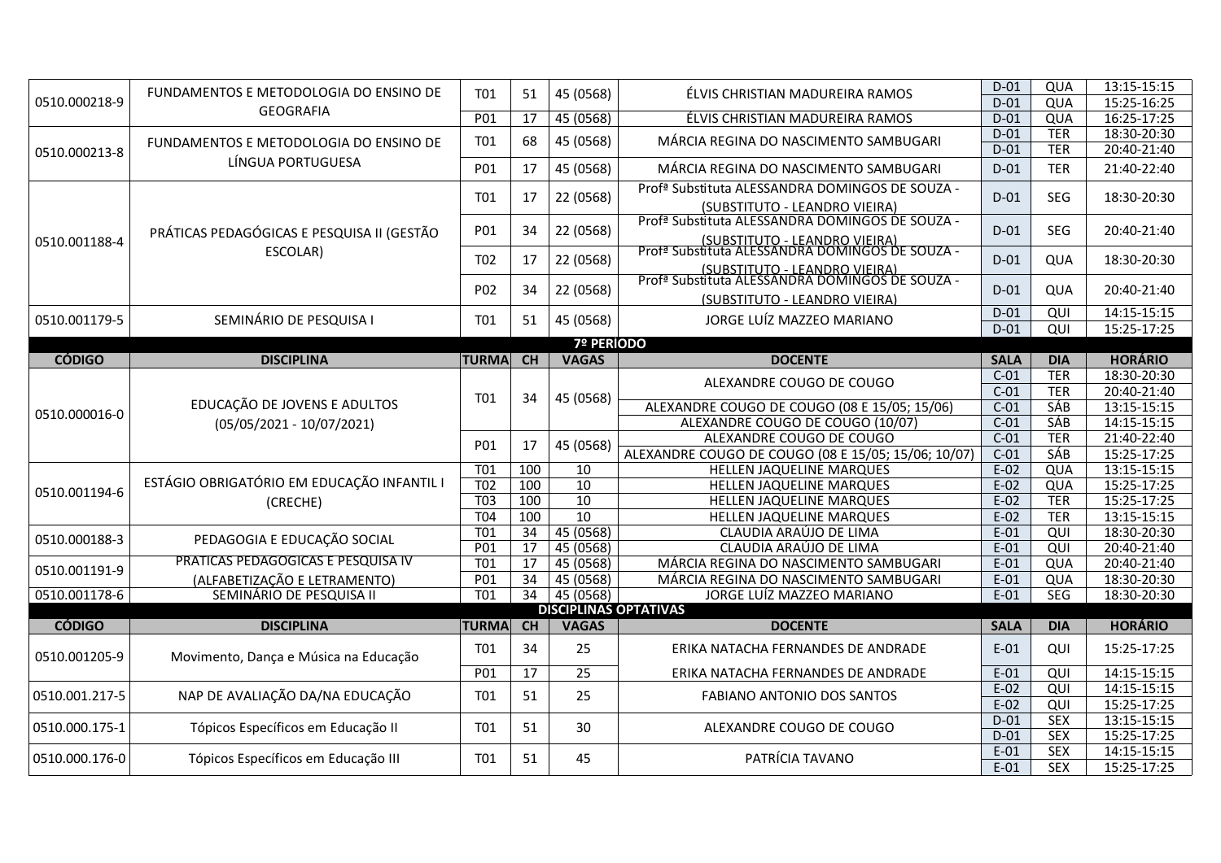| CÓDIGO | DISCIPLINA | TURMA | CH | VAGAS | DOCENTE | SALA | DIA | HORÁRIO |
|---|---|---|---|---|---|---|---|---|
| 0510.000218-9 | FUNDAMENTOS E METODOLOGIA DO ENSINO DE GEOGRAFIA | T01 | 51 | 45 (0568) | ÉLVIS CHRISTIAN MADUREIRA RAMOS | D-01 | QUA | 13:15-15:15 |
| | | | | | | D-01 | QUA | 15:25-16:25 |
| | | P01 | 17 | 45 (0568) | ÉLVIS CHRISTIAN MADUREIRA RAMOS | D-01 | QUA | 16:25-17:25 |
| 0510.000213-8 | FUNDAMENTOS E METODOLOGIA DO ENSINO DE LÍNGUA PORTUGUESA | T01 | 68 | 45 (0568) | MÁRCIA REGINA DO NASCIMENTO SAMBUGARI | D-01 | TER | 18:30-20:30 |
| | | | | | | D-01 | TER | 20:40-21:40 |
| | | P01 | 17 | 45 (0568) | MÁRCIA REGINA DO NASCIMENTO SAMBUGARI | D-01 | TER | 21:40-22:40 |
| 0510.001188-4 | PRÁTICAS PEDAGÓGICAS E PESQUISA II (GESTÃO ESCOLAR) | T01 | 17 | 22 (0568) | Profª Substituta ALESSANDRA DOMINGOS DE SOUZA - (SUBSTITUTO - LEANDRO VIEIRA) | D-01 | SEG | 18:30-20:30 |
| | | P01 | 34 | 22 (0568) | Profª Substituta ALESSANDRA DOMINGOS DE SOUZA - (SUBSTITUTO - LEANDRO VIEIRA) | D-01 | SEG | 20:40-21:40 |
| | | T02 | 17 | 22 (0568) | Profª Substituta ALESSANDRA DOMINGOS DE SOUZA - (SUBSTITUTO - LEANDRO VIEIRA) | D-01 | QUA | 18:30-20:30 |
| | | P02 | 34 | 22 (0568) | Profª Substituta ALESSANDRA DOMINGOS DE SOUZA - (SUBSTITUTO - LEANDRO VIEIRA) | D-01 | QUA | 20:40-21:40 |
| 0510.001179-5 | SEMINÁRIO DE PESQUISA I | T01 | 51 | 45 (0568) | JORGE LUÍZ MAZZEO MARIANO | D-01 | QUI | 14:15-15:15 |
| | | | | | | D-01 | QUI | 15:25-17:25 |

## 7º PERÍODO

| CÓDIGO | DISCIPLINA | TURMA | CH | VAGAS | DOCENTE | SALA | DIA | HORÁRIO |
|---|---|---|---|---|---|---|---|---|
| 0510.000016-0 | EDUCAÇÃO DE JOVENS E ADULTOS (05/05/2021 - 10/07/2021) | T01 | 34 | 45 (0568) | ALEXANDRE COUGO DE COUGO | C-01 | TER | 18:30-20:30 |
| | | | | | | C-01 | TER | 20:40-21:40 |
| | | | | | ALEXANDRE COUGO DE COUGO (08 E 15/05; 15/06) | C-01 | SÁB | 13:15-15:15 |
| | | | | | ALEXANDRE COUGO DE COUGO (10/07) | C-01 | SÁB | 14:15-15:15 |
| | | P01 | 17 | 45 (0568) | ALEXANDRE COUGO DE COUGO | C-01 | TER | 21:40-22:40 |
| | | | | | ALEXANDRE COUGO DE COUGO (08 E 15/05; 15/06; 10/07) | C-01 | SÁB | 15:25-17:25 |
| 0510.001194-6 | ESTÁGIO OBRIGATÓRIO EM EDUCAÇÃO INFANTIL I (CRECHE) | T01 | 100 | 10 | HELLEN JAQUELINE MARQUES | E-02 | QUA | 13:15-15:15 |
| | | T02 | 100 | 10 | HELLEN JAQUELINE MARQUES | E-02 | QUA | 15:25-17:25 |
| | | T03 | 100 | 10 | HELLEN JAQUELINE MARQUES | E-02 | TER | 15:25-17:25 |
| | | T04 | 100 | 10 | HELLEN JAQUELINE MARQUES | E-02 | TER | 13:15-15:15 |
| 0510.000188-3 | PEDAGOGIA E EDUCAÇÃO SOCIAL | T01 | 34 | 45 (0568) | CLAUDIA ARAÚJO DE LIMA | E-01 | QUI | 18:30-20:30 |
| | | P01 | 17 | 45 (0568) | CLAUDIA ARAÚJO DE LIMA | E-01 | QUI | 20:40-21:40 |
| 0510.001191-9 | PRÁTICAS PEDAGÓGICAS E PESQUISA IV (ALFABETIZAÇÃO E LETRAMENTO) | T01 | 17 | 45 (0568) | MÁRCIA REGINA DO NASCIMENTO SAMBUGARI | E-01 | QUA | 20:40-21:40 |
| | | P01 | 34 | 45 (0568) | MÁRCIA REGINA DO NASCIMENTO SAMBUGARI | E-01 | QUA | 18:30-20:30 |
| 0510.001178-6 | SEMINÁRIO DE PESQUISA II | T01 | 34 | 45 (0568) | JORGE LUÍZ MAZZEO MARIANO | E-01 | SEG | 18:30-20:30 |

## DISCIPLINAS OPTATIVAS

| CÓDIGO | DISCIPLINA | TURMA | CH | VAGAS | DOCENTE | SALA | DIA | HORÁRIO |
|---|---|---|---|---|---|---|---|---|
| 0510.001205-9 | Movimento, Dança e Música na Educação | T01 | 34 | 25 | ERIKA NATACHA FERNANDES DE ANDRADE | E-01 | QUI | 15:25-17:25 |
| | | P01 | 17 | 25 | ERIKA NATACHA FERNANDES DE ANDRADE | E-01 | QUI | 14:15-15:15 |
| 0510.001.217-5 | NAP DE AVALIAÇÃO DA/NA EDUCAÇÃO | T01 | 51 | 25 | FABIANO ANTONIO DOS SANTOS | E-02 | QUI | 14:15-15:15 |
| | | | | | | E-02 | QUI | 15:25-17:25 |
| 0510.000.175-1 | Tópicos Específicos em Educação II | T01 | 51 | 30 | ALEXANDRE COUGO DE COUGO | D-01 | SEX | 13:15-15:15 |
| | | | | | | D-01 | SEX | 15:25-17:25 |
| 0510.000.176-0 | Tópicos Específicos em Educação III | T01 | 51 | 45 | PATRÍCIA TAVANO | E-01 | SEX | 14:15-15:15 |
| | | | | | | E-01 | SEX | 15:25-17:25 |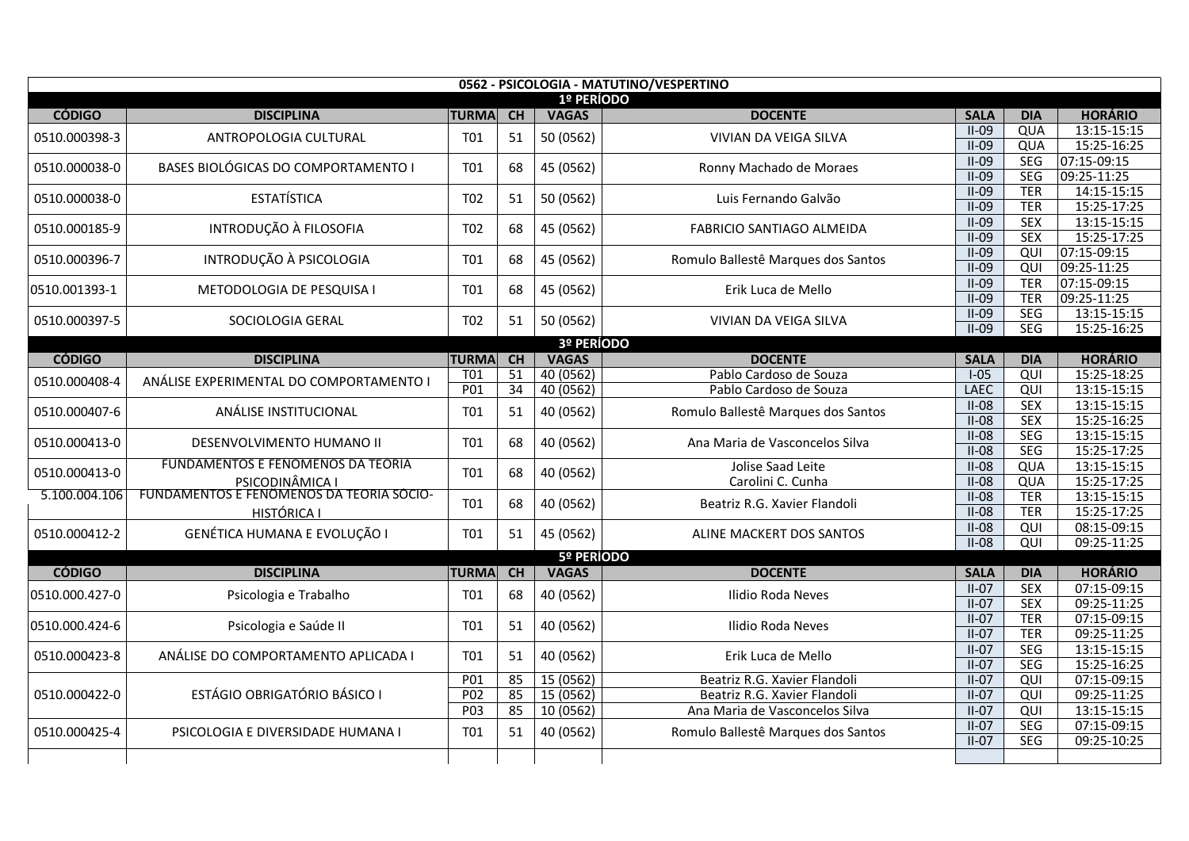## 0562 - PSICOLOGIA - MATUTINO/VESPERTINO

### 1º PERÍODO

| CÓDIGO | DISCIPLINA | TURMA | CH | VAGAS | DOCENTE | SALA | DIA | HORÁRIO |
|---|---|---|---|---|---|---|---|---|
| 0510.000398-3 | ANTROPOLOGIA CULTURAL | T01 | 51 | 50 (0562) | VIVIAN DA VEIGA SILVA | II-09 | QUA | 13:15-15:15 |
| | | | | | | II-09 | QUA | 15:25-16:25 |
| 0510.000038-0 | BASES BIOLÓGICAS DO COMPORTAMENTO I | T01 | 68 | 45 (0562) | Ronny Machado de Moraes | II-09 | SEG | 07:15-09:15 |
| | | | | | | II-09 | SEG | 09:25-11:25 |
| 0510.000038-0 | ESTATÍSTICA | T02 | 51 | 50 (0562) | Luis Fernando Galvão | II-09 | TER | 14:15-15:15 |
| | | | | | | II-09 | TER | 15:25-17:25 |
| 0510.000185-9 | INTRODUÇÃO À FILOSOFIA | T02 | 68 | 45 (0562) | FABRICIO SANTIAGO ALMEIDA | II-09 | SEX | 13:15-15:15 |
| | | | | | | II-09 | SEX | 15:25-17:25 |
| 0510.000396-7 | INTRODUÇÃO À PSICOLOGIA | T01 | 68 | 45 (0562) | Romulo Ballestê Marques dos Santos | II-09 | QUI | 07:15-09:15 |
| | | | | | | II-09 | QUI | 09:25-11:25 |
| 0510.001393-1 | METODOLOGIA DE PESQUISA I | T01 | 68 | 45 (0562) | Erik Luca de Mello | II-09 | TER | 07:15-09:15 |
| | | | | | | II-09 | TER | 09:25-11:25 |
| 0510.000397-5 | SOCIOLOGIA GERAL | T02 | 51 | 50 (0562) | VIVIAN DA VEIGA SILVA | II-09 | SEG | 13:15-15:15 |
| | | | | | | II-09 | SEG | 15:25-16:25 |

### 3º PERÍODO

| CÓDIGO | DISCIPLINA | TURMA | CH | VAGAS | DOCENTE | SALA | DIA | HORÁRIO |
|---|---|---|---|---|---|---|---|---|
| 0510.000408-4 | ANÁLISE EXPERIMENTAL DO COMPORTAMENTO I | T01 | 51 | 40 (0562) | Pablo Cardoso de Souza | I-05 | QUI | 15:25-18:25 |
| | | P01 | 34 | 40 (0562) | Pablo Cardoso de Souza | LAEC | QUI | 13:15-15:15 |
| 0510.000407-6 | ANÁLISE INSTITUCIONAL | T01 | 51 | 40 (0562) | Romulo Ballestê Marques dos Santos | II-08 | SEX | 13:15-15:15 |
| | | | | | | II-08 | SEX | 15:25-16:25 |
| 0510.000413-0 | DESENVOLVIMENTO HUMANO II | T01 | 68 | 40 (0562) | Ana Maria de Vasconcelos Silva | II-08 | SEG | 13:15-15:15 |
| | | | | | | II-08 | SEG | 15:25-17:25 |
| 0510.000413-0 | FUNDAMENTOS E FENÔMENOS DA TEORIA PSICODINÂMICA I | T01 | 68 | 40 (0562) | Jolise Saad Leite | II-08 | QUA | 13:15-15:15 |
| | | | | | Carolini C. Cunha | II-08 | QUA | 15:25-17:25 |
| 5.100.004.106 | FUNDAMENTOS E FENÔMENOS DA TEORIA SÓCIO-HISTÓRICA I | T01 | 68 | 40 (0562) | Beatriz R.G. Xavier Flandoli | II-08 | TER | 13:15-15:15 |
| | | | | | | II-08 | TER | 15:25-17:25 |
| 0510.000412-2 | GENÉTICA HUMANA E EVOLUÇÃO I | T01 | 51 | 45 (0562) | ALINE MACKERT DOS SANTOS | II-08 | QUI | 08:15-09:15 |
| | | | | | | II-08 | QUI | 09:25-11:25 |

### 5º PERÍODO

| CÓDIGO | DISCIPLINA | TURMA | CH | VAGAS | DOCENTE | SALA | DIA | HORÁRIO |
|---|---|---|---|---|---|---|---|---|
| 0510.000.427-0 | Psicologia e Trabalho | T01 | 68 | 40 (0562) | Ilidio Roda Neves | II-07 | SEX | 07:15-09:15 |
| | | | | | | II-07 | SEX | 09:25-11:25 |
| 0510.000.424-6 | Psicologia e Saúde II | T01 | 51 | 40 (0562) | Ilidio Roda Neves | II-07 | TER | 07:15-09:15 |
| | | | | | | II-07 | TER | 09:25-11:25 |
| 0510.000423-8 | ANÁLISE DO COMPORTAMENTO APLICADA I | T01 | 51 | 40 (0562) | Erik Luca de Mello | II-07 | SEG | 13:15-15:15 |
| | | | | | | II-07 | SEG | 15:25-16:25 |
| 0510.000422-0 | ESTÁGIO OBRIGATÓRIO BÁSICO I | P01 | 85 | 15 (0562) | Beatriz R.G. Xavier Flandoli | II-07 | QUI | 07:15-09:15 |
| | | P02 | 85 | 15 (0562) | Beatriz R.G. Xavier Flandoli | II-07 | QUI | 09:25-11:25 |
| | | P03 | 85 | 10 (0562) | Ana Maria de Vasconcelos Silva | II-07 | QUI | 13:15-15:15 |
| 0510.000425-4 | PSICOLOGIA E DIVERSIDADE HUMANA I | T01 | 51 | 40 (0562) | Romulo Ballestê Marques dos Santos | II-07 | SEG | 07:15-09:15 |
| | | | | | | II-07 | SEG | 09:25-10:25 |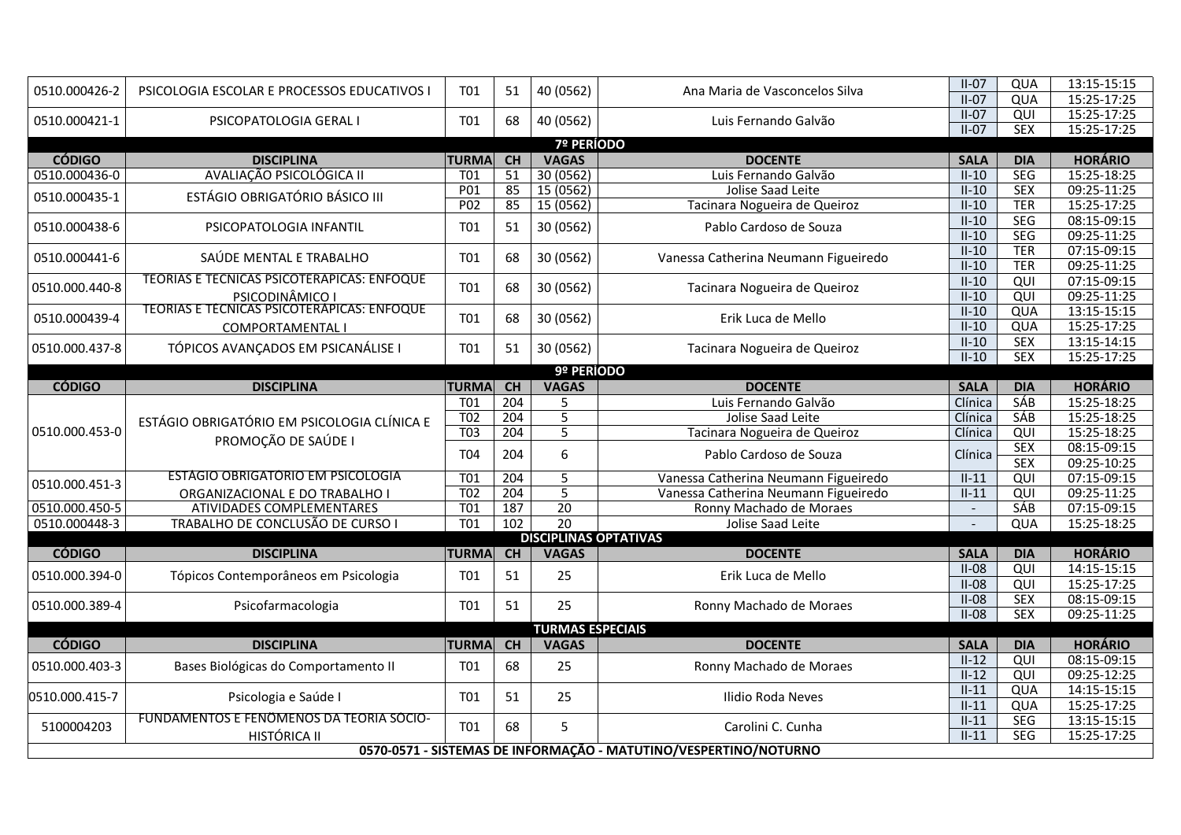| CÓDIGO | DISCIPLINA | TURMA | CH | VAGAS | DOCENTE | SALA | DIA | HORÁRIO |
|---|---|---|---|---|---|---|---|---|
| 0510.000426-2 | PSICOLOGIA ESCOLAR E PROCESSOS EDUCATIVOS I | T01 | 51 | 40 (0562) | Ana Maria de Vasconcelos Silva | II-07 | QUA | 13:15-15:15 |
| | | | | | | II-07 | QUA | 15:25-17:25 |
| 0510.000421-1 | PSICOPATOLOGIA GERAL I | T01 | 68 | 40 (0562) | Luis Fernando Galvão | II-07 | QUI | 15:25-17:25 |
| | | | | | | II-07 | SEX | 15:25-17:25 |

**7º PERÍODO**

| CÓDIGO | DISCIPLINA | TURMA | CH | VAGAS | DOCENTE | SALA | DIA | HORÁRIO |
|---|---|---|---|---|---|---|---|---|
| 0510.000436-0 | AVALIAÇÃO PSICOLÓGICA II | T01 | 51 | 30 (0562) | Luis Fernando Galvão | II-10 | SEG | 15:25-18:25 |
| 0510.000435-1 | ESTÁGIO OBRIGATÓRIO BÁSICO III | P01 | 85 | 15 (0562) | Jolise Saad Leite | II-10 | SEX | 09:25-11:25 |
| | | P02 | 85 | 15 (0562) | Tacinara Nogueira de Queiroz | II-10 | TER | 15:25-17:25 |
| 0510.000438-6 | PSICOPATOLOGIA INFANTIL | T01 | 51 | 30 (0562) | Pablo Cardoso de Souza | II-10 | SEG | 08:15-09:15 |
| | | | | | | II-10 | SEG | 09:25-11:25 |
| 0510.000441-6 | SAÚDE MENTAL E TRABALHO | T01 | 68 | 30 (0562) | Vanessa Catherina Neumann Figueiredo | II-10 | TER | 07:15-09:15 |
| | | | | | | II-10 | TER | 09:25-11:25 |
| 0510.000.440-8 | TEORIAS E TÉCNICAS PSICOTERÁPICAS: ENFOQUE PSICODINÂMICO I | T01 | 68 | 30 (0562) | Tacinara Nogueira de Queiroz | II-10 | QUI | 07:15-09:15 |
| | | | | | | II-10 | QUI | 09:25-11:25 |
| 0510.000439-4 | TEORIAS E TÉCNICAS PSICOTERÁPICAS: ENFOQUE COMPORTAMENTAL I | T01 | 68 | 30 (0562) | Erik Luca de Mello | II-10 | QUA | 13:15-15:15 |
| | | | | | | II-10 | QUA | 15:25-17:25 |
| 0510.000.437-8 | TÓPICOS AVANÇADOS EM PSICANÁLISE I | T01 | 51 | 30 (0562) | Tacinara Nogueira de Queiroz | II-10 | SEX | 13:15-14:15 |
| | | | | | | II-10 | SEX | 15:25-17:25 |

**9º PERÍODO**

| CÓDIGO | DISCIPLINA | TURMA | CH | VAGAS | DOCENTE | SALA | DIA | HORÁRIO |
|---|---|---|---|---|---|---|---|---|
| 0510.000.453-0 | ESTÁGIO OBRIGATÓRIO EM PSICOLOGIA CLÍNICA E PROMOÇÃO DE SAÚDE I | T01 | 204 | 5 | Luis Fernando Galvão | Clínica | SÁB | 15:25-18:25 |
| | | T02 | 204 | 5 | Jolise Saad Leite | Clínica | SÁB | 15:25-18:25 |
| | | T03 | 204 | 5 | Tacinara Nogueira de Queiroz | Clínica | QUI | 15:25-18:25 |
| | | T04 | 204 | 6 | Pablo Cardoso de Souza | Clínica | SEX | 08:15-09:15 |
| | | | | | | | SEX | 09:25-10:25 |
| 0510.000.451-3 | ESTÁGIO OBRIGATÓRIO EM PSICOLOGIA ORGANIZACIONAL E DO TRABALHO I | T01 | 204 | 5 | Vanessa Catherina Neumann Figueiredo | II-11 | QUI | 07:15-09:15 |
| | | T02 | 204 | 5 | Vanessa Catherina Neumann Figueiredo | II-11 | QUI | 09:25-11:25 |
| 0510.000.450-5 | ATIVIDADES COMPLEMENTARES | T01 | 187 | 20 | Ronny Machado de Moraes | - | SÁB | 07:15-09:15 |
| 0510.000448-3 | TRABALHO DE CONCLUSÃO DE CURSO I | T01 | 102 | 20 | Jolise Saad Leite | - | QUA | 15:25-18:25 |

**DISCIPLINAS OPTATIVAS**

| CÓDIGO | DISCIPLINA | TURMA | CH | VAGAS | DOCENTE | SALA | DIA | HORÁRIO |
|---|---|---|---|---|---|---|---|---|
| 0510.000.394-0 | Tópicos Contemporâneos em Psicologia | T01 | 51 | 25 | Erik Luca de Mello | II-08 | QUI | 14:15-15:15 |
| | | | | | | II-08 | QUI | 15:25-17:25 |
| 0510.000.389-4 | Psicofarmacologia | T01 | 51 | 25 | Ronny Machado de Moraes | II-08 | SEX | 08:15-09:15 |
| | | | | | | II-08 | SEX | 09:25-11:25 |

**TURMAS ESPECIAIS**

| CÓDIGO | DISCIPLINA | TURMA | CH | VAGAS | DOCENTE | SALA | DIA | HORÁRIO |
|---|---|---|---|---|---|---|---|---|
| 0510.000.403-3 | Bases Biológicas do Comportamento II | T01 | 68 | 25 | Ronny Machado de Moraes | II-12 | QUI | 08:15-09:15 |
| | | | | | | II-12 | QUI | 09:25-12:25 |
| 0510.000.415-7 | Psicologia e Saúde I | T01 | 51 | 25 | Ilidio Roda Neves | II-11 | QUA | 14:15-15:15 |
| | | | | | | II-11 | QUA | 15:25-17:25 |
| 5100004203 | FUNDAMENTOS E FENÔMENOS DA TEORIA SÓCIO-HISTÓRICA II | T01 | 68 | 5 | Carolini C. Cunha | II-11 | SEG | 13:15-15:15 |
| | | | | | | II-11 | SEG | 15:25-17:25 |

**0570-0571 - SISTEMAS DE INFORMAÇÃO - MATUTINO/VESPERTINO/NOTURNO**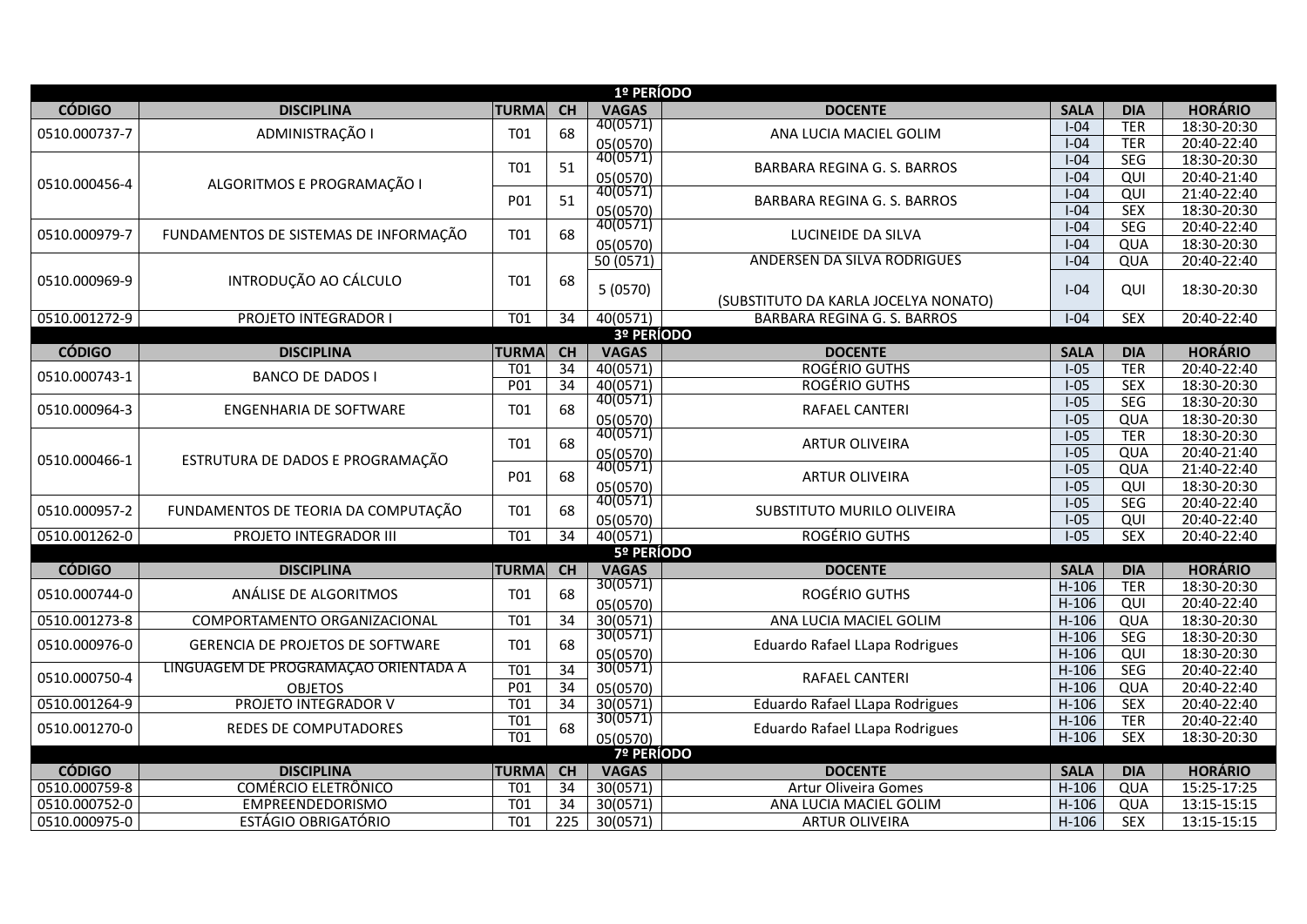| CÓDIGO | DISCIPLINA | TURMA | CH | VAGAS | DOCENTE | SALA | DIA | HORÁRIO |
|---|---|---|---|---|---|---|---|---|
| **1º PERÍODO** | | | | | | | | |
| 0510.000737-7 | ADMINISTRAÇÃO I | T01 | 68 | 40(0571) | ANA LUCIA MACIEL GOLIM | I-04 | TER | 18:30-20:30 |
| | | | | 05(0570) | | I-04 | TER | 20:40-22:40 |
| 0510.000456-4 | ALGORITMOS E PROGRAMAÇÃO I | T01 | 51 | 40(0571) | BARBARA REGINA G. S. BARROS | I-04 | SEG | 18:30-20:30 |
| | | | | 05(0570) | | I-04 | QUI | 20:40-21:40 |
| | | P01 | 51 | 40(0571) | BARBARA REGINA G. S. BARROS | I-04 | QUI | 21:40-22:40 |
| | | | | 05(0570) | | I-04 | SEX | 18:30-20:30 |
| 0510.000979-7 | FUNDAMENTOS DE SISTEMAS DE INFORMAÇÃO | T01 | 68 | 40(0571) | LUCINEIDE DA SILVA | I-04 | SEG | 20:40-22:40 |
| | | | | 05(0570) | | I-04 | QUA | 18:30-20:30 |
| 0510.000969-9 | INTRODUÇÃO AO CÁLCULO | T01 | 68 | 50 (0571) | ANDERSEN DA SILVA RODRIGUES | I-04 | QUA | 20:40-22:40 |
| | | | | 5 (0570) | (SUBSTITUTO DA KARLA JOCELYA NONATO) | I-04 | QUI | 18:30-20:30 |
| 0510.001272-9 | PROJETO INTEGRADOR I | T01 | 34 | 40(0571) | BARBARA REGINA G. S. BARROS | I-04 | SEX | 20:40-22:40 |
| **3º PERÍODO** | | | | | | | | |
| **CÓDIGO** | **DISCIPLINA** | **TURMA** | **CH** | **VAGAS** | **DOCENTE** | **SALA** | **DIA** | **HORÁRIO** |
| 0510.000743-1 | BANCO DE DADOS I | T01 | 34 | 40(0571) | ROGÉRIO GUTHS | I-05 | TER | 20:40-22:40 |
| | | P01 | 34 | 40(0571) | ROGÉRIO GUTHS | I-05 | SEX | 18:30-20:30 |
| 0510.000964-3 | ENGENHARIA DE SOFTWARE | T01 | 68 | 40(0571) | RAFAEL CANTERI | I-05 | SEG | 18:30-20:30 |
| | | | | 05(0570) | | I-05 | QUA | 18:30-20:30 |
| 0510.000466-1 | ESTRUTURA DE DADOS E PROGRAMAÇÃO | T01 | 68 | 40(0571) | ARTUR OLIVEIRA | I-05 | TER | 18:30-20:30 |
| | | | | 05(0570) | | I-05 | QUA | 20:40-21:40 |
| | | P01 | 68 | 40(0571) | ARTUR OLIVEIRA | I-05 | QUA | 21:40-22:40 |
| | | | | 05(0570) | | I-05 | QUI | 18:30-20:30 |
| 0510.000957-2 | FUNDAMENTOS DE TEORIA DA COMPUTAÇÃO | T01 | 68 | 40(0571) | SUBSTITUTO MURILO OLIVEIRA | I-05 | SEG | 20:40-22:40 |
| | | | | 05(0570) | | I-05 | QUI | 20:40-22:40 |
| 0510.001262-0 | PROJETO INTEGRADOR III | T01 | 34 | 40(0571) | ROGÉRIO GUTHS | I-05 | SEX | 20:40-22:40 |
| **5º PERÍODO** | | | | | | | | |
| **CÓDIGO** | **DISCIPLINA** | **TURMA** | **CH** | **VAGAS** | **DOCENTE** | **SALA** | **DIA** | **HORÁRIO** |
| 0510.000744-0 | ANÁLISE DE ALGORITMOS | T01 | 68 | 30(0571) | ROGÉRIO GUTHS | H-106 | TER | 18:30-20:30 |
| | | | | 05(0570) | | H-106 | QUI | 20:40-22:40 |
| 0510.001273-8 | COMPORTAMENTO ORGANIZACIONAL | T01 | 34 | 30(0571) | ANA LUCIA MACIEL GOLIM | H-106 | QUA | 18:30-20:30 |
| 0510.000976-0 | GERENCIA DE PROJETOS DE SOFTWARE | T01 | 68 | 30(0571) | Eduardo Rafael LLapa Rodrigues | H-106 | SEG | 18:30-20:30 |
| | | | | 05(0570) | | H-106 | QUI | 18:30-20:30 |
| 0510.000750-4 | LINGUAGEM DE PROGRAMAÇÃO ORIENTADA A OBJETOS | T01 | 34 | 30(0571) | RAFAEL CANTERI | H-106 | SEG | 20:40-22:40 |
| | | P01 | 34 | 05(0570) | | H-106 | QUA | 20:40-22:40 |
| 0510.001264-9 | PROJETO INTEGRADOR V | T01 | 34 | 30(0571) | Eduardo Rafael LLapa Rodrigues | H-106 | SEX | 20:40-22:40 |
| 0510.001270-0 | REDES DE COMPUTADORES | T01 | 68 | 30(0571) | Eduardo Rafael LLapa Rodrigues | H-106 | TER | 20:40-22:40 |
| | | T01 | | 05(0570) | | H-106 | SEX | 18:30-20:30 |
| **7º PERÍODO** | | | | | | | | |
| **CÓDIGO** | **DISCIPLINA** | **TURMA** | **CH** | **VAGAS** | **DOCENTE** | **SALA** | **DIA** | **HORÁRIO** |
| 0510.000759-8 | COMÉRCIO ELETRÔNICO | T01 | 34 | 30(0571) | Artur Oliveira Gomes | H-106 | QUA | 15:25-17:25 |
| 0510.000752-0 | EMPREENDEDORISMO | T01 | 34 | 30(0571) | ANA LUCIA MACIEL GOLIM | H-106 | QUA | 13:15-15:15 |
| 0510.000975-0 | ESTÁGIO OBRIGATÓRIO | T01 | 225 | 30(0571) | ARTUR OLIVEIRA | H-106 | SEX | 13:15-15:15 |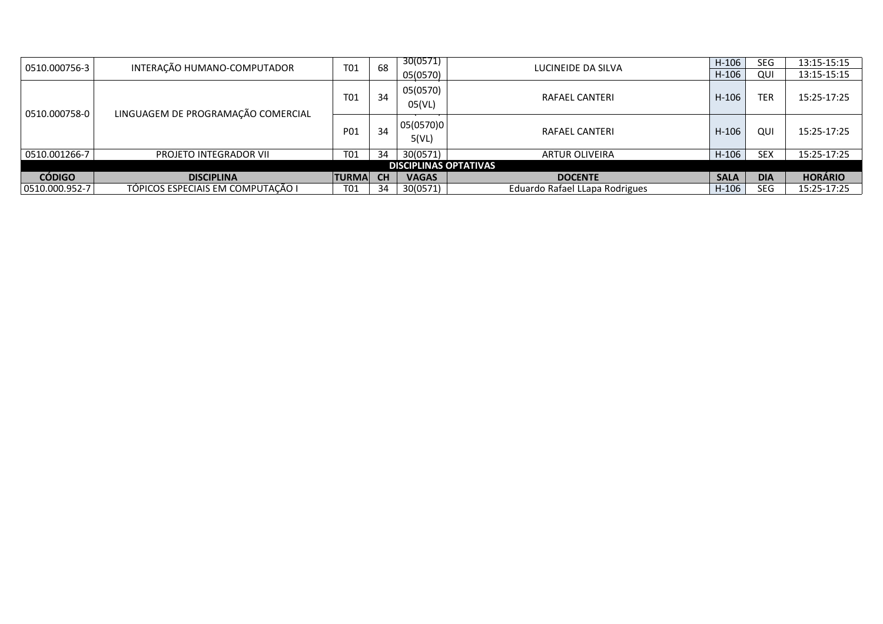| | | | | | | | | |
|---|---|---|---|---|---|---|---|---|
| 0510.000756-3 | INTERAÇÃO HUMANO-COMPUTADOR | T01 | 68 | 30(0571) 05(0570) | LUCINEIDE DA SILVA | H-106 | SEG | 13:15-15:15 |
| | | | | | | H-106 | QUI | 13:15-15:15 |
| 0510.000758-0 | LINGUAGEM DE PROGRAMAÇÃO COMERCIAL | T01 | 34 | 05(0570) 05(VL) | RAFAEL CANTERI | H-106 | TER | 15:25-17:25 |
| | | P01 | 34 | 05(0570)0 5(VL) | RAFAEL CANTERI | H-106 | QUI | 15:25-17:25 |
| 0510.001266-7 | PROJETO INTEGRADOR VII | T01 | 34 | 30(0571) | ARTUR OLIVEIRA | H-106 | SEX | 15:25-17:25 |
| **DISCIPLINAS OPTATIVAS** | | | | | | | | |
| **CÓDIGO** | **DISCIPLINA** | **TURMA** | **CH** | **VAGAS** | **DOCENTE** | **SALA** | **DIA** | **HORÁRIO** |
| 0510.000.952-7 | TÓPICOS ESPECIAIS EM COMPUTAÇÃO I | T01 | 34 | 30(0571) | Eduardo Rafael LLapa Rodrigues | H-106 | SEG | 15:25-17:25 |